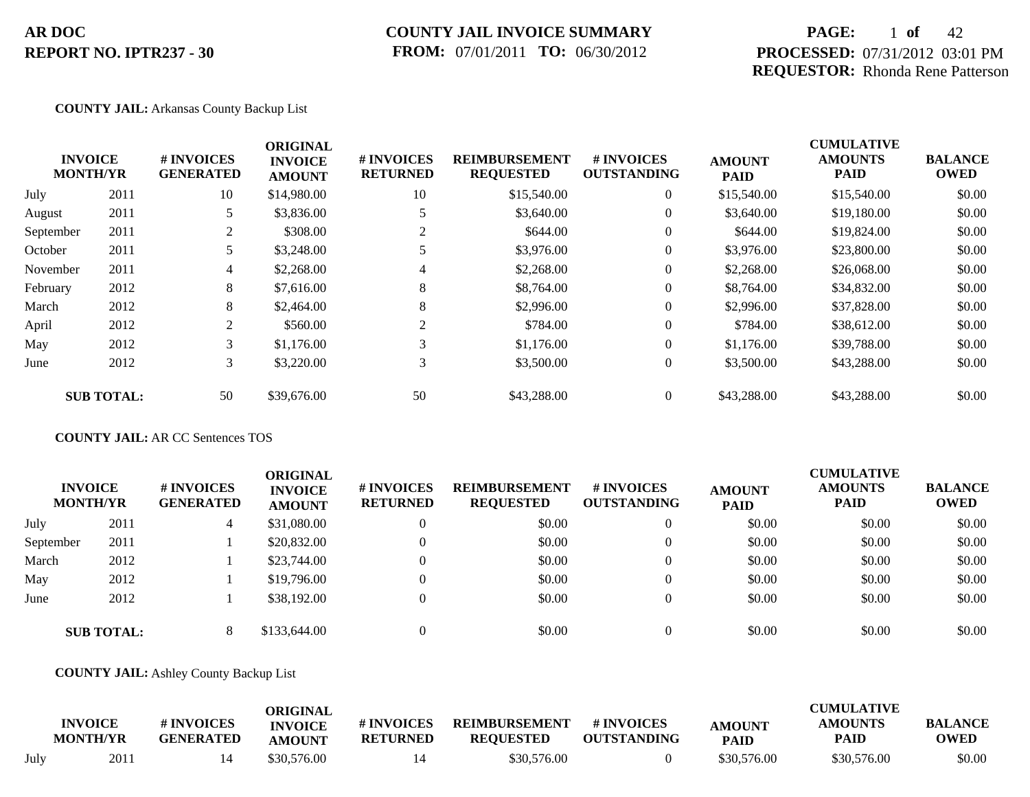**AR DOC**
**REPORT NO. IPTR237 - 30**

**COUNTY JAIL INVOICE SUMMARY**
**FROM:** 07/01/2011 **TO:** 06/30/2012

**PROCESSED:** 07/31/2012 03:01 PM
**REQUESTOR:** Rhonda Rene Patterson

**COUNTY JAIL:** Arkansas County Backup List

| INVOICE MONTH/YR | | # INVOICES GENERATED | ORIGINAL INVOICE AMOUNT | # INVOICES RETURNED | REIMBURSEMENT REQUESTED | # INVOICES OUTSTANDING | AMOUNT PAID | CUMULATIVE AMOUNTS PAID | BALANCE OWED |
|---|---|---|---|---|---|---|---|---|---|
| July | 2011 | 10 | $14,980.00 | 10 | $15,540.00 | 0 | $15,540.00 | $15,540.00 | $0.00 |
| August | 2011 | 5 | $3,836.00 | 5 | $3,640.00 | 0 | $3,640.00 | $19,180.00 | $0.00 |
| September | 2011 | 2 | $308.00 | 2 | $644.00 | 0 | $644.00 | $19,824.00 | $0.00 |
| October | 2011 | 5 | $3,248.00 | 5 | $3,976.00 | 0 | $3,976.00 | $23,800.00 | $0.00 |
| November | 2011 | 4 | $2,268.00 | 4 | $2,268.00 | 0 | $2,268.00 | $26,068.00 | $0.00 |
| February | 2012 | 8 | $7,616.00 | 8 | $8,764.00 | 0 | $8,764.00 | $34,832.00 | $0.00 |
| March | 2012 | 8 | $2,464.00 | 8 | $2,996.00 | 0 | $2,996.00 | $37,828.00 | $0.00 |
| April | 2012 | 2 | $560.00 | 2 | $784.00 | 0 | $784.00 | $38,612.00 | $0.00 |
| May | 2012 | 3 | $1,176.00 | 3 | $1,176.00 | 0 | $1,176.00 | $39,788.00 | $0.00 |
| June | 2012 | 3 | $3,220.00 | 3 | $3,500.00 | 0 | $3,500.00 | $43,288.00 | $0.00 |
| **SUB TOTAL:** | | 50 | $39,676.00 | 50 | $43,288.00 | 0 | $43,288.00 | $43,288.00 | $0.00 |

**COUNTY JAIL:** AR CC Sentences TOS

| INVOICE MONTH/YR | | # INVOICES GENERATED | ORIGINAL INVOICE AMOUNT | # INVOICES RETURNED | REIMBURSEMENT REQUESTED | # INVOICES OUTSTANDING | AMOUNT PAID | CUMULATIVE AMOUNTS PAID | BALANCE OWED |
|---|---|---|---|---|---|---|---|---|---|
| July | 2011 | 4 | $31,080.00 | 0 | $0.00 | 0 | $0.00 | $0.00 | $0.00 |
| September | 2011 | 1 | $20,832.00 | 0 | $0.00 | 0 | $0.00 | $0.00 | $0.00 |
| March | 2012 | 1 | $23,744.00 | 0 | $0.00 | 0 | $0.00 | $0.00 | $0.00 |
| May | 2012 | 1 | $19,796.00 | 0 | $0.00 | 0 | $0.00 | $0.00 | $0.00 |
| June | 2012 | 1 | $38,192.00 | 0 | $0.00 | 0 | $0.00 | $0.00 | $0.00 |
| **SUB TOTAL:** | | 8 | $133,644.00 | 0 | $0.00 | 0 | $0.00 | $0.00 | $0.00 |

**COUNTY JAIL:** Ashley County Backup List

| INVOICE MONTH/YR | | # INVOICES GENERATED | ORIGINAL INVOICE AMOUNT | # INVOICES RETURNED | REIMBURSEMENT REQUESTED | # INVOICES OUTSTANDING | AMOUNT PAID | CUMULATIVE AMOUNTS PAID | BALANCE OWED |
|---|---|---|---|---|---|---|---|---|---|
| July | 2011 | 14 | $30,576.00 | 14 | $30,576.00 | 0 | $30,576.00 | $30,576.00 | $0.00 |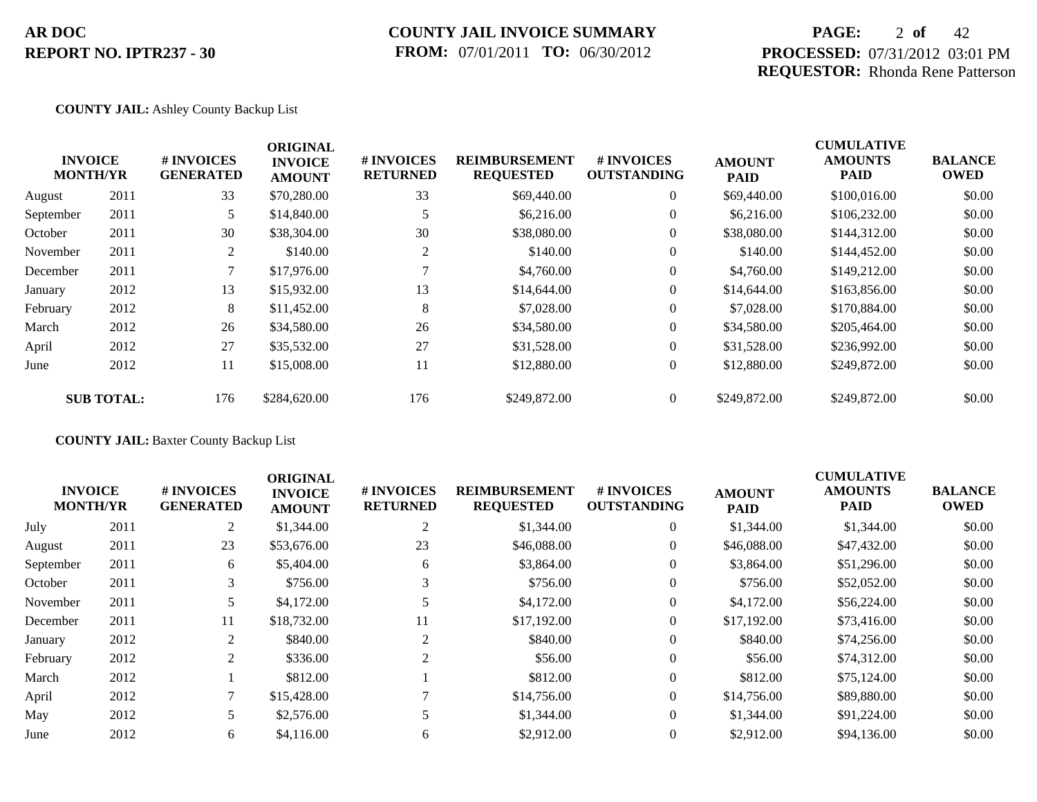**COUNTY JAIL:** Ashley County Backup List

| INVOICE MONTH/YR | | # INVOICES GENERATED | ORIGINAL INVOICE AMOUNT | # INVOICES RETURNED | REIMBURSEMENT REQUESTED | # INVOICES OUTSTANDING | AMOUNT PAID | CUMULATIVE AMOUNTS PAID | BALANCE OWED |
|---|---|---|---|---|---|---|---|---|---|
| August | 2011 | 33 | $70,280.00 | 33 | $69,440.00 | 0 | $69,440.00 | $100,016.00 | $0.00 |
| September | 2011 | 5 | $14,840.00 | 5 | $6,216.00 | 0 | $6,216.00 | $106,232.00 | $0.00 |
| October | 2011 | 30 | $38,304.00 | 30 | $38,080.00 | 0 | $38,080.00 | $144,312.00 | $0.00 |
| November | 2011 | 2 | $140.00 | 2 | $140.00 | 0 | $140.00 | $144,452.00 | $0.00 |
| December | 2011 | 7 | $17,976.00 | 7 | $4,760.00 | 0 | $4,760.00 | $149,212.00 | $0.00 |
| January | 2012 | 13 | $15,932.00 | 13 | $14,644.00 | 0 | $14,644.00 | $163,856.00 | $0.00 |
| February | 2012 | 8 | $11,452.00 | 8 | $7,028.00 | 0 | $7,028.00 | $170,884.00 | $0.00 |
| March | 2012 | 26 | $34,580.00 | 26 | $34,580.00 | 0 | $34,580.00 | $205,464.00 | $0.00 |
| April | 2012 | 27 | $35,532.00 | 27 | $31,528.00 | 0 | $31,528.00 | $236,992.00 | $0.00 |
| June | 2012 | 11 | $15,008.00 | 11 | $12,880.00 | 0 | $12,880.00 | $249,872.00 | $0.00 |
| **SUB TOTAL:** | | 176 | $284,620.00 | 176 | $249,872.00 | 0 | $249,872.00 | $249,872.00 | $0.00 |

**COUNTY JAIL:** Baxter County Backup List

| INVOICE MONTH/YR | | # INVOICES GENERATED | ORIGINAL INVOICE AMOUNT | # INVOICES RETURNED | REIMBURSEMENT REQUESTED | # INVOICES OUTSTANDING | AMOUNT PAID | CUMULATIVE AMOUNTS PAID | BALANCE OWED |
|---|---|---|---|---|---|---|---|---|---|
| July | 2011 | 2 | $1,344.00 | 2 | $1,344.00 | 0 | $1,344.00 | $1,344.00 | $0.00 |
| August | 2011 | 23 | $53,676.00 | 23 | $46,088.00 | 0 | $46,088.00 | $47,432.00 | $0.00 |
| September | 2011 | 6 | $5,404.00 | 6 | $3,864.00 | 0 | $3,864.00 | $51,296.00 | $0.00 |
| October | 2011 | 3 | $756.00 | 3 | $756.00 | 0 | $756.00 | $52,052.00 | $0.00 |
| November | 2011 | 5 | $4,172.00 | 5 | $4,172.00 | 0 | $4,172.00 | $56,224.00 | $0.00 |
| December | 2011 | 11 | $18,732.00 | 11 | $17,192.00 | 0 | $17,192.00 | $73,416.00 | $0.00 |
| January | 2012 | 2 | $840.00 | 2 | $840.00 | 0 | $840.00 | $74,256.00 | $0.00 |
| February | 2012 | 2 | $336.00 | 2 | $56.00 | 0 | $56.00 | $74,312.00 | $0.00 |
| March | 2012 | 1 | $812.00 | 1 | $812.00 | 0 | $812.00 | $75,124.00 | $0.00 |
| April | 2012 | 7 | $15,428.00 | 7 | $14,756.00 | 0 | $14,756.00 | $89,880.00 | $0.00 |
| May | 2012 | 5 | $2,576.00 | 5 | $1,344.00 | 0 | $1,344.00 | $91,224.00 | $0.00 |
| June | 2012 | 6 | $4,116.00 | 6 | $2,912.00 | 0 | $2,912.00 | $94,136.00 | $0.00 |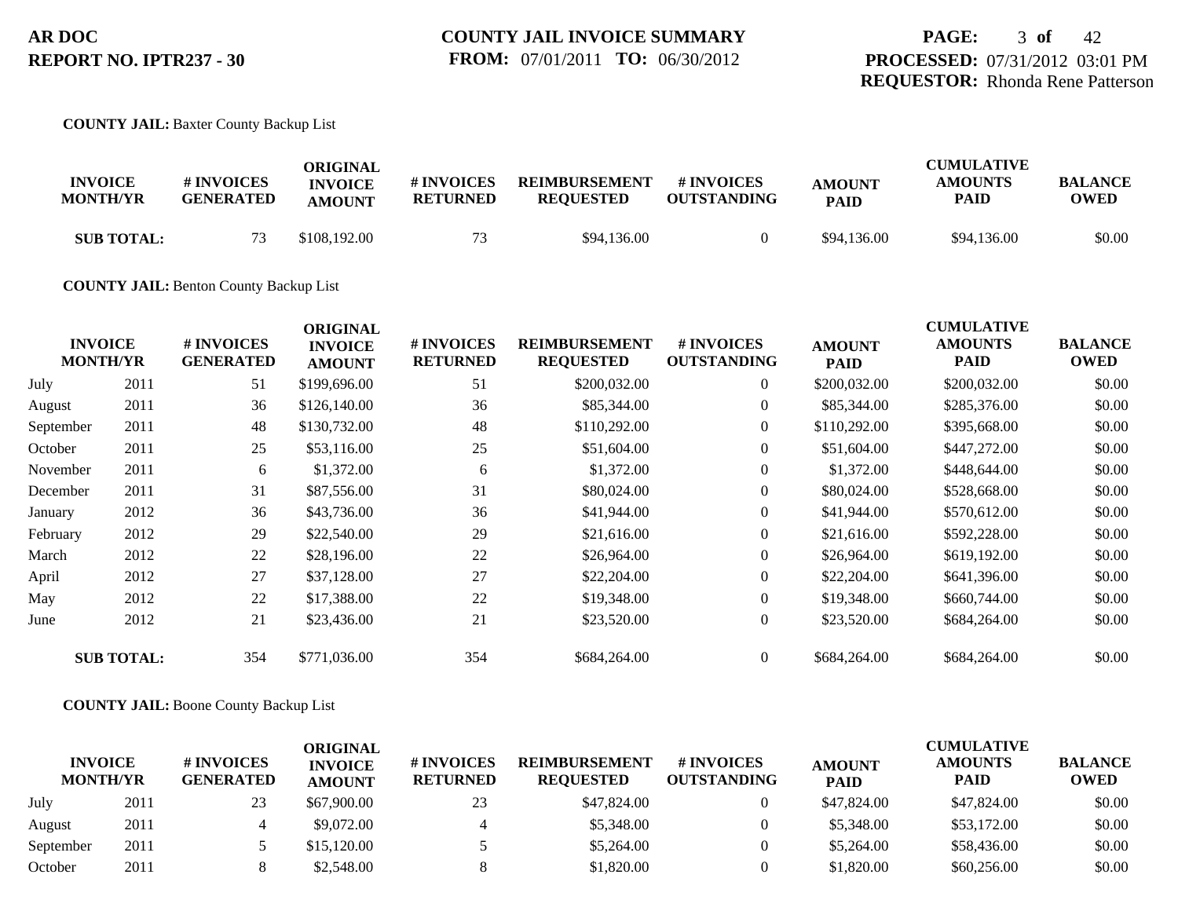# AR DOC
**REPORT NO. IPTR237 - 30**

**COUNTY JAIL INVOICE SUMMARY**
**FROM:** 07/01/2011 **TO:** 06/30/2012

**PROCESSED:** 07/31/2012 03:01 PM
**REQUESTOR:** Rhonda Rene Patterson

**COUNTY JAIL:** Baxter County Backup List

| INVOICE MONTH/YR | | # INVOICES GENERATED | ORIGINAL INVOICE AMOUNT | # INVOICES RETURNED | REIMBURSEMENT REQUESTED | # INVOICES OUTSTANDING | AMOUNT PAID | CUMULATIVE AMOUNTS PAID | BALANCE OWED |
|---|---|---|---|---|---|---|---|---|---|
| **SUB TOTAL:** | | 73 | $108,192.00 | 73 | $94,136.00 | 0 | $94,136.00 | $94,136.00 | $0.00 |

**COUNTY JAIL:** Benton County Backup List

| INVOICE MONTH/YR | | # INVOICES GENERATED | ORIGINAL INVOICE AMOUNT | # INVOICES RETURNED | REIMBURSEMENT REQUESTED | # INVOICES OUTSTANDING | AMOUNT PAID | CUMULATIVE AMOUNTS PAID | BALANCE OWED |
|---|---|---|---|---|---|---|---|---|---|
| July | 2011 | 51 | $199,696.00 | 51 | $200,032.00 | 0 | $200,032.00 | $200,032.00 | $0.00 |
| August | 2011 | 36 | $126,140.00 | 36 | $85,344.00 | 0 | $85,344.00 | $285,376.00 | $0.00 |
| September | 2011 | 48 | $130,732.00 | 48 | $110,292.00 | 0 | $110,292.00 | $395,668.00 | $0.00 |
| October | 2011 | 25 | $53,116.00 | 25 | $51,604.00 | 0 | $51,604.00 | $447,272.00 | $0.00 |
| November | 2011 | 6 | $1,372.00 | 6 | $1,372.00 | 0 | $1,372.00 | $448,644.00 | $0.00 |
| December | 2011 | 31 | $87,556.00 | 31 | $80,024.00 | 0 | $80,024.00 | $528,668.00 | $0.00 |
| January | 2012 | 36 | $43,736.00 | 36 | $41,944.00 | 0 | $41,944.00 | $570,612.00 | $0.00 |
| February | 2012 | 29 | $22,540.00 | 29 | $21,616.00 | 0 | $21,616.00 | $592,228.00 | $0.00 |
| March | 2012 | 22 | $28,196.00 | 22 | $26,964.00 | 0 | $26,964.00 | $619,192.00 | $0.00 |
| April | 2012 | 27 | $37,128.00 | 27 | $22,204.00 | 0 | $22,204.00 | $641,396.00 | $0.00 |
| May | 2012 | 22 | $17,388.00 | 22 | $19,348.00 | 0 | $19,348.00 | $660,744.00 | $0.00 |
| June | 2012 | 21 | $23,436.00 | 21 | $23,520.00 | 0 | $23,520.00 | $684,264.00 | $0.00 |
| **SUB TOTAL:** | | 354 | $771,036.00 | 354 | $684,264.00 | 0 | $684,264.00 | $684,264.00 | $0.00 |

**COUNTY JAIL:** Boone County Backup List

| INVOICE MONTH/YR | | # INVOICES GENERATED | ORIGINAL INVOICE AMOUNT | # INVOICES RETURNED | REIMBURSEMENT REQUESTED | # INVOICES OUTSTANDING | AMOUNT PAID | CUMULATIVE AMOUNTS PAID | BALANCE OWED |
|---|---|---|---|---|---|---|---|---|---|
| July | 2011 | 23 | $67,900.00 | 23 | $47,824.00 | 0 | $47,824.00 | $47,824.00 | $0.00 |
| August | 2011 | 4 | $9,072.00 | 4 | $5,348.00 | 0 | $5,348.00 | $53,172.00 | $0.00 |
| September | 2011 | 5 | $15,120.00 | 5 | $5,264.00 | 0 | $5,264.00 | $58,436.00 | $0.00 |
| October | 2011 | 8 | $2,548.00 | 8 | $1,820.00 | 0 | $1,820.00 | $60,256.00 | $0.00 |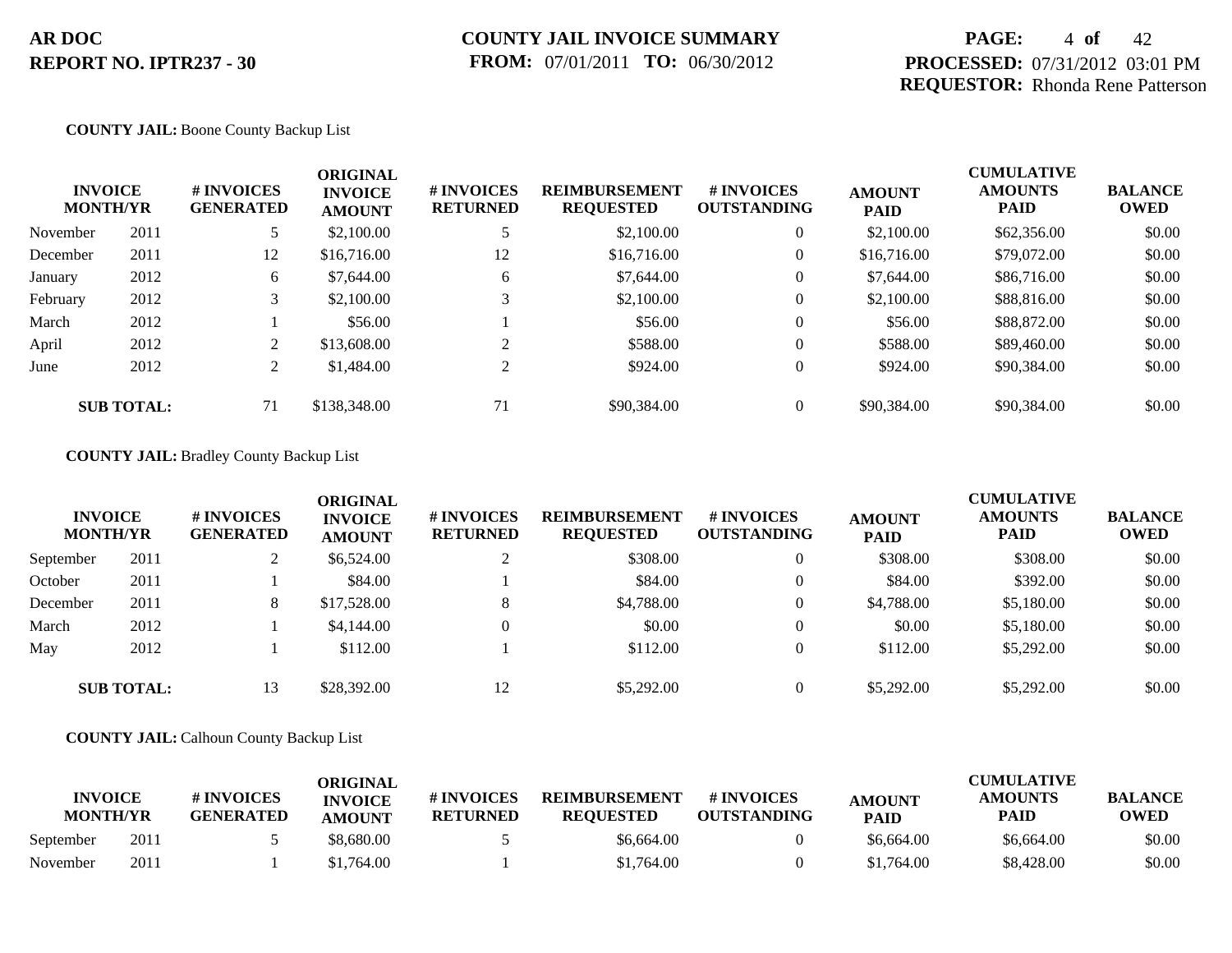**COUNTY JAIL:** Boone County Backup List

| INVOICE MONTH/YR | | # INVOICES GENERATED | ORIGINAL INVOICE AMOUNT | # INVOICES RETURNED | REIMBURSEMENT REQUESTED | # INVOICES OUTSTANDING | AMOUNT PAID | CUMULATIVE AMOUNTS PAID | BALANCE OWED |
|---|---|---|---|---|---|---|---|---|---|
| November | 2011 | 5 | $2,100.00 | 5 | $2,100.00 | 0 | $2,100.00 | $62,356.00 | $0.00 |
| December | 2011 | 12 | $16,716.00 | 12 | $16,716.00 | 0 | $16,716.00 | $79,072.00 | $0.00 |
| January | 2012 | 6 | $7,644.00 | 6 | $7,644.00 | 0 | $7,644.00 | $86,716.00 | $0.00 |
| February | 2012 | 3 | $2,100.00 | 3 | $2,100.00 | 0 | $2,100.00 | $88,816.00 | $0.00 |
| March | 2012 | 1 | $56.00 | 1 | $56.00 | 0 | $56.00 | $88,872.00 | $0.00 |
| April | 2012 | 2 | $13,608.00 | 2 | $588.00 | 0 | $588.00 | $89,460.00 | $0.00 |
| June | 2012 | 2 | $1,484.00 | 2 | $924.00 | 0 | $924.00 | $90,384.00 | $0.00 |
| **SUB TOTAL:** | | 71 | $138,348.00 | 71 | $90,384.00 | 0 | $90,384.00 | $90,384.00 | $0.00 |

**COUNTY JAIL:** Bradley County Backup List

| INVOICE MONTH/YR | | # INVOICES GENERATED | ORIGINAL INVOICE AMOUNT | # INVOICES RETURNED | REIMBURSEMENT REQUESTED | # INVOICES OUTSTANDING | AMOUNT PAID | CUMULATIVE AMOUNTS PAID | BALANCE OWED |
|---|---|---|---|---|---|---|---|---|---|
| September | 2011 | 2 | $6,524.00 | 2 | $308.00 | 0 | $308.00 | $308.00 | $0.00 |
| October | 2011 | 1 | $84.00 | 1 | $84.00 | 0 | $84.00 | $392.00 | $0.00 |
| December | 2011 | 8 | $17,528.00 | 8 | $4,788.00 | 0 | $4,788.00 | $5,180.00 | $0.00 |
| March | 2012 | 1 | $4,144.00 | 0 | $0.00 | 0 | $0.00 | $5,180.00 | $0.00 |
| May | 2012 | 1 | $112.00 | 1 | $112.00 | 0 | $112.00 | $5,292.00 | $0.00 |
| **SUB TOTAL:** | | 13 | $28,392.00 | 12 | $5,292.00 | 0 | $5,292.00 | $5,292.00 | $0.00 |

**COUNTY JAIL:** Calhoun County Backup List

| INVOICE MONTH/YR | | # INVOICES GENERATED | ORIGINAL INVOICE AMOUNT | # INVOICES RETURNED | REIMBURSEMENT REQUESTED | # INVOICES OUTSTANDING | AMOUNT PAID | CUMULATIVE AMOUNTS PAID | BALANCE OWED |
|---|---|---|---|---|---|---|---|---|---|
| September | 2011 | 5 | $8,680.00 | 5 | $6,664.00 | 0 | $6,664.00 | $6,664.00 | $0.00 |
| November | 2011 | 1 | $1,764.00 | 1 | $1,764.00 | 0 | $1,764.00 | $8,428.00 | $0.00 |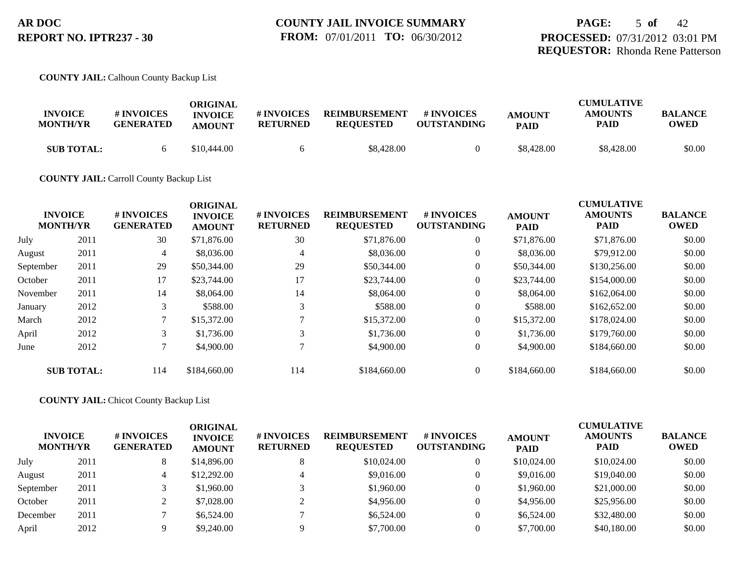**AR DOC**
**REPORT NO. IPTR237 - 30**

**COUNTY JAIL INVOICE SUMMARY**
**FROM:** 07/01/2011 **TO:** 06/30/2012

**PROCESSED:** 07/31/2012 03:01 PM
**REQUESTOR:** Rhonda Rene Patterson

**COUNTY JAIL:** Calhoun County Backup List

| INVOICE MONTH/YR | | # INVOICES GENERATED | ORIGINAL INVOICE AMOUNT | # INVOICES RETURNED | REIMBURSEMENT REQUESTED | # INVOICES OUTSTANDING | AMOUNT PAID | CUMULATIVE AMOUNTS PAID | BALANCE OWED |
|---|---|---|---|---|---|---|---|---|---|
| **SUB TOTAL:** | | 6 | $10,444.00 | 6 | $8,428.00 | 0 | $8,428.00 | $8,428.00 | $0.00 |

**COUNTY JAIL:** Carroll County Backup List

| INVOICE MONTH/YR | | # INVOICES GENERATED | ORIGINAL INVOICE AMOUNT | # INVOICES RETURNED | REIMBURSEMENT REQUESTED | # INVOICES OUTSTANDING | AMOUNT PAID | CUMULATIVE AMOUNTS PAID | BALANCE OWED |
|---|---|---|---|---|---|---|---|---|---|
| July | 2011 | 30 | $71,876.00 | 30 | $71,876.00 | 0 | $71,876.00 | $71,876.00 | $0.00 |
| August | 2011 | 4 | $8,036.00 | 4 | $8,036.00 | 0 | $8,036.00 | $79,912.00 | $0.00 |
| September | 2011 | 29 | $50,344.00 | 29 | $50,344.00 | 0 | $50,344.00 | $130,256.00 | $0.00 |
| October | 2011 | 17 | $23,744.00 | 17 | $23,744.00 | 0 | $23,744.00 | $154,000.00 | $0.00 |
| November | 2011 | 14 | $8,064.00 | 14 | $8,064.00 | 0 | $8,064.00 | $162,064.00 | $0.00 |
| January | 2012 | 3 | $588.00 | 3 | $588.00 | 0 | $588.00 | $162,652.00 | $0.00 |
| March | 2012 | 7 | $15,372.00 | 7 | $15,372.00 | 0 | $15,372.00 | $178,024.00 | $0.00 |
| April | 2012 | 3 | $1,736.00 | 3 | $1,736.00 | 0 | $1,736.00 | $179,760.00 | $0.00 |
| June | 2012 | 7 | $4,900.00 | 7 | $4,900.00 | 0 | $4,900.00 | $184,660.00 | $0.00 |
| **SUB TOTAL:** | | 114 | $184,660.00 | 114 | $184,660.00 | 0 | $184,660.00 | $184,660.00 | $0.00 |

**COUNTY JAIL:** Chicot County Backup List

| INVOICE MONTH/YR | | # INVOICES GENERATED | ORIGINAL INVOICE AMOUNT | # INVOICES RETURNED | REIMBURSEMENT REQUESTED | # INVOICES OUTSTANDING | AMOUNT PAID | CUMULATIVE AMOUNTS PAID | BALANCE OWED |
|---|---|---|---|---|---|---|---|---|---|
| July | 2011 | 8 | $14,896.00 | 8 | $10,024.00 | 0 | $10,024.00 | $10,024.00 | $0.00 |
| August | 2011 | 4 | $12,292.00 | 4 | $9,016.00 | 0 | $9,016.00 | $19,040.00 | $0.00 |
| September | 2011 | 3 | $1,960.00 | 3 | $1,960.00 | 0 | $1,960.00 | $21,000.00 | $0.00 |
| October | 2011 | 2 | $7,028.00 | 2 | $4,956.00 | 0 | $4,956.00 | $25,956.00 | $0.00 |
| December | 2011 | 7 | $6,524.00 | 7 | $6,524.00 | 0 | $6,524.00 | $32,480.00 | $0.00 |
| April | 2012 | 9 | $9,240.00 | 9 | $7,700.00 | 0 | $7,700.00 | $40,180.00 | $0.00 |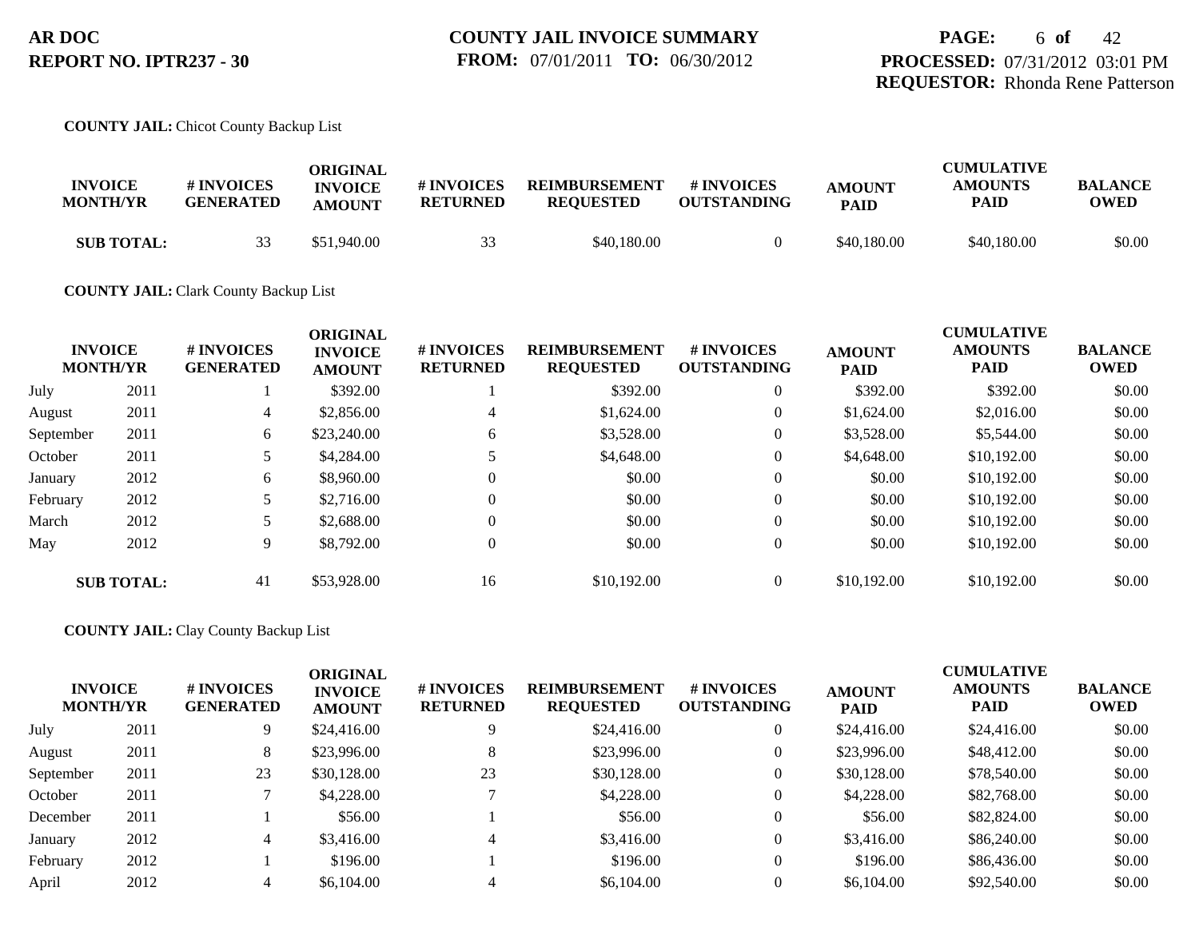**AR DOC**
**REPORT NO. IPTR237 - 30**

**COUNTY JAIL INVOICE SUMMARY**
**FROM:** 07/01/2011 **TO:** 06/30/2012

**PROCESSED:** 07/31/2012 03:01 PM
**REQUESTOR:** Rhonda Rene Patterson

**COUNTY JAIL:** Chicot County Backup List

| INVOICE MONTH/YR | | # INVOICES GENERATED | ORIGINAL INVOICE AMOUNT | # INVOICES RETURNED | REIMBURSEMENT REQUESTED | # INVOICES OUTSTANDING | AMOUNT PAID | CUMULATIVE AMOUNTS PAID | BALANCE OWED |
|---|---|---|---|---|---|---|---|---|---|
| **SUB TOTAL:** | | 33 | $51,940.00 | 33 | $40,180.00 | 0 | $40,180.00 | $40,180.00 | $0.00 |

**COUNTY JAIL:** Clark County Backup List

| INVOICE MONTH/YR | | # INVOICES GENERATED | ORIGINAL INVOICE AMOUNT | # INVOICES RETURNED | REIMBURSEMENT REQUESTED | # INVOICES OUTSTANDING | AMOUNT PAID | CUMULATIVE AMOUNTS PAID | BALANCE OWED |
|---|---|---|---|---|---|---|---|---|---|
| July | 2011 | 1 | $392.00 | 1 | $392.00 | 0 | $392.00 | $392.00 | $0.00 |
| August | 2011 | 4 | $2,856.00 | 4 | $1,624.00 | 0 | $1,624.00 | $2,016.00 | $0.00 |
| September | 2011 | 6 | $23,240.00 | 6 | $3,528.00 | 0 | $3,528.00 | $5,544.00 | $0.00 |
| October | 2011 | 5 | $4,284.00 | 5 | $4,648.00 | 0 | $4,648.00 | $10,192.00 | $0.00 |
| January | 2012 | 6 | $8,960.00 | 0 | $0.00 | 0 | $0.00 | $10,192.00 | $0.00 |
| February | 2012 | 5 | $2,716.00 | 0 | $0.00 | 0 | $0.00 | $10,192.00 | $0.00 |
| March | 2012 | 5 | $2,688.00 | 0 | $0.00 | 0 | $0.00 | $10,192.00 | $0.00 |
| May | 2012 | 9 | $8,792.00 | 0 | $0.00 | 0 | $0.00 | $10,192.00 | $0.00 |
| **SUB TOTAL:** | | 41 | $53,928.00 | 16 | $10,192.00 | 0 | $10,192.00 | $10,192.00 | $0.00 |

**COUNTY JAIL:** Clay County Backup List

| INVOICE MONTH/YR | | # INVOICES GENERATED | ORIGINAL INVOICE AMOUNT | # INVOICES RETURNED | REIMBURSEMENT REQUESTED | # INVOICES OUTSTANDING | AMOUNT PAID | CUMULATIVE AMOUNTS PAID | BALANCE OWED |
|---|---|---|---|---|---|---|---|---|---|
| July | 2011 | 9 | $24,416.00 | 9 | $24,416.00 | 0 | $24,416.00 | $24,416.00 | $0.00 |
| August | 2011 | 8 | $23,996.00 | 8 | $23,996.00 | 0 | $23,996.00 | $48,412.00 | $0.00 |
| September | 2011 | 23 | $30,128.00 | 23 | $30,128.00 | 0 | $30,128.00 | $78,540.00 | $0.00 |
| October | 2011 | 7 | $4,228.00 | 7 | $4,228.00 | 0 | $4,228.00 | $82,768.00 | $0.00 |
| December | 2011 | 1 | $56.00 | 1 | $56.00 | 0 | $56.00 | $82,824.00 | $0.00 |
| January | 2012 | 4 | $3,416.00 | 4 | $3,416.00 | 0 | $3,416.00 | $86,240.00 | $0.00 |
| February | 2012 | 1 | $196.00 | 1 | $196.00 | 0 | $196.00 | $86,436.00 | $0.00 |
| April | 2012 | 4 | $6,104.00 | 4 | $6,104.00 | 0 | $6,104.00 | $92,540.00 | $0.00 |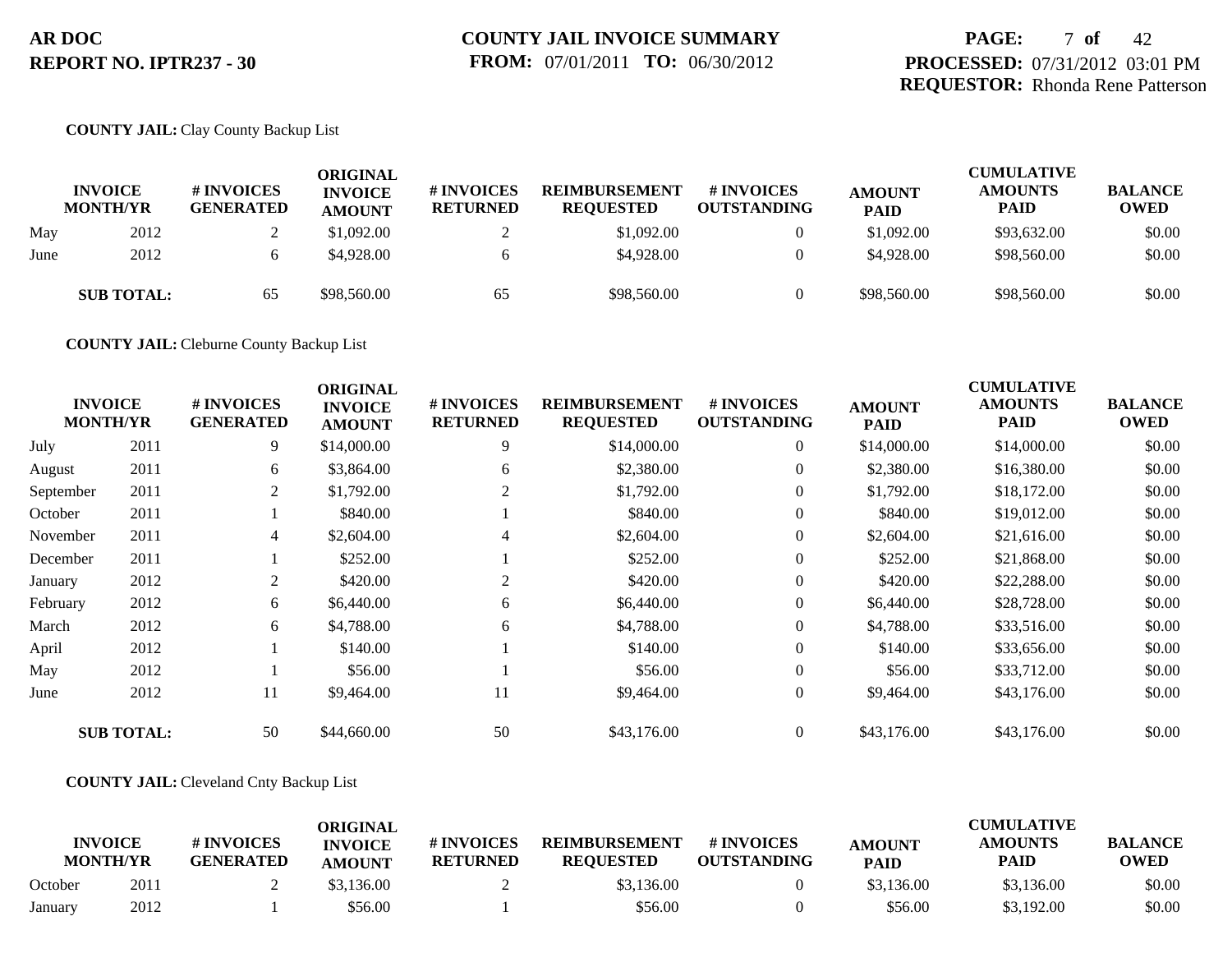**AR DOC**
**REPORT NO. IPTR237 - 30**

**COUNTY JAIL INVOICE SUMMARY**
**FROM:** 07/01/2011 **TO:** 06/30/2012

**PROCESSED:** 07/31/2012 03:01 PM
**REQUESTOR:** Rhonda Rene Patterson

**COUNTY JAIL:** Clay County Backup List

| INVOICE MONTH/YR | | # INVOICES GENERATED | ORIGINAL INVOICE AMOUNT | # INVOICES RETURNED | REIMBURSEMENT REQUESTED | # INVOICES OUTSTANDING | AMOUNT PAID | CUMULATIVE AMOUNTS PAID | BALANCE OWED |
|---|---|---|---|---|---|---|---|---|---|
| May | 2012 | 2 | $1,092.00 | 2 | $1,092.00 | 0 | $1,092.00 | $93,632.00 | $0.00 |
| June | 2012 | 6 | $4,928.00 | 6 | $4,928.00 | 0 | $4,928.00 | $98,560.00 | $0.00 |
| **SUB TOTAL:** | | 65 | $98,560.00 | 65 | $98,560.00 | 0 | $98,560.00 | $98,560.00 | $0.00 |

**COUNTY JAIL:** Cleburne County Backup List

| INVOICE MONTH/YR | | # INVOICES GENERATED | ORIGINAL INVOICE AMOUNT | # INVOICES RETURNED | REIMBURSEMENT REQUESTED | # INVOICES OUTSTANDING | AMOUNT PAID | CUMULATIVE AMOUNTS PAID | BALANCE OWED |
|---|---|---|---|---|---|---|---|---|---|
| July | 2011 | 9 | $14,000.00 | 9 | $14,000.00 | 0 | $14,000.00 | $14,000.00 | $0.00 |
| August | 2011 | 6 | $3,864.00 | 6 | $2,380.00 | 0 | $2,380.00 | $16,380.00 | $0.00 |
| September | 2011 | 2 | $1,792.00 | 2 | $1,792.00 | 0 | $1,792.00 | $18,172.00 | $0.00 |
| October | 2011 | 1 | $840.00 | 1 | $840.00 | 0 | $840.00 | $19,012.00 | $0.00 |
| November | 2011 | 4 | $2,604.00 | 4 | $2,604.00 | 0 | $2,604.00 | $21,616.00 | $0.00 |
| December | 2011 | 1 | $252.00 | 1 | $252.00 | 0 | $252.00 | $21,868.00 | $0.00 |
| January | 2012 | 2 | $420.00 | 2 | $420.00 | 0 | $420.00 | $22,288.00 | $0.00 |
| February | 2012 | 6 | $6,440.00 | 6 | $6,440.00 | 0 | $6,440.00 | $28,728.00 | $0.00 |
| March | 2012 | 6 | $4,788.00 | 6 | $4,788.00 | 0 | $4,788.00 | $33,516.00 | $0.00 |
| April | 2012 | 1 | $140.00 | 1 | $140.00 | 0 | $140.00 | $33,656.00 | $0.00 |
| May | 2012 | 1 | $56.00 | 1 | $56.00 | 0 | $56.00 | $33,712.00 | $0.00 |
| June | 2012 | 11 | $9,464.00 | 11 | $9,464.00 | 0 | $9,464.00 | $43,176.00 | $0.00 |
| **SUB TOTAL:** | | 50 | $44,660.00 | 50 | $43,176.00 | 0 | $43,176.00 | $43,176.00 | $0.00 |

**COUNTY JAIL:** Cleveland Cnty Backup List

| INVOICE MONTH/YR | | # INVOICES GENERATED | ORIGINAL INVOICE AMOUNT | # INVOICES RETURNED | REIMBURSEMENT REQUESTED | # INVOICES OUTSTANDING | AMOUNT PAID | CUMULATIVE AMOUNTS PAID | BALANCE OWED |
|---|---|---|---|---|---|---|---|---|---|
| October | 2011 | 2 | $3,136.00 | 2 | $3,136.00 | 0 | $3,136.00 | $3,136.00 | $0.00 |
| January | 2012 | 1 | $56.00 | 1 | $56.00 | 0 | $56.00 | $3,192.00 | $0.00 |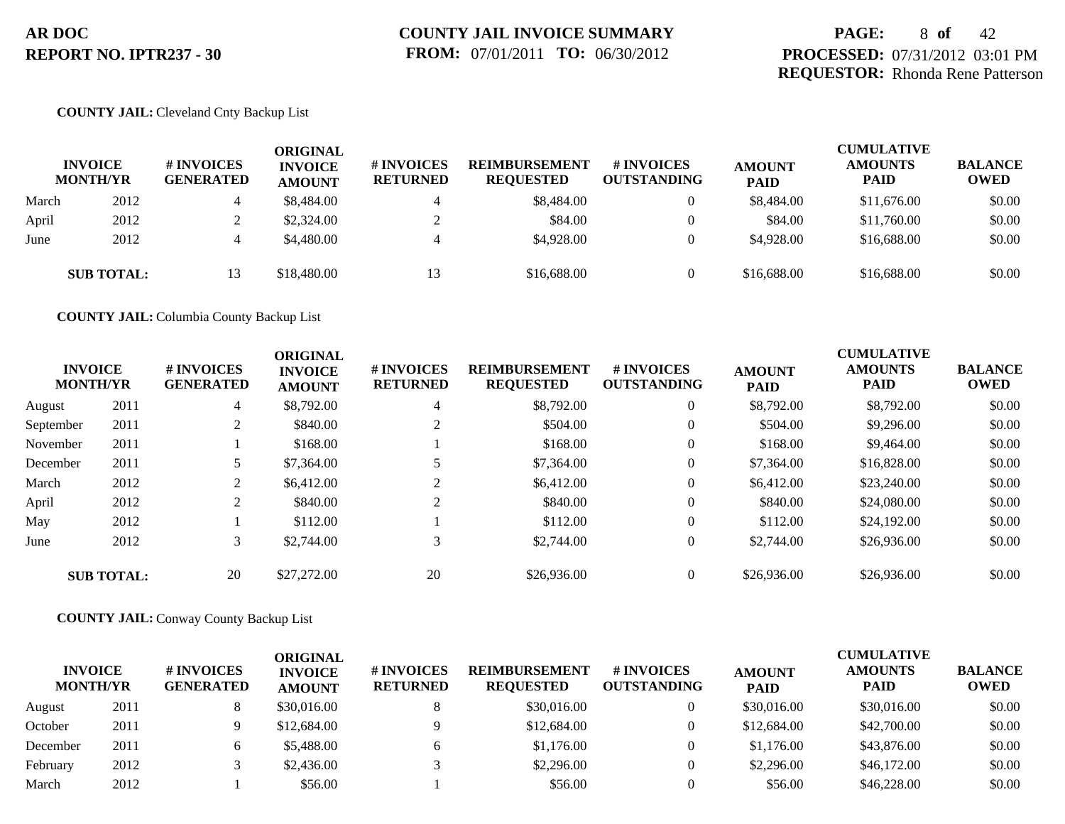**AR DOC**
**REPORT NO. IPTR237 - 30**

**COUNTY JAIL INVOICE SUMMARY**
**FROM:** 07/01/2011 **TO:** 06/30/2012

**PROCESSED:** 07/31/2012 03:01 PM
**REQUESTOR:** Rhonda Rene Patterson

**COUNTY JAIL:** Cleveland Cnty Backup List

| INVOICE MONTH/YR | | # INVOICES GENERATED | ORIGINAL INVOICE AMOUNT | # INVOICES RETURNED | REIMBURSEMENT REQUESTED | # INVOICES OUTSTANDING | AMOUNT PAID | CUMULATIVE AMOUNTS PAID | BALANCE OWED |
|---|---|---|---|---|---|---|---|---|---|
| March | 2012 | 4 | $8,484.00 | 4 | $8,484.00 | 0 | $8,484.00 | $11,676.00 | $0.00 |
| April | 2012 | 2 | $2,324.00 | 2 | $84.00 | 0 | $84.00 | $11,760.00 | $0.00 |
| June | 2012 | 4 | $4,480.00 | 4 | $4,928.00 | 0 | $4,928.00 | $16,688.00 | $0.00 |
| **SUB TOTAL:** | | 13 | $18,480.00 | 13 | $16,688.00 | 0 | $16,688.00 | $16,688.00 | $0.00 |

**COUNTY JAIL:** Columbia County Backup List

| INVOICE MONTH/YR | | # INVOICES GENERATED | ORIGINAL INVOICE AMOUNT | # INVOICES RETURNED | REIMBURSEMENT REQUESTED | # INVOICES OUTSTANDING | AMOUNT PAID | CUMULATIVE AMOUNTS PAID | BALANCE OWED |
|---|---|---|---|---|---|---|---|---|---|
| August | 2011 | 4 | $8,792.00 | 4 | $8,792.00 | 0 | $8,792.00 | $8,792.00 | $0.00 |
| September | 2011 | 2 | $840.00 | 2 | $504.00 | 0 | $504.00 | $9,296.00 | $0.00 |
| November | 2011 | 1 | $168.00 | 1 | $168.00 | 0 | $168.00 | $9,464.00 | $0.00 |
| December | 2011 | 5 | $7,364.00 | 5 | $7,364.00 | 0 | $7,364.00 | $16,828.00 | $0.00 |
| March | 2012 | 2 | $6,412.00 | 2 | $6,412.00 | 0 | $6,412.00 | $23,240.00 | $0.00 |
| April | 2012 | 2 | $840.00 | 2 | $840.00 | 0 | $840.00 | $24,080.00 | $0.00 |
| May | 2012 | 1 | $112.00 | 1 | $112.00 | 0 | $112.00 | $24,192.00 | $0.00 |
| June | 2012 | 3 | $2,744.00 | 3 | $2,744.00 | 0 | $2,744.00 | $26,936.00 | $0.00 |
| **SUB TOTAL:** | | 20 | $27,272.00 | 20 | $26,936.00 | 0 | $26,936.00 | $26,936.00 | $0.00 |

**COUNTY JAIL:** Conway County Backup List

| INVOICE MONTH/YR | | # INVOICES GENERATED | ORIGINAL INVOICE AMOUNT | # INVOICES RETURNED | REIMBURSEMENT REQUESTED | # INVOICES OUTSTANDING | AMOUNT PAID | CUMULATIVE AMOUNTS PAID | BALANCE OWED |
|---|---|---|---|---|---|---|---|---|---|
| August | 2011 | 8 | $30,016.00 | 8 | $30,016.00 | 0 | $30,016.00 | $30,016.00 | $0.00 |
| October | 2011 | 9 | $12,684.00 | 9 | $12,684.00 | 0 | $12,684.00 | $42,700.00 | $0.00 |
| December | 2011 | 6 | $5,488.00 | 6 | $1,176.00 | 0 | $1,176.00 | $43,876.00 | $0.00 |
| February | 2012 | 3 | $2,436.00 | 3 | $2,296.00 | 0 | $2,296.00 | $46,172.00 | $0.00 |
| March | 2012 | 1 | $56.00 | 1 | $56.00 | 0 | $56.00 | $46,228.00 | $0.00 |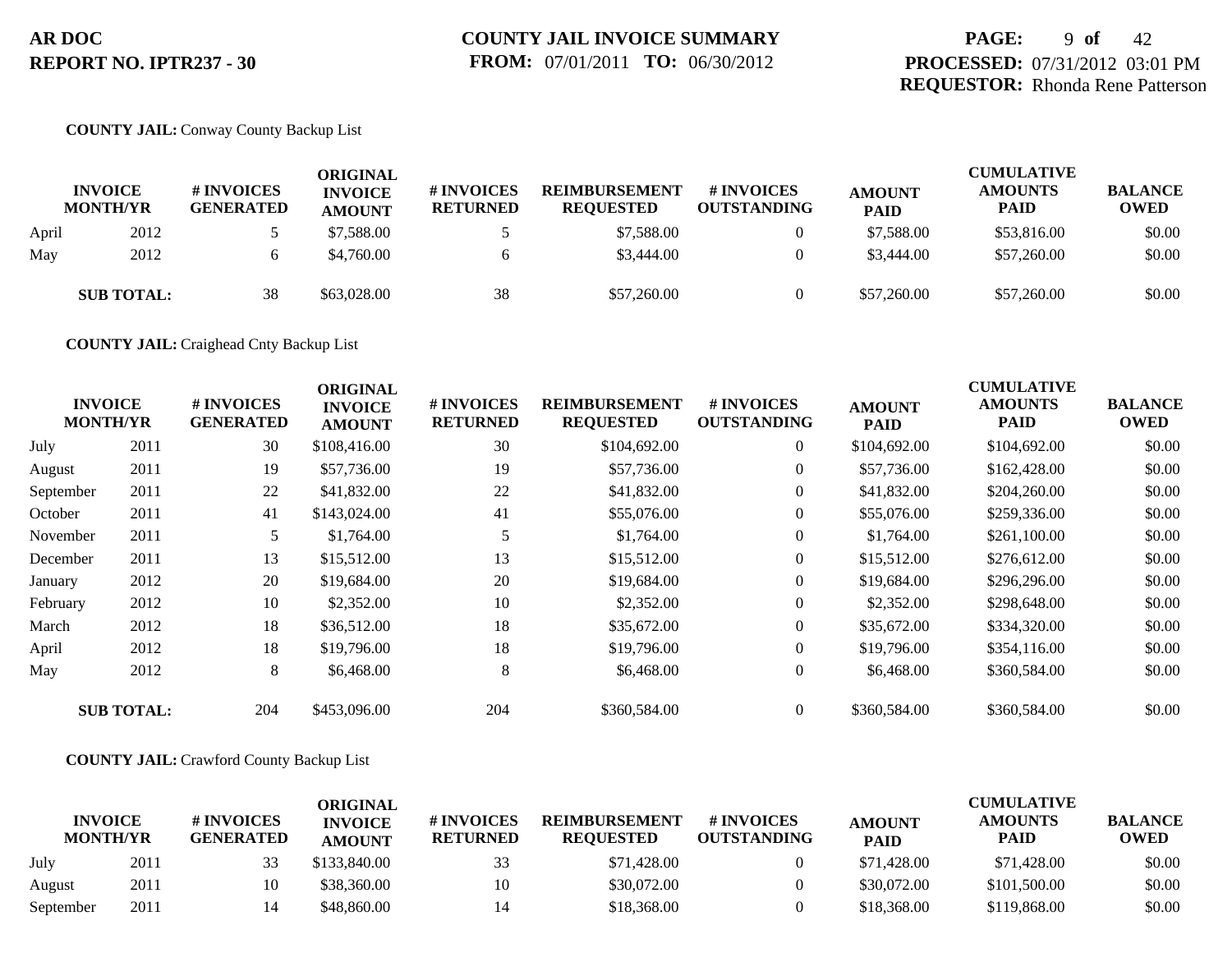**AR DOC**
**REPORT NO. IPTR237 - 30**

**COUNTY JAIL INVOICE SUMMARY**
**FROM:** 07/01/2011 **TO:** 06/30/2012

**PROCESSED:** 07/31/2012 03:01 PM
**REQUESTOR:** Rhonda Rene Patterson

**COUNTY JAIL:** Conway County Backup List

| INVOICE MONTH/YR | | # INVOICES GENERATED | ORIGINAL INVOICE AMOUNT | # INVOICES RETURNED | REIMBURSEMENT REQUESTED | # INVOICES OUTSTANDING | AMOUNT PAID | CUMULATIVE AMOUNTS PAID | BALANCE OWED |
|---|---|---|---|---|---|---|---|---|---|
| April | 2012 | 5 | $7,588.00 | 5 | $7,588.00 | 0 | $7,588.00 | $53,816.00 | $0.00 |
| May | 2012 | 6 | $4,760.00 | 6 | $3,444.00 | 0 | $3,444.00 | $57,260.00 | $0.00 |
| **SUB TOTAL:** | | 38 | $63,028.00 | 38 | $57,260.00 | 0 | $57,260.00 | $57,260.00 | $0.00 |

**COUNTY JAIL:** Craighead Cnty Backup List

| INVOICE MONTH/YR | | # INVOICES GENERATED | ORIGINAL INVOICE AMOUNT | # INVOICES RETURNED | REIMBURSEMENT REQUESTED | # INVOICES OUTSTANDING | AMOUNT PAID | CUMULATIVE AMOUNTS PAID | BALANCE OWED |
|---|---|---|---|---|---|---|---|---|---|
| July | 2011 | 30 | $108,416.00 | 30 | $104,692.00 | 0 | $104,692.00 | $104,692.00 | $0.00 |
| August | 2011 | 19 | $57,736.00 | 19 | $57,736.00 | 0 | $57,736.00 | $162,428.00 | $0.00 |
| September | 2011 | 22 | $41,832.00 | 22 | $41,832.00 | 0 | $41,832.00 | $204,260.00 | $0.00 |
| October | 2011 | 41 | $143,024.00 | 41 | $55,076.00 | 0 | $55,076.00 | $259,336.00 | $0.00 |
| November | 2011 | 5 | $1,764.00 | 5 | $1,764.00 | 0 | $1,764.00 | $261,100.00 | $0.00 |
| December | 2011 | 13 | $15,512.00 | 13 | $15,512.00 | 0 | $15,512.00 | $276,612.00 | $0.00 |
| January | 2012 | 20 | $19,684.00 | 20 | $19,684.00 | 0 | $19,684.00 | $296,296.00 | $0.00 |
| February | 2012 | 10 | $2,352.00 | 10 | $2,352.00 | 0 | $2,352.00 | $298,648.00 | $0.00 |
| March | 2012 | 18 | $36,512.00 | 18 | $35,672.00 | 0 | $35,672.00 | $334,320.00 | $0.00 |
| April | 2012 | 18 | $19,796.00 | 18 | $19,796.00 | 0 | $19,796.00 | $354,116.00 | $0.00 |
| May | 2012 | 8 | $6,468.00 | 8 | $6,468.00 | 0 | $6,468.00 | $360,584.00 | $0.00 |
| **SUB TOTAL:** | | 204 | $453,096.00 | 204 | $360,584.00 | 0 | $360,584.00 | $360,584.00 | $0.00 |

**COUNTY JAIL:** Crawford County Backup List

| INVOICE MONTH/YR | | # INVOICES GENERATED | ORIGINAL INVOICE AMOUNT | # INVOICES RETURNED | REIMBURSEMENT REQUESTED | # INVOICES OUTSTANDING | AMOUNT PAID | CUMULATIVE AMOUNTS PAID | BALANCE OWED |
|---|---|---|---|---|---|---|---|---|---|
| July | 2011 | 33 | $133,840.00 | 33 | $71,428.00 | 0 | $71,428.00 | $71,428.00 | $0.00 |
| August | 2011 | 10 | $38,360.00 | 10 | $30,072.00 | 0 | $30,072.00 | $101,500.00 | $0.00 |
| September | 2011 | 14 | $48,860.00 | 14 | $18,368.00 | 0 | $18,368.00 | $119,868.00 | $0.00 |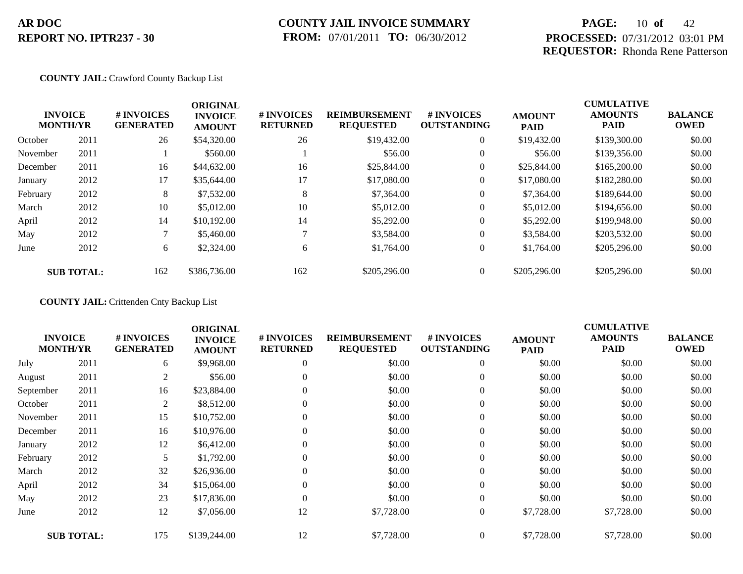**AR DOC**
**REPORT NO. IPTR237 - 30**

**COUNTY JAIL INVOICE SUMMARY**
**FROM:** 07/01/2011 **TO:** 06/30/2012

**PROCESSED:** 07/31/2012 03:01 PM
**REQUESTOR:** Rhonda Rene Patterson

**COUNTY JAIL:** Crawford County Backup List

| INVOICE MONTH/YR | | # INVOICES GENERATED | ORIGINAL INVOICE AMOUNT | # INVOICES RETURNED | REIMBURSEMENT REQUESTED | # INVOICES OUTSTANDING | AMOUNT PAID | CUMULATIVE AMOUNTS PAID | BALANCE OWED |
|---|---|---|---|---|---|---|---|---|---|
| October | 2011 | 26 | $54,320.00 | 26 | $19,432.00 | 0 | $19,432.00 | $139,300.00 | $0.00 |
| November | 2011 | 1 | $560.00 | 1 | $56.00 | 0 | $56.00 | $139,356.00 | $0.00 |
| December | 2011 | 16 | $44,632.00 | 16 | $25,844.00 | 0 | $25,844.00 | $165,200.00 | $0.00 |
| January | 2012 | 17 | $35,644.00 | 17 | $17,080.00 | 0 | $17,080.00 | $182,280.00 | $0.00 |
| February | 2012 | 8 | $7,532.00 | 8 | $7,364.00 | 0 | $7,364.00 | $189,644.00 | $0.00 |
| March | 2012 | 10 | $5,012.00 | 10 | $5,012.00 | 0 | $5,012.00 | $194,656.00 | $0.00 |
| April | 2012 | 14 | $10,192.00 | 14 | $5,292.00 | 0 | $5,292.00 | $199,948.00 | $0.00 |
| May | 2012 | 7 | $5,460.00 | 7 | $3,584.00 | 0 | $3,584.00 | $203,532.00 | $0.00 |
| June | 2012 | 6 | $2,324.00 | 6 | $1,764.00 | 0 | $1,764.00 | $205,296.00 | $0.00 |
| **SUB TOTAL:** | | 162 | $386,736.00 | 162 | $205,296.00 | 0 | $205,296.00 | $205,296.00 | $0.00 |

**COUNTY JAIL:** Crittenden Cnty Backup List

| INVOICE MONTH/YR | | # INVOICES GENERATED | ORIGINAL INVOICE AMOUNT | # INVOICES RETURNED | REIMBURSEMENT REQUESTED | # INVOICES OUTSTANDING | AMOUNT PAID | CUMULATIVE AMOUNTS PAID | BALANCE OWED |
|---|---|---|---|---|---|---|---|---|---|
| July | 2011 | 6 | $9,968.00 | 0 | $0.00 | 0 | $0.00 | $0.00 | $0.00 |
| August | 2011 | 2 | $56.00 | 0 | $0.00 | 0 | $0.00 | $0.00 | $0.00 |
| September | 2011 | 16 | $23,884.00 | 0 | $0.00 | 0 | $0.00 | $0.00 | $0.00 |
| October | 2011 | 2 | $8,512.00 | 0 | $0.00 | 0 | $0.00 | $0.00 | $0.00 |
| November | 2011 | 15 | $10,752.00 | 0 | $0.00 | 0 | $0.00 | $0.00 | $0.00 |
| December | 2011 | 16 | $10,976.00 | 0 | $0.00 | 0 | $0.00 | $0.00 | $0.00 |
| January | 2012 | 12 | $6,412.00 | 0 | $0.00 | 0 | $0.00 | $0.00 | $0.00 |
| February | 2012 | 5 | $1,792.00 | 0 | $0.00 | 0 | $0.00 | $0.00 | $0.00 |
| March | 2012 | 32 | $26,936.00 | 0 | $0.00 | 0 | $0.00 | $0.00 | $0.00 |
| April | 2012 | 34 | $15,064.00 | 0 | $0.00 | 0 | $0.00 | $0.00 | $0.00 |
| May | 2012 | 23 | $17,836.00 | 0 | $0.00 | 0 | $0.00 | $0.00 | $0.00 |
| June | 2012 | 12 | $7,056.00 | 12 | $7,728.00 | 0 | $7,728.00 | $7,728.00 | $0.00 |
| **SUB TOTAL:** | | 175 | $139,244.00 | 12 | $7,728.00 | 0 | $7,728.00 | $7,728.00 | $0.00 |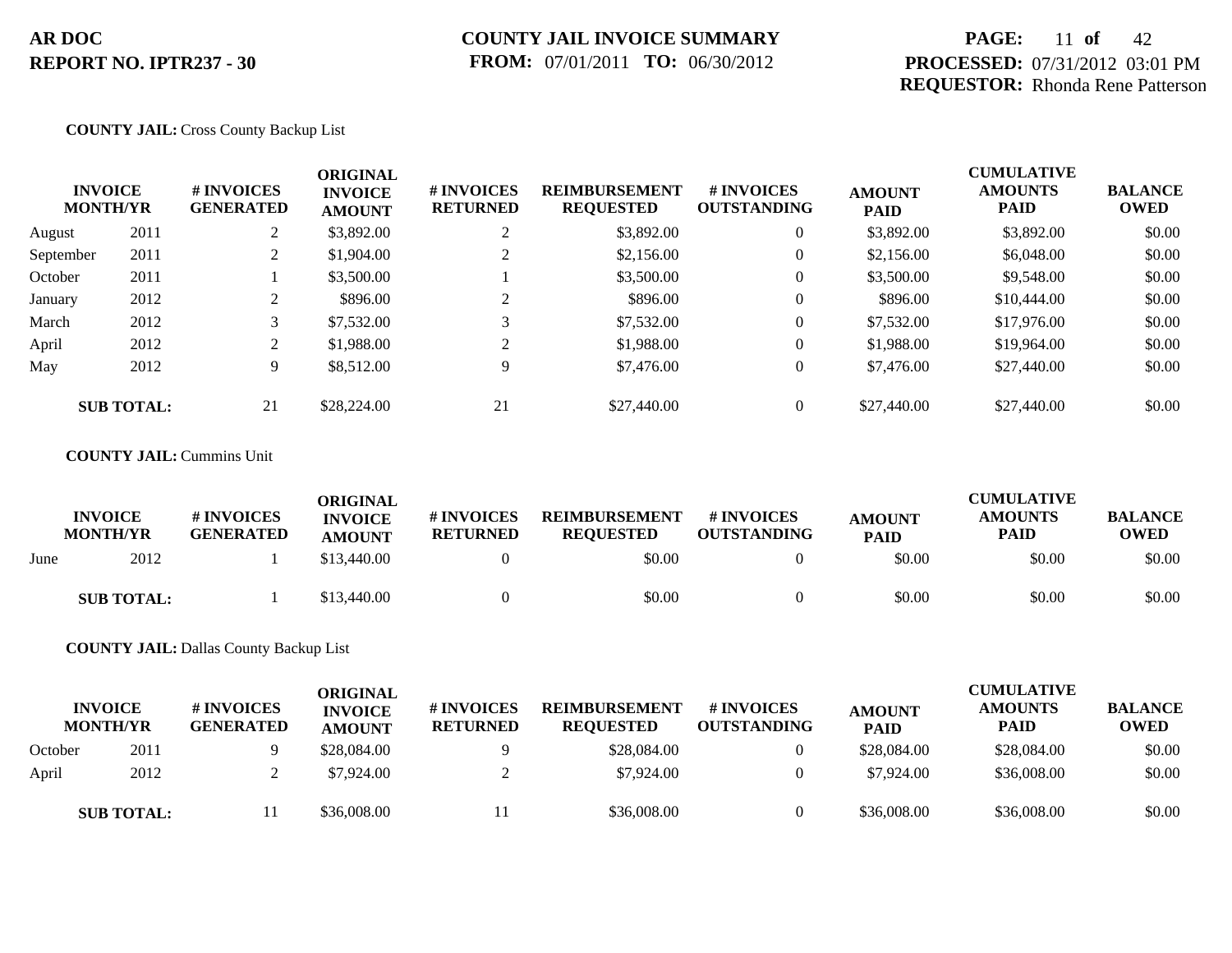**AR DOC**
**REPORT NO. IPTR237 - 30**

**COUNTY JAIL INVOICE SUMMARY**
**FROM:** 07/01/2011 **TO:** 06/30/2012

**PROCESSED:** 07/31/2012 03:01 PM
**REQUESTOR:** Rhonda Rene Patterson

**COUNTY JAIL:** Cross County Backup List

| INVOICE MONTH/YR | | # INVOICES GENERATED | ORIGINAL INVOICE AMOUNT | # INVOICES RETURNED | REIMBURSEMENT REQUESTED | # INVOICES OUTSTANDING | AMOUNT PAID | CUMULATIVE AMOUNTS PAID | BALANCE OWED |
|---|---|---|---|---|---|---|---|---|---|
| August | 2011 | 2 | $3,892.00 | 2 | $3,892.00 | 0 | $3,892.00 | $3,892.00 | $0.00 |
| September | 2011 | 2 | $1,904.00 | 2 | $2,156.00 | 0 | $2,156.00 | $6,048.00 | $0.00 |
| October | 2011 | 1 | $3,500.00 | 1 | $3,500.00 | 0 | $3,500.00 | $9,548.00 | $0.00 |
| January | 2012 | 2 | $896.00 | 2 | $896.00 | 0 | $896.00 | $10,444.00 | $0.00 |
| March | 2012 | 3 | $7,532.00 | 3 | $7,532.00 | 0 | $7,532.00 | $17,976.00 | $0.00 |
| April | 2012 | 2 | $1,988.00 | 2 | $1,988.00 | 0 | $1,988.00 | $19,964.00 | $0.00 |
| May | 2012 | 9 | $8,512.00 | 9 | $7,476.00 | 0 | $7,476.00 | $27,440.00 | $0.00 |
| **SUB TOTAL:** | | 21 | $28,224.00 | 21 | $27,440.00 | 0 | $27,440.00 | $27,440.00 | $0.00 |

**COUNTY JAIL:** Cummins Unit

| INVOICE MONTH/YR | | # INVOICES GENERATED | ORIGINAL INVOICE AMOUNT | # INVOICES RETURNED | REIMBURSEMENT REQUESTED | # INVOICES OUTSTANDING | AMOUNT PAID | CUMULATIVE AMOUNTS PAID | BALANCE OWED |
|---|---|---|---|---|---|---|---|---|---|
| June | 2012 | 1 | $13,440.00 | 0 | $0.00 | 0 | $0.00 | $0.00 | $0.00 |
| **SUB TOTAL:** | | 1 | $13,440.00 | 0 | $0.00 | 0 | $0.00 | $0.00 | $0.00 |

**COUNTY JAIL:** Dallas County Backup List

| INVOICE MONTH/YR | | # INVOICES GENERATED | ORIGINAL INVOICE AMOUNT | # INVOICES RETURNED | REIMBURSEMENT REQUESTED | # INVOICES OUTSTANDING | AMOUNT PAID | CUMULATIVE AMOUNTS PAID | BALANCE OWED |
|---|---|---|---|---|---|---|---|---|---|
| October | 2011 | 9 | $28,084.00 | 9 | $28,084.00 | 0 | $28,084.00 | $28,084.00 | $0.00 |
| April | 2012 | 2 | $7,924.00 | 2 | $7,924.00 | 0 | $7,924.00 | $36,008.00 | $0.00 |
| **SUB TOTAL:** | | 11 | $36,008.00 | 11 | $36,008.00 | 0 | $36,008.00 | $36,008.00 | $0.00 |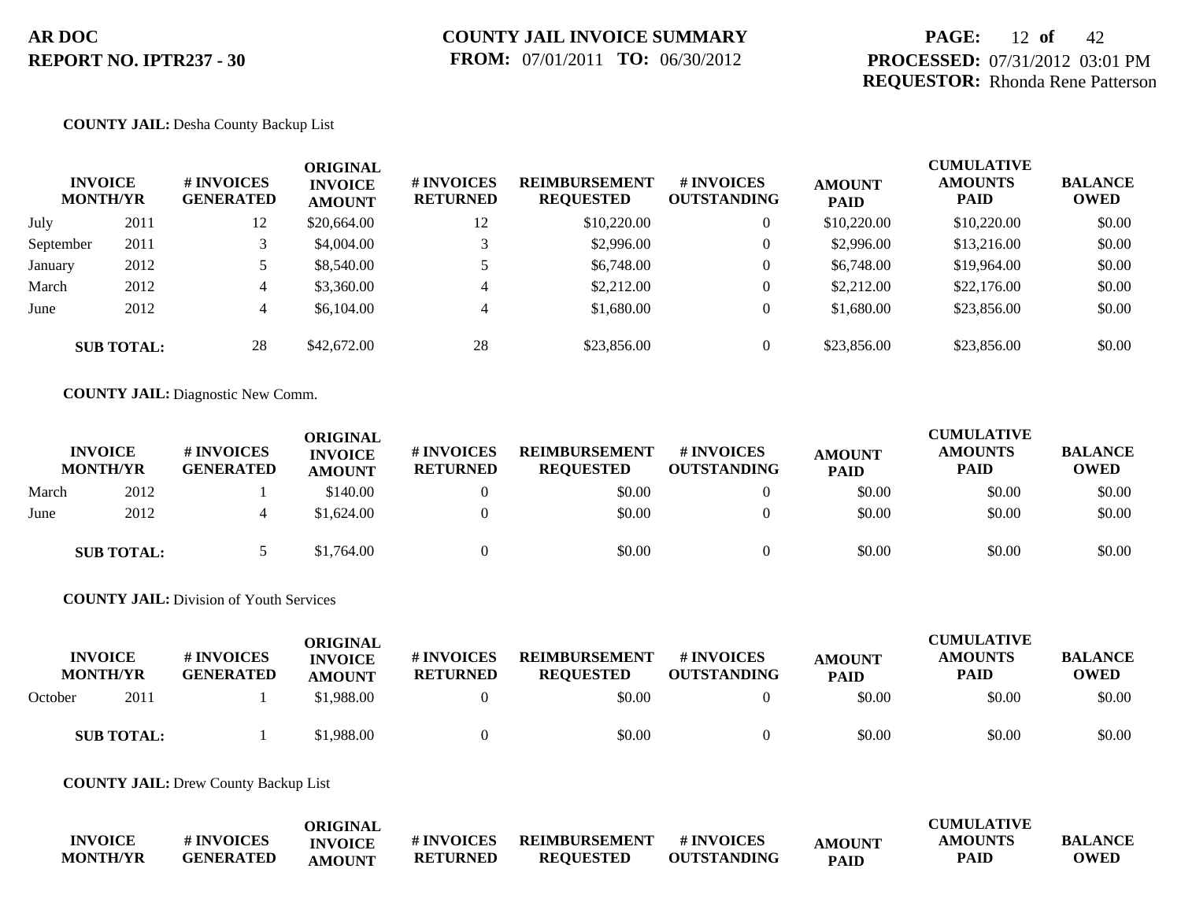**AR DOC**
**REPORT NO. IPTR237 - 30**

**COUNTY JAIL INVOICE SUMMARY**
**FROM:** 07/01/2011 **TO:** 06/30/2012

**PROCESSED:** 07/31/2012 03:01 PM
**REQUESTOR:** Rhonda Rene Patterson

**COUNTY JAIL:** Desha County Backup List

| INVOICE MONTH/YR | | # INVOICES GENERATED | ORIGINAL INVOICE AMOUNT | # INVOICES RETURNED | REIMBURSEMENT REQUESTED | # INVOICES OUTSTANDING | AMOUNT PAID | CUMULATIVE AMOUNTS PAID | BALANCE OWED |
|---|---|---|---|---|---|---|---|---|---|
| July | 2011 | 12 | $20,664.00 | 12 | $10,220.00 | 0 | $10,220.00 | $10,220.00 | $0.00 |
| September | 2011 | 3 | $4,004.00 | 3 | $2,996.00 | 0 | $2,996.00 | $13,216.00 | $0.00 |
| January | 2012 | 5 | $8,540.00 | 5 | $6,748.00 | 0 | $6,748.00 | $19,964.00 | $0.00 |
| March | 2012 | 4 | $3,360.00 | 4 | $2,212.00 | 0 | $2,212.00 | $22,176.00 | $0.00 |
| June | 2012 | 4 | $6,104.00 | 4 | $1,680.00 | 0 | $1,680.00 | $23,856.00 | $0.00 |
| **SUB TOTAL:** | | 28 | $42,672.00 | 28 | $23,856.00 | 0 | $23,856.00 | $23,856.00 | $0.00 |

**COUNTY JAIL:** Diagnostic New Comm.

| INVOICE MONTH/YR | | # INVOICES GENERATED | ORIGINAL INVOICE AMOUNT | # INVOICES RETURNED | REIMBURSEMENT REQUESTED | # INVOICES OUTSTANDING | AMOUNT PAID | CUMULATIVE AMOUNTS PAID | BALANCE OWED |
|---|---|---|---|---|---|---|---|---|---|
| March | 2012 | 1 | $140.00 | 0 | $0.00 | 0 | $0.00 | $0.00 | $0.00 |
| June | 2012 | 4 | $1,624.00 | 0 | $0.00 | 0 | $0.00 | $0.00 | $0.00 |
| **SUB TOTAL:** | | 5 | $1,764.00 | 0 | $0.00 | 0 | $0.00 | $0.00 | $0.00 |

**COUNTY JAIL:** Division of Youth Services

| INVOICE MONTH/YR | | # INVOICES GENERATED | ORIGINAL INVOICE AMOUNT | # INVOICES RETURNED | REIMBURSEMENT REQUESTED | # INVOICES OUTSTANDING | AMOUNT PAID | CUMULATIVE AMOUNTS PAID | BALANCE OWED |
|---|---|---|---|---|---|---|---|---|---|
| October | 2011 | 1 | $1,988.00 | 0 | $0.00 | 0 | $0.00 | $0.00 | $0.00 |
| **SUB TOTAL:** | | 1 | $1,988.00 | 0 | $0.00 | 0 | $0.00 | $0.00 | $0.00 |

**COUNTY JAIL:** Drew County Backup List

| INVOICE MONTH/YR | # INVOICES GENERATED | ORIGINAL INVOICE AMOUNT | # INVOICES RETURNED | REIMBURSEMENT REQUESTED | # INVOICES OUTSTANDING | AMOUNT PAID | CUMULATIVE AMOUNTS PAID | BALANCE OWED |
|---|---|---|---|---|---|---|---|---|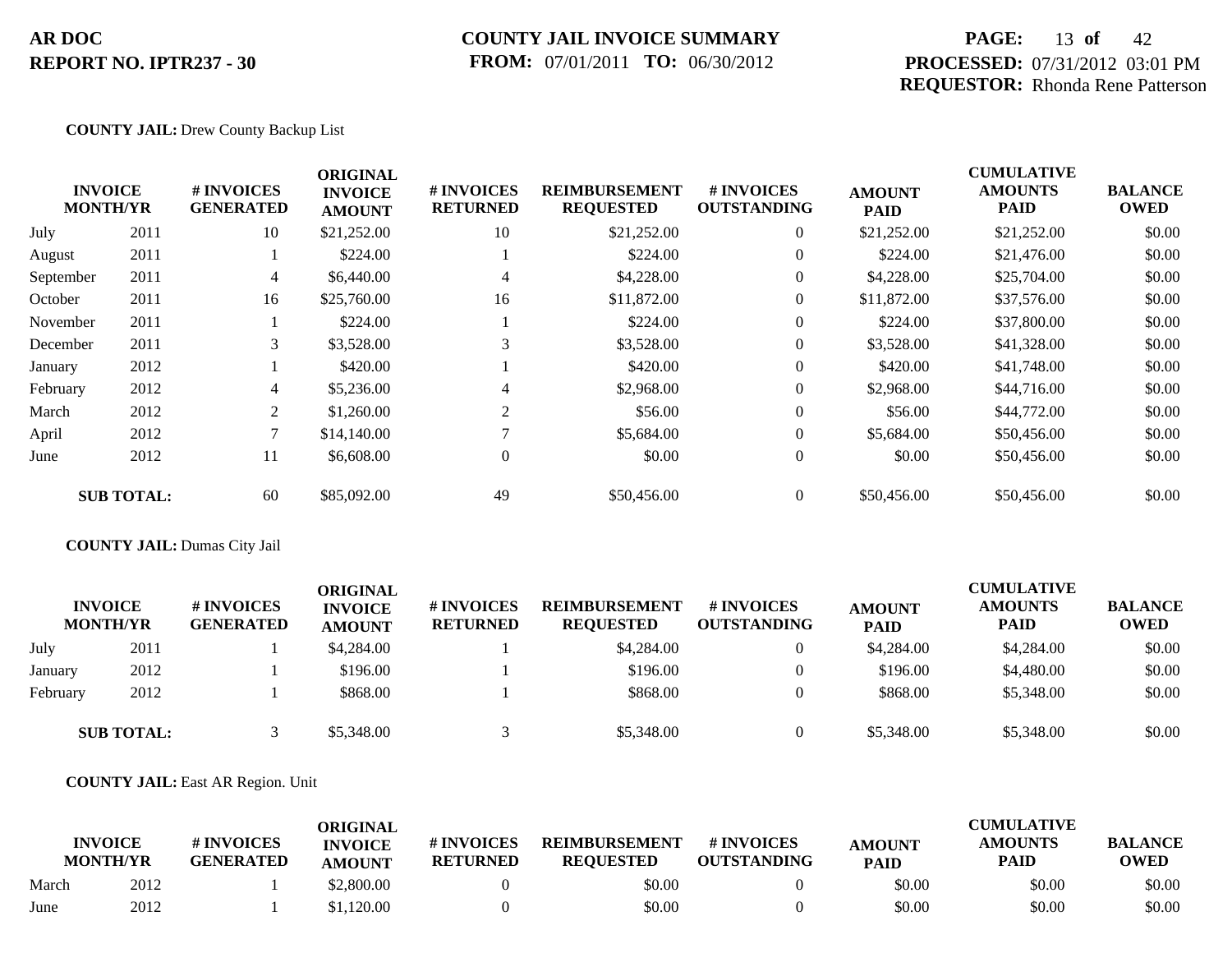**AR DOC**
**REPORT NO. IPTR237 - 30**

**COUNTY JAIL INVOICE SUMMARY**
**FROM:** 07/01/2011 **TO:** 06/30/2012

**PROCESSED:** 07/31/2012 03:01 PM
**REQUESTOR:** Rhonda Rene Patterson

**COUNTY JAIL:** Drew County Backup List

| INVOICE MONTH/YR | | # INVOICES GENERATED | ORIGINAL INVOICE AMOUNT | # INVOICES RETURNED | REIMBURSEMENT REQUESTED | # INVOICES OUTSTANDING | AMOUNT PAID | CUMULATIVE AMOUNTS PAID | BALANCE OWED |
|---|---|---|---|---|---|---|---|---|---|
| July | 2011 | 10 | $21,252.00 | 10 | $21,252.00 | 0 | $21,252.00 | $21,252.00 | $0.00 |
| August | 2011 | 1 | $224.00 | 1 | $224.00 | 0 | $224.00 | $21,476.00 | $0.00 |
| September | 2011 | 4 | $6,440.00 | 4 | $4,228.00 | 0 | $4,228.00 | $25,704.00 | $0.00 |
| October | 2011 | 16 | $25,760.00 | 16 | $11,872.00 | 0 | $11,872.00 | $37,576.00 | $0.00 |
| November | 2011 | 1 | $224.00 | 1 | $224.00 | 0 | $224.00 | $37,800.00 | $0.00 |
| December | 2011 | 3 | $3,528.00 | 3 | $3,528.00 | 0 | $3,528.00 | $41,328.00 | $0.00 |
| January | 2012 | 1 | $420.00 | 1 | $420.00 | 0 | $420.00 | $41,748.00 | $0.00 |
| February | 2012 | 4 | $5,236.00 | 4 | $2,968.00 | 0 | $2,968.00 | $44,716.00 | $0.00 |
| March | 2012 | 2 | $1,260.00 | 2 | $56.00 | 0 | $56.00 | $44,772.00 | $0.00 |
| April | 2012 | 7 | $14,140.00 | 7 | $5,684.00 | 0 | $5,684.00 | $50,456.00 | $0.00 |
| June | 2012 | 11 | $6,608.00 | 0 | $0.00 | 0 | $0.00 | $50,456.00 | $0.00 |
| **SUB TOTAL:** | | 60 | $85,092.00 | 49 | $50,456.00 | 0 | $50,456.00 | $50,456.00 | $0.00 |

**COUNTY JAIL:** Dumas City Jail

| INVOICE MONTH/YR | | # INVOICES GENERATED | ORIGINAL INVOICE AMOUNT | # INVOICES RETURNED | REIMBURSEMENT REQUESTED | # INVOICES OUTSTANDING | AMOUNT PAID | CUMULATIVE AMOUNTS PAID | BALANCE OWED |
|---|---|---|---|---|---|---|---|---|---|
| July | 2011 | 1 | $4,284.00 | 1 | $4,284.00 | 0 | $4,284.00 | $4,284.00 | $0.00 |
| January | 2012 | 1 | $196.00 | 1 | $196.00 | 0 | $196.00 | $4,480.00 | $0.00 |
| February | 2012 | 1 | $868.00 | 1 | $868.00 | 0 | $868.00 | $5,348.00 | $0.00 |
| **SUB TOTAL:** | | 3 | $5,348.00 | 3 | $5,348.00 | 0 | $5,348.00 | $5,348.00 | $0.00 |

**COUNTY JAIL:** East AR Region. Unit

| INVOICE MONTH/YR | | # INVOICES GENERATED | ORIGINAL INVOICE AMOUNT | # INVOICES RETURNED | REIMBURSEMENT REQUESTED | # INVOICES OUTSTANDING | AMOUNT PAID | CUMULATIVE AMOUNTS PAID | BALANCE OWED |
|---|---|---|---|---|---|---|---|---|---|
| March | 2012 | 1 | $2,800.00 | 0 | $0.00 | 0 | $0.00 | $0.00 | $0.00 |
| June | 2012 | 1 | $1,120.00 | 0 | $0.00 | 0 | $0.00 | $0.00 | $0.00 |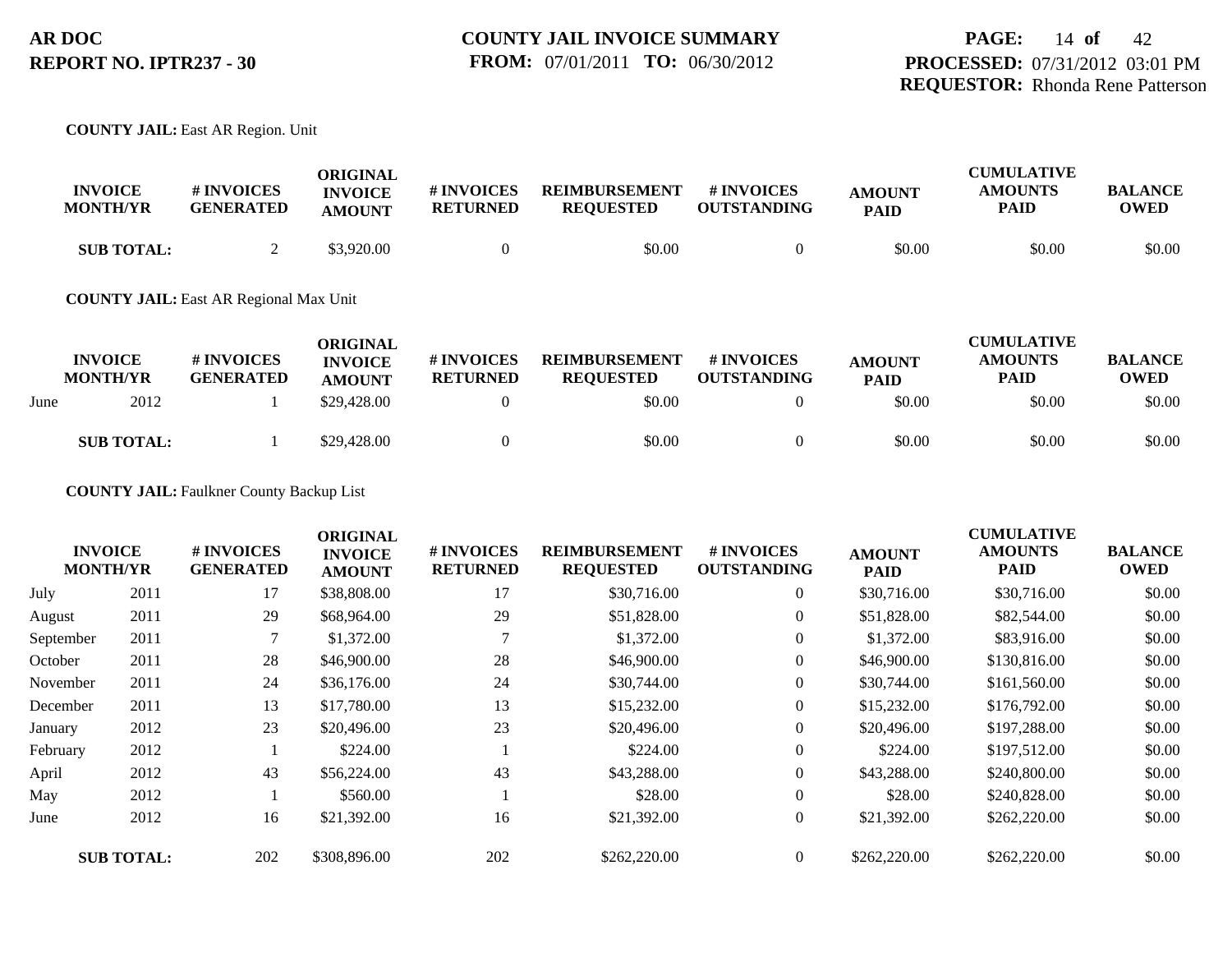**AR DOC**
**REPORT NO. IPTR237 - 30**

**COUNTY JAIL INVOICE SUMMARY**
**FROM:** 07/01/2011 **TO:** 06/30/2012

**PROCESSED:** 07/31/2012 03:01 PM
**REQUESTOR:** Rhonda Rene Patterson

**COUNTY JAIL:** East AR Region. Unit

| INVOICE MONTH/YR | | # INVOICES GENERATED | ORIGINAL INVOICE AMOUNT | # INVOICES RETURNED | REIMBURSEMENT REQUESTED | # INVOICES OUTSTANDING | AMOUNT PAID | CUMULATIVE AMOUNTS PAID | BALANCE OWED |
|---|---|---|---|---|---|---|---|---|---|
| **SUB TOTAL:** | | 2 | $3,920.00 | 0 | $0.00 | 0 | $0.00 | $0.00 | $0.00 |

**COUNTY JAIL:** East AR Regional Max Unit

| INVOICE MONTH/YR | | # INVOICES GENERATED | ORIGINAL INVOICE AMOUNT | # INVOICES RETURNED | REIMBURSEMENT REQUESTED | # INVOICES OUTSTANDING | AMOUNT PAID | CUMULATIVE AMOUNTS PAID | BALANCE OWED |
|---|---|---|---|---|---|---|---|---|---|
| June | 2012 | 1 | $29,428.00 | 0 | $0.00 | 0 | $0.00 | $0.00 | $0.00 |
| **SUB TOTAL:** | | 1 | $29,428.00 | 0 | $0.00 | 0 | $0.00 | $0.00 | $0.00 |

**COUNTY JAIL:** Faulkner County Backup List

| INVOICE MONTH/YR | | # INVOICES GENERATED | ORIGINAL INVOICE AMOUNT | # INVOICES RETURNED | REIMBURSEMENT REQUESTED | # INVOICES OUTSTANDING | AMOUNT PAID | CUMULATIVE AMOUNTS PAID | BALANCE OWED |
|---|---|---|---|---|---|---|---|---|---|
| July | 2011 | 17 | $38,808.00 | 17 | $30,716.00 | 0 | $30,716.00 | $30,716.00 | $0.00 |
| August | 2011 | 29 | $68,964.00 | 29 | $51,828.00 | 0 | $51,828.00 | $82,544.00 | $0.00 |
| September | 2011 | 7 | $1,372.00 | 7 | $1,372.00 | 0 | $1,372.00 | $83,916.00 | $0.00 |
| October | 2011 | 28 | $46,900.00 | 28 | $46,900.00 | 0 | $46,900.00 | $130,816.00 | $0.00 |
| November | 2011 | 24 | $36,176.00 | 24 | $30,744.00 | 0 | $30,744.00 | $161,560.00 | $0.00 |
| December | 2011 | 13 | $17,780.00 | 13 | $15,232.00 | 0 | $15,232.00 | $176,792.00 | $0.00 |
| January | 2012 | 23 | $20,496.00 | 23 | $20,496.00 | 0 | $20,496.00 | $197,288.00 | $0.00 |
| February | 2012 | 1 | $224.00 | 1 | $224.00 | 0 | $224.00 | $197,512.00 | $0.00 |
| April | 2012 | 43 | $56,224.00 | 43 | $43,288.00 | 0 | $43,288.00 | $240,800.00 | $0.00 |
| May | 2012 | 1 | $560.00 | 1 | $28.00 | 0 | $28.00 | $240,828.00 | $0.00 |
| June | 2012 | 16 | $21,392.00 | 16 | $21,392.00 | 0 | $21,392.00 | $262,220.00 | $0.00 |
| **SUB TOTAL:** | | 202 | $308,896.00 | 202 | $262,220.00 | 0 | $262,220.00 | $262,220.00 | $0.00 |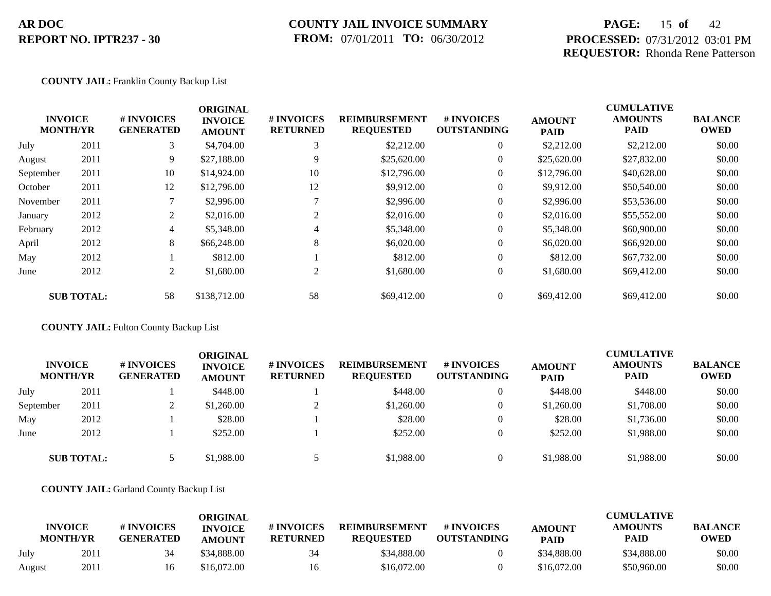**COUNTY JAIL:** Franklin County Backup List

| INVOICE MONTH/YR | | # INVOICES GENERATED | ORIGINAL INVOICE AMOUNT | # INVOICES RETURNED | REIMBURSEMENT REQUESTED | # INVOICES OUTSTANDING | AMOUNT PAID | CUMULATIVE AMOUNTS PAID | BALANCE OWED |
|---|---|---|---|---|---|---|---|---|---|
| July | 2011 | 3 | $4,704.00 | 3 | $2,212.00 | 0 | $2,212.00 | $2,212.00 | $0.00 |
| August | 2011 | 9 | $27,188.00 | 9 | $25,620.00 | 0 | $25,620.00 | $27,832.00 | $0.00 |
| September | 2011 | 10 | $14,924.00 | 10 | $12,796.00 | 0 | $12,796.00 | $40,628.00 | $0.00 |
| October | 2011 | 12 | $12,796.00 | 12 | $9,912.00 | 0 | $9,912.00 | $50,540.00 | $0.00 |
| November | 2011 | 7 | $2,996.00 | 7 | $2,996.00 | 0 | $2,996.00 | $53,536.00 | $0.00 |
| January | 2012 | 2 | $2,016.00 | 2 | $2,016.00 | 0 | $2,016.00 | $55,552.00 | $0.00 |
| February | 2012 | 4 | $5,348.00 | 4 | $5,348.00 | 0 | $5,348.00 | $60,900.00 | $0.00 |
| April | 2012 | 8 | $66,248.00 | 8 | $6,020.00 | 0 | $6,020.00 | $66,920.00 | $0.00 |
| May | 2012 | 1 | $812.00 | 1 | $812.00 | 0 | $812.00 | $67,732.00 | $0.00 |
| June | 2012 | 2 | $1,680.00 | 2 | $1,680.00 | 0 | $1,680.00 | $69,412.00 | $0.00 |
| **SUB TOTAL:** | | 58 | $138,712.00 | 58 | $69,412.00 | 0 | $69,412.00 | $69,412.00 | $0.00 |

**COUNTY JAIL:** Fulton County Backup List

| INVOICE MONTH/YR | | # INVOICES GENERATED | ORIGINAL INVOICE AMOUNT | # INVOICES RETURNED | REIMBURSEMENT REQUESTED | # INVOICES OUTSTANDING | AMOUNT PAID | CUMULATIVE AMOUNTS PAID | BALANCE OWED |
|---|---|---|---|---|---|---|---|---|---|
| July | 2011 | 1 | $448.00 | 1 | $448.00 | 0 | $448.00 | $448.00 | $0.00 |
| September | 2011 | 2 | $1,260.00 | 2 | $1,260.00 | 0 | $1,260.00 | $1,708.00 | $0.00 |
| May | 2012 | 1 | $28.00 | 1 | $28.00 | 0 | $28.00 | $1,736.00 | $0.00 |
| June | 2012 | 1 | $252.00 | 1 | $252.00 | 0 | $252.00 | $1,988.00 | $0.00 |
| **SUB TOTAL:** | | 5 | $1,988.00 | 5 | $1,988.00 | 0 | $1,988.00 | $1,988.00 | $0.00 |

**COUNTY JAIL:** Garland County Backup List

| INVOICE MONTH/YR | | # INVOICES GENERATED | ORIGINAL INVOICE AMOUNT | # INVOICES RETURNED | REIMBURSEMENT REQUESTED | # INVOICES OUTSTANDING | AMOUNT PAID | CUMULATIVE AMOUNTS PAID | BALANCE OWED |
|---|---|---|---|---|---|---|---|---|---|
| July | 2011 | 34 | $34,888.00 | 34 | $34,888.00 | 0 | $34,888.00 | $34,888.00 | $0.00 |
| August | 2011 | 16 | $16,072.00 | 16 | $16,072.00 | 0 | $16,072.00 | $50,960.00 | $0.00 |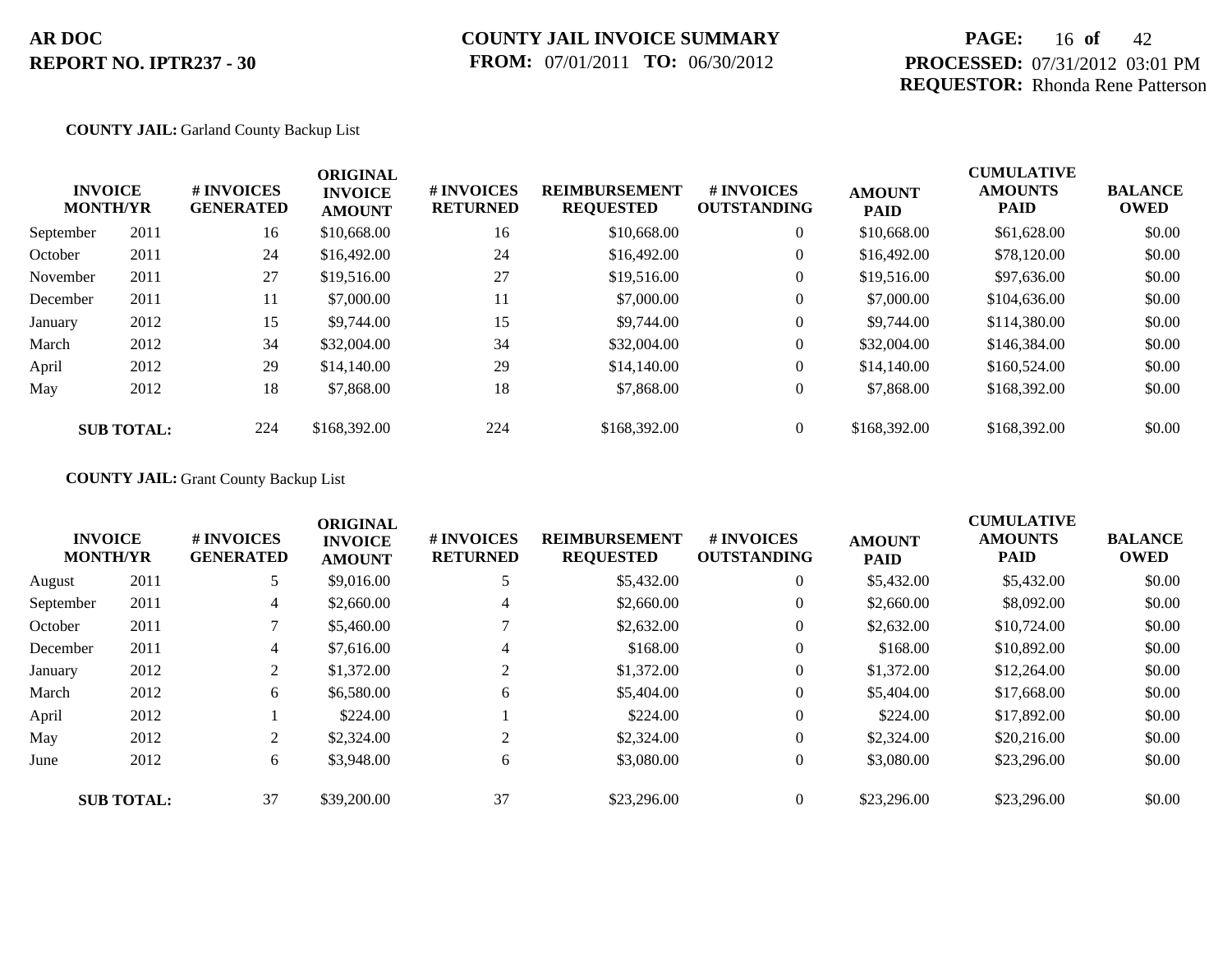**AR DOC**
**REPORT NO. IPTR237 - 30**

**COUNTY JAIL INVOICE SUMMARY**
**FROM:** 07/01/2011 **TO:** 06/30/2012

**PROCESSED:** 07/31/2012 03:01 PM
**REQUESTOR:** Rhonda Rene Patterson

**COUNTY JAIL:** Garland County Backup List

| INVOICE MONTH/YR | | # INVOICES GENERATED | ORIGINAL INVOICE AMOUNT | # INVOICES RETURNED | REIMBURSEMENT REQUESTED | # INVOICES OUTSTANDING | AMOUNT PAID | CUMULATIVE AMOUNTS PAID | BALANCE OWED |
|---|---|---|---|---|---|---|---|---|---|
| September | 2011 | 16 | $10,668.00 | 16 | $10,668.00 | 0 | $10,668.00 | $61,628.00 | $0.00 |
| October | 2011 | 24 | $16,492.00 | 24 | $16,492.00 | 0 | $16,492.00 | $78,120.00 | $0.00 |
| November | 2011 | 27 | $19,516.00 | 27 | $19,516.00 | 0 | $19,516.00 | $97,636.00 | $0.00 |
| December | 2011 | 11 | $7,000.00 | 11 | $7,000.00 | 0 | $7,000.00 | $104,636.00 | $0.00 |
| January | 2012 | 15 | $9,744.00 | 15 | $9,744.00 | 0 | $9,744.00 | $114,380.00 | $0.00 |
| March | 2012 | 34 | $32,004.00 | 34 | $32,004.00 | 0 | $32,004.00 | $146,384.00 | $0.00 |
| April | 2012 | 29 | $14,140.00 | 29 | $14,140.00 | 0 | $14,140.00 | $160,524.00 | $0.00 |
| May | 2012 | 18 | $7,868.00 | 18 | $7,868.00 | 0 | $7,868.00 | $168,392.00 | $0.00 |
| **SUB TOTAL:** | | 224 | $168,392.00 | 224 | $168,392.00 | 0 | $168,392.00 | $168,392.00 | $0.00 |

**COUNTY JAIL:** Grant County Backup List

| INVOICE MONTH/YR | | # INVOICES GENERATED | ORIGINAL INVOICE AMOUNT | # INVOICES RETURNED | REIMBURSEMENT REQUESTED | # INVOICES OUTSTANDING | AMOUNT PAID | CUMULATIVE AMOUNTS PAID | BALANCE OWED |
|---|---|---|---|---|---|---|---|---|---|
| August | 2011 | 5 | $9,016.00 | 5 | $5,432.00 | 0 | $5,432.00 | $5,432.00 | $0.00 |
| September | 2011 | 4 | $2,660.00 | 4 | $2,660.00 | 0 | $2,660.00 | $8,092.00 | $0.00 |
| October | 2011 | 7 | $5,460.00 | 7 | $2,632.00 | 0 | $2,632.00 | $10,724.00 | $0.00 |
| December | 2011 | 4 | $7,616.00 | 4 | $168.00 | 0 | $168.00 | $10,892.00 | $0.00 |
| January | 2012 | 2 | $1,372.00 | 2 | $1,372.00 | 0 | $1,372.00 | $12,264.00 | $0.00 |
| March | 2012 | 6 | $6,580.00 | 6 | $5,404.00 | 0 | $5,404.00 | $17,668.00 | $0.00 |
| April | 2012 | 1 | $224.00 | 1 | $224.00 | 0 | $224.00 | $17,892.00 | $0.00 |
| May | 2012 | 2 | $2,324.00 | 2 | $2,324.00 | 0 | $2,324.00 | $20,216.00 | $0.00 |
| June | 2012 | 6 | $3,948.00 | 6 | $3,080.00 | 0 | $3,080.00 | $23,296.00 | $0.00 |
| **SUB TOTAL:** | | 37 | $39,200.00 | 37 | $23,296.00 | 0 | $23,296.00 | $23,296.00 | $0.00 |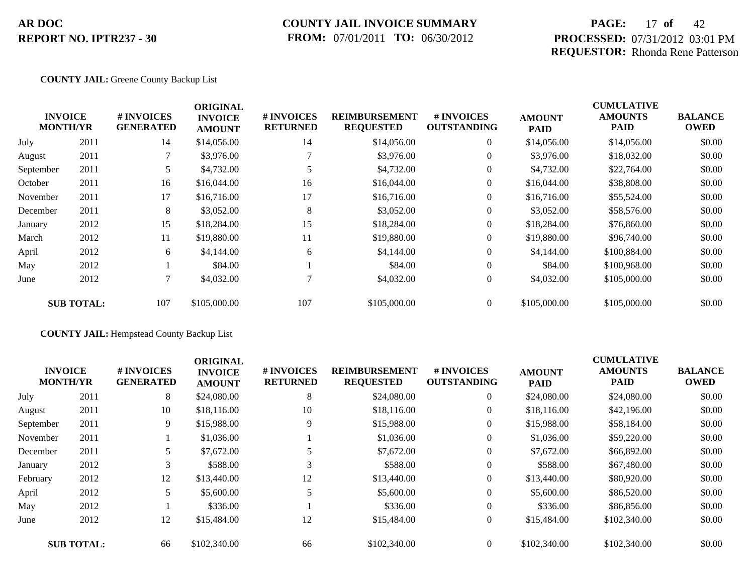**AR DOC**
**REPORT NO. IPTR237 - 30**

**COUNTY JAIL INVOICE SUMMARY**
**FROM:** 07/01/2011 **TO:** 06/30/2012

**PROCESSED:** 07/31/2012 03:01 PM
**REQUESTOR:** Rhonda Rene Patterson

**COUNTY JAIL:** Greene County Backup List

| INVOICE MONTH/YR | | # INVOICES GENERATED | ORIGINAL INVOICE AMOUNT | # INVOICES RETURNED | REIMBURSEMENT REQUESTED | # INVOICES OUTSTANDING | AMOUNT PAID | CUMULATIVE AMOUNTS PAID | BALANCE OWED |
|---|---|---|---|---|---|---|---|---|---|
| July | 2011 | 14 | $14,056.00 | 14 | $14,056.00 | 0 | $14,056.00 | $14,056.00 | $0.00 |
| August | 2011 | 7 | $3,976.00 | 7 | $3,976.00 | 0 | $3,976.00 | $18,032.00 | $0.00 |
| September | 2011 | 5 | $4,732.00 | 5 | $4,732.00 | 0 | $4,732.00 | $22,764.00 | $0.00 |
| October | 2011 | 16 | $16,044.00 | 16 | $16,044.00 | 0 | $16,044.00 | $38,808.00 | $0.00 |
| November | 2011 | 17 | $16,716.00 | 17 | $16,716.00 | 0 | $16,716.00 | $55,524.00 | $0.00 |
| December | 2011 | 8 | $3,052.00 | 8 | $3,052.00 | 0 | $3,052.00 | $58,576.00 | $0.00 |
| January | 2012 | 15 | $18,284.00 | 15 | $18,284.00 | 0 | $18,284.00 | $76,860.00 | $0.00 |
| March | 2012 | 11 | $19,880.00 | 11 | $19,880.00 | 0 | $19,880.00 | $96,740.00 | $0.00 |
| April | 2012 | 6 | $4,144.00 | 6 | $4,144.00 | 0 | $4,144.00 | $100,884.00 | $0.00 |
| May | 2012 | 1 | $84.00 | 1 | $84.00 | 0 | $84.00 | $100,968.00 | $0.00 |
| June | 2012 | 7 | $4,032.00 | 7 | $4,032.00 | 0 | $4,032.00 | $105,000.00 | $0.00 |
| **SUB TOTAL:** | | 107 | $105,000.00 | 107 | $105,000.00 | 0 | $105,000.00 | $105,000.00 | $0.00 |

**COUNTY JAIL:** Hempstead County Backup List

| INVOICE MONTH/YR | | # INVOICES GENERATED | ORIGINAL INVOICE AMOUNT | # INVOICES RETURNED | REIMBURSEMENT REQUESTED | # INVOICES OUTSTANDING | AMOUNT PAID | CUMULATIVE AMOUNTS PAID | BALANCE OWED |
|---|---|---|---|---|---|---|---|---|---|
| July | 2011 | 8 | $24,080.00 | 8 | $24,080.00 | 0 | $24,080.00 | $24,080.00 | $0.00 |
| August | 2011 | 10 | $18,116.00 | 10 | $18,116.00 | 0 | $18,116.00 | $42,196.00 | $0.00 |
| September | 2011 | 9 | $15,988.00 | 9 | $15,988.00 | 0 | $15,988.00 | $58,184.00 | $0.00 |
| November | 2011 | 1 | $1,036.00 | 1 | $1,036.00 | 0 | $1,036.00 | $59,220.00 | $0.00 |
| December | 2011 | 5 | $7,672.00 | 5 | $7,672.00 | 0 | $7,672.00 | $66,892.00 | $0.00 |
| January | 2012 | 3 | $588.00 | 3 | $588.00 | 0 | $588.00 | $67,480.00 | $0.00 |
| February | 2012 | 12 | $13,440.00 | 12 | $13,440.00 | 0 | $13,440.00 | $80,920.00 | $0.00 |
| April | 2012 | 5 | $5,600.00 | 5 | $5,600.00 | 0 | $5,600.00 | $86,520.00 | $0.00 |
| May | 2012 | 1 | $336.00 | 1 | $336.00 | 0 | $336.00 | $86,856.00 | $0.00 |
| June | 2012 | 12 | $15,484.00 | 12 | $15,484.00 | 0 | $15,484.00 | $102,340.00 | $0.00 |
| **SUB TOTAL:** | | 66 | $102,340.00 | 66 | $102,340.00 | 0 | $102,340.00 | $102,340.00 | $0.00 |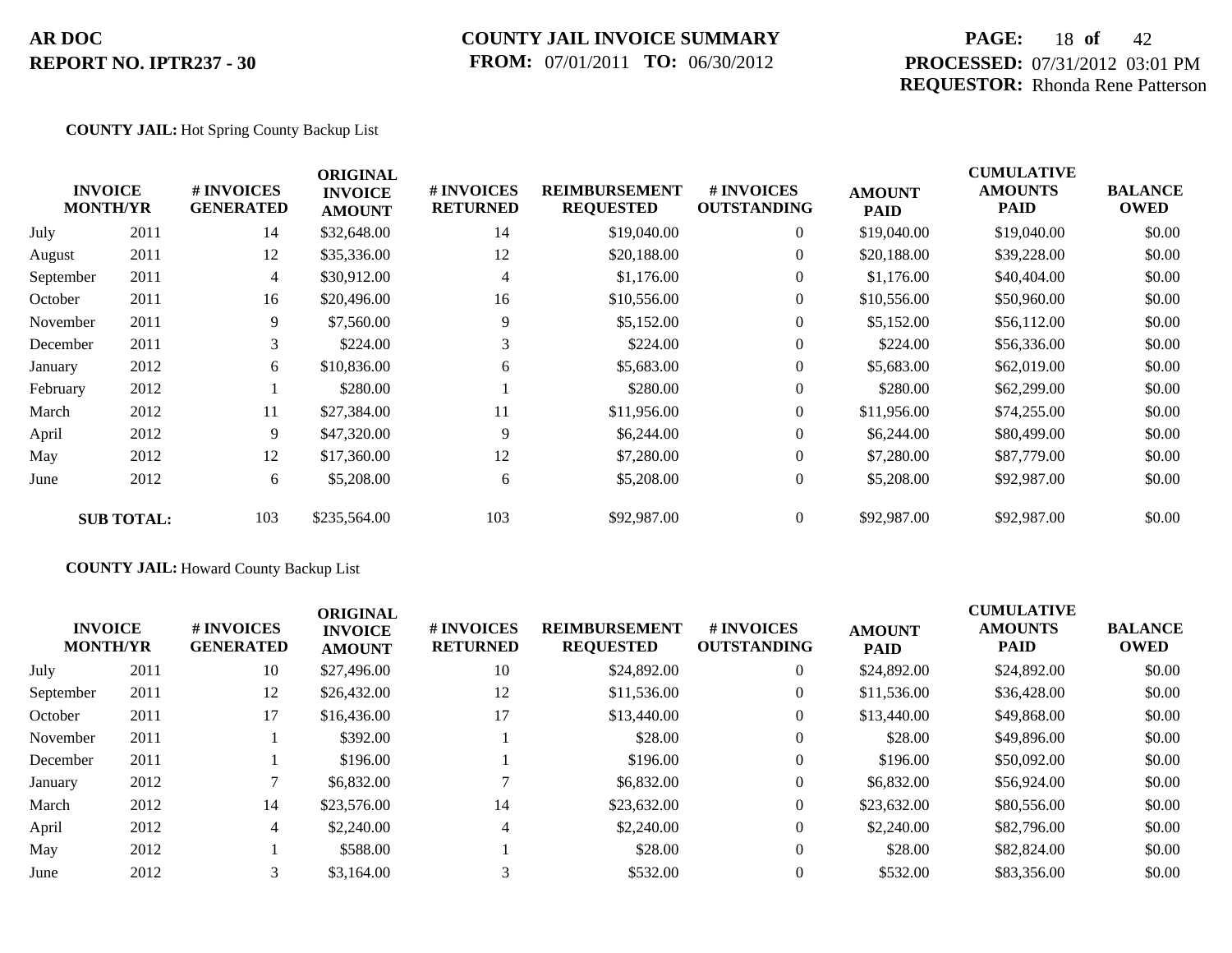**AR DOC**
**REPORT NO. IPTR237 - 30**

**COUNTY JAIL INVOICE SUMMARY**
**FROM:** 07/01/2011 **TO:** 06/30/2012

**PROCESSED:** 07/31/2012 03:01 PM
**REQUESTOR:** Rhonda Rene Patterson

**COUNTY JAIL:** Hot Spring County Backup List

| INVOICE MONTH/YR | | # INVOICES GENERATED | ORIGINAL INVOICE AMOUNT | # INVOICES RETURNED | REIMBURSEMENT REQUESTED | # INVOICES OUTSTANDING | AMOUNT PAID | CUMULATIVE AMOUNTS PAID | BALANCE OWED |
|---|---|---|---|---|---|---|---|---|---|
| July | 2011 | 14 | $32,648.00 | 14 | $19,040.00 | 0 | $19,040.00 | $19,040.00 | $0.00 |
| August | 2011 | 12 | $35,336.00 | 12 | $20,188.00 | 0 | $20,188.00 | $39,228.00 | $0.00 |
| September | 2011 | 4 | $30,912.00 | 4 | $1,176.00 | 0 | $1,176.00 | $40,404.00 | $0.00 |
| October | 2011 | 16 | $20,496.00 | 16 | $10,556.00 | 0 | $10,556.00 | $50,960.00 | $0.00 |
| November | 2011 | 9 | $7,560.00 | 9 | $5,152.00 | 0 | $5,152.00 | $56,112.00 | $0.00 |
| December | 2011 | 3 | $224.00 | 3 | $224.00 | 0 | $224.00 | $56,336.00 | $0.00 |
| January | 2012 | 6 | $10,836.00 | 6 | $5,683.00 | 0 | $5,683.00 | $62,019.00 | $0.00 |
| February | 2012 | 1 | $280.00 | 1 | $280.00 | 0 | $280.00 | $62,299.00 | $0.00 |
| March | 2012 | 11 | $27,384.00 | 11 | $11,956.00 | 0 | $11,956.00 | $74,255.00 | $0.00 |
| April | 2012 | 9 | $47,320.00 | 9 | $6,244.00 | 0 | $6,244.00 | $80,499.00 | $0.00 |
| May | 2012 | 12 | $17,360.00 | 12 | $7,280.00 | 0 | $7,280.00 | $87,779.00 | $0.00 |
| June | 2012 | 6 | $5,208.00 | 6 | $5,208.00 | 0 | $5,208.00 | $92,987.00 | $0.00 |
| **SUB TOTAL:** | | 103 | $235,564.00 | 103 | $92,987.00 | 0 | $92,987.00 | $92,987.00 | $0.00 |

**COUNTY JAIL:** Howard County Backup List

| INVOICE MONTH/YR | | # INVOICES GENERATED | ORIGINAL INVOICE AMOUNT | # INVOICES RETURNED | REIMBURSEMENT REQUESTED | # INVOICES OUTSTANDING | AMOUNT PAID | CUMULATIVE AMOUNTS PAID | BALANCE OWED |
|---|---|---|---|---|---|---|---|---|---|
| July | 2011 | 10 | $27,496.00 | 10 | $24,892.00 | 0 | $24,892.00 | $24,892.00 | $0.00 |
| September | 2011 | 12 | $26,432.00 | 12 | $11,536.00 | 0 | $11,536.00 | $36,428.00 | $0.00 |
| October | 2011 | 17 | $16,436.00 | 17 | $13,440.00 | 0 | $13,440.00 | $49,868.00 | $0.00 |
| November | 2011 | 1 | $392.00 | 1 | $28.00 | 0 | $28.00 | $49,896.00 | $0.00 |
| December | 2011 | 1 | $196.00 | 1 | $196.00 | 0 | $196.00 | $50,092.00 | $0.00 |
| January | 2012 | 7 | $6,832.00 | 7 | $6,832.00 | 0 | $6,832.00 | $56,924.00 | $0.00 |
| March | 2012 | 14 | $23,576.00 | 14 | $23,632.00 | 0 | $23,632.00 | $80,556.00 | $0.00 |
| April | 2012 | 4 | $2,240.00 | 4 | $2,240.00 | 0 | $2,240.00 | $82,796.00 | $0.00 |
| May | 2012 | 1 | $588.00 | 1 | $28.00 | 0 | $28.00 | $82,824.00 | $0.00 |
| June | 2012 | 3 | $3,164.00 | 3 | $532.00 | 0 | $532.00 | $83,356.00 | $0.00 |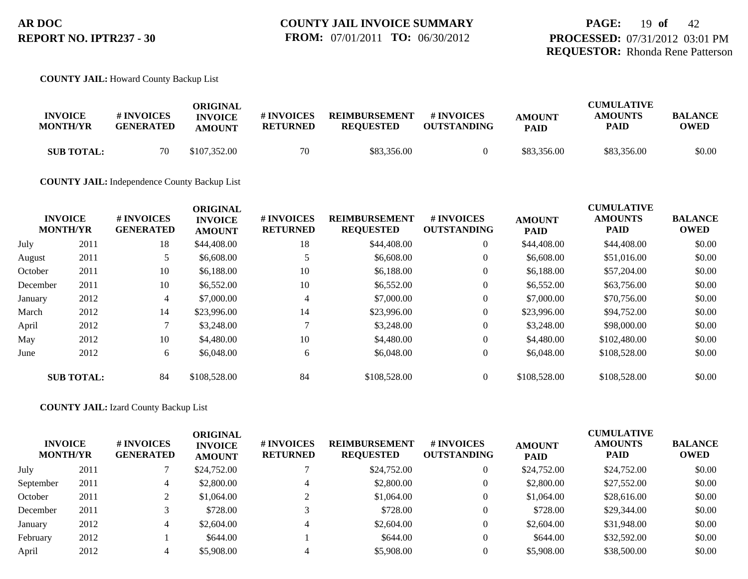**COUNTY JAIL:** Howard County Backup List

| INVOICE MONTH/YR | | # INVOICES GENERATED | ORIGINAL INVOICE AMOUNT | # INVOICES RETURNED | REIMBURSEMENT REQUESTED | # INVOICES OUTSTANDING | AMOUNT PAID | CUMULATIVE AMOUNTS PAID | BALANCE OWED |
|---|---|---|---|---|---|---|---|---|---|
| **SUB TOTAL:** | | 70 | $107,352.00 | 70 | $83,356.00 | 0 | $83,356.00 | $83,356.00 | $0.00 |

**COUNTY JAIL:** Independence County Backup List

| INVOICE MONTH/YR | | # INVOICES GENERATED | ORIGINAL INVOICE AMOUNT | # INVOICES RETURNED | REIMBURSEMENT REQUESTED | # INVOICES OUTSTANDING | AMOUNT PAID | CUMULATIVE AMOUNTS PAID | BALANCE OWED |
|---|---|---|---|---|---|---|---|---|---|
| July | 2011 | 18 | $44,408.00 | 18 | $44,408.00 | 0 | $44,408.00 | $44,408.00 | $0.00 |
| August | 2011 | 5 | $6,608.00 | 5 | $6,608.00 | 0 | $6,608.00 | $51,016.00 | $0.00 |
| October | 2011 | 10 | $6,188.00 | 10 | $6,188.00 | 0 | $6,188.00 | $57,204.00 | $0.00 |
| December | 2011 | 10 | $6,552.00 | 10 | $6,552.00 | 0 | $6,552.00 | $63,756.00 | $0.00 |
| January | 2012 | 4 | $7,000.00 | 4 | $7,000.00 | 0 | $7,000.00 | $70,756.00 | $0.00 |
| March | 2012 | 14 | $23,996.00 | 14 | $23,996.00 | 0 | $23,996.00 | $94,752.00 | $0.00 |
| April | 2012 | 7 | $3,248.00 | 7 | $3,248.00 | 0 | $3,248.00 | $98,000.00 | $0.00 |
| May | 2012 | 10 | $4,480.00 | 10 | $4,480.00 | 0 | $4,480.00 | $102,480.00 | $0.00 |
| June | 2012 | 6 | $6,048.00 | 6 | $6,048.00 | 0 | $6,048.00 | $108,528.00 | $0.00 |
| **SUB TOTAL:** | | 84 | $108,528.00 | 84 | $108,528.00 | 0 | $108,528.00 | $108,528.00 | $0.00 |

**COUNTY JAIL:** Izard County Backup List

| INVOICE MONTH/YR | | # INVOICES GENERATED | ORIGINAL INVOICE AMOUNT | # INVOICES RETURNED | REIMBURSEMENT REQUESTED | # INVOICES OUTSTANDING | AMOUNT PAID | CUMULATIVE AMOUNTS PAID | BALANCE OWED |
|---|---|---|---|---|---|---|---|---|---|
| July | 2011 | 7 | $24,752.00 | 7 | $24,752.00 | 0 | $24,752.00 | $24,752.00 | $0.00 |
| September | 2011 | 4 | $2,800.00 | 4 | $2,800.00 | 0 | $2,800.00 | $27,552.00 | $0.00 |
| October | 2011 | 2 | $1,064.00 | 2 | $1,064.00 | 0 | $1,064.00 | $28,616.00 | $0.00 |
| December | 2011 | 3 | $728.00 | 3 | $728.00 | 0 | $728.00 | $29,344.00 | $0.00 |
| January | 2012 | 4 | $2,604.00 | 4 | $2,604.00 | 0 | $2,604.00 | $31,948.00 | $0.00 |
| February | 2012 | 1 | $644.00 | 1 | $644.00 | 0 | $644.00 | $32,592.00 | $0.00 |
| April | 2012 | 4 | $5,908.00 | 4 | $5,908.00 | 0 | $5,908.00 | $38,500.00 | $0.00 |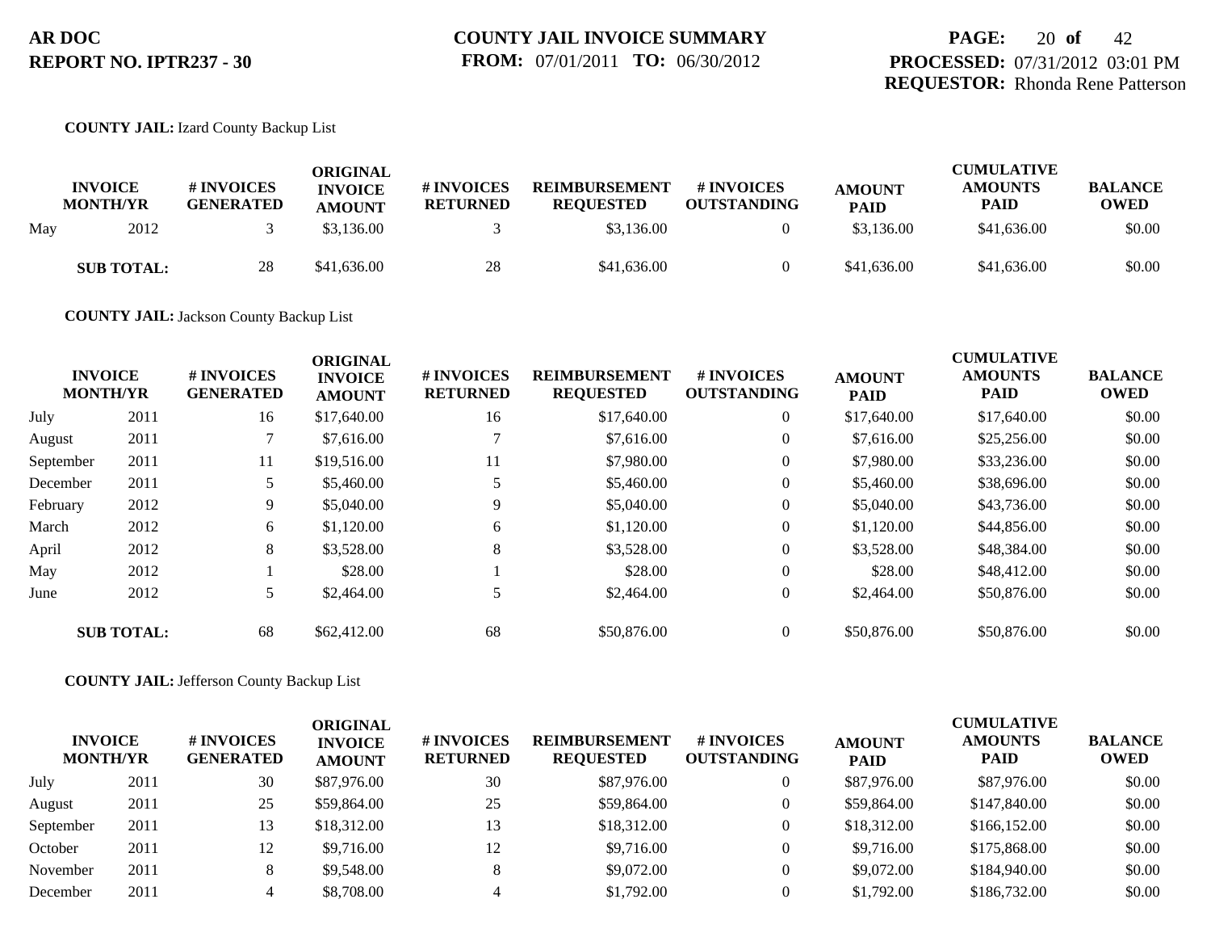**AR DOC**
**REPORT NO. IPTR237 - 30**

**COUNTY JAIL INVOICE SUMMARY**
**FROM:** 07/01/2011 **TO:** 06/30/2012

**PROCESSED:** 07/31/2012 03:01 PM
**REQUESTOR:** Rhonda Rene Patterson

**COUNTY JAIL:** Izard County Backup List

| INVOICE MONTH/YR | | # INVOICES GENERATED | ORIGINAL INVOICE AMOUNT | # INVOICES RETURNED | REIMBURSEMENT REQUESTED | # INVOICES OUTSTANDING | AMOUNT PAID | CUMULATIVE AMOUNTS PAID | BALANCE OWED |
|---|---|---|---|---|---|---|---|---|---|
| May | 2012 | 3 | $3,136.00 | 3 | $3,136.00 | 0 | $3,136.00 | $41,636.00 | $0.00 |
| **SUB TOTAL:** | | 28 | $41,636.00 | 28 | $41,636.00 | 0 | $41,636.00 | $41,636.00 | $0.00 |

**COUNTY JAIL:** Jackson County Backup List

| INVOICE MONTH/YR | | # INVOICES GENERATED | ORIGINAL INVOICE AMOUNT | # INVOICES RETURNED | REIMBURSEMENT REQUESTED | # INVOICES OUTSTANDING | AMOUNT PAID | CUMULATIVE AMOUNTS PAID | BALANCE OWED |
|---|---|---|---|---|---|---|---|---|---|
| July | 2011 | 16 | $17,640.00 | 16 | $17,640.00 | 0 | $17,640.00 | $17,640.00 | $0.00 |
| August | 2011 | 7 | $7,616.00 | 7 | $7,616.00 | 0 | $7,616.00 | $25,256.00 | $0.00 |
| September | 2011 | 11 | $19,516.00 | 11 | $7,980.00 | 0 | $7,980.00 | $33,236.00 | $0.00 |
| December | 2011 | 5 | $5,460.00 | 5 | $5,460.00 | 0 | $5,460.00 | $38,696.00 | $0.00 |
| February | 2012 | 9 | $5,040.00 | 9 | $5,040.00 | 0 | $5,040.00 | $43,736.00 | $0.00 |
| March | 2012 | 6 | $1,120.00 | 6 | $1,120.00 | 0 | $1,120.00 | $44,856.00 | $0.00 |
| April | 2012 | 8 | $3,528.00 | 8 | $3,528.00 | 0 | $3,528.00 | $48,384.00 | $0.00 |
| May | 2012 | 1 | $28.00 | 1 | $28.00 | 0 | $28.00 | $48,412.00 | $0.00 |
| June | 2012 | 5 | $2,464.00 | 5 | $2,464.00 | 0 | $2,464.00 | $50,876.00 | $0.00 |
| **SUB TOTAL:** | | 68 | $62,412.00 | 68 | $50,876.00 | 0 | $50,876.00 | $50,876.00 | $0.00 |

**COUNTY JAIL:** Jefferson County Backup List

| INVOICE MONTH/YR | | # INVOICES GENERATED | ORIGINAL INVOICE AMOUNT | # INVOICES RETURNED | REIMBURSEMENT REQUESTED | # INVOICES OUTSTANDING | AMOUNT PAID | CUMULATIVE AMOUNTS PAID | BALANCE OWED |
|---|---|---|---|---|---|---|---|---|---|
| July | 2011 | 30 | $87,976.00 | 30 | $87,976.00 | 0 | $87,976.00 | $87,976.00 | $0.00 |
| August | 2011 | 25 | $59,864.00 | 25 | $59,864.00 | 0 | $59,864.00 | $147,840.00 | $0.00 |
| September | 2011 | 13 | $18,312.00 | 13 | $18,312.00 | 0 | $18,312.00 | $166,152.00 | $0.00 |
| October | 2011 | 12 | $9,716.00 | 12 | $9,716.00 | 0 | $9,716.00 | $175,868.00 | $0.00 |
| November | 2011 | 8 | $9,548.00 | 8 | $9,072.00 | 0 | $9,072.00 | $184,940.00 | $0.00 |
| December | 2011 | 4 | $8,708.00 | 4 | $1,792.00 | 0 | $1,792.00 | $186,732.00 | $0.00 |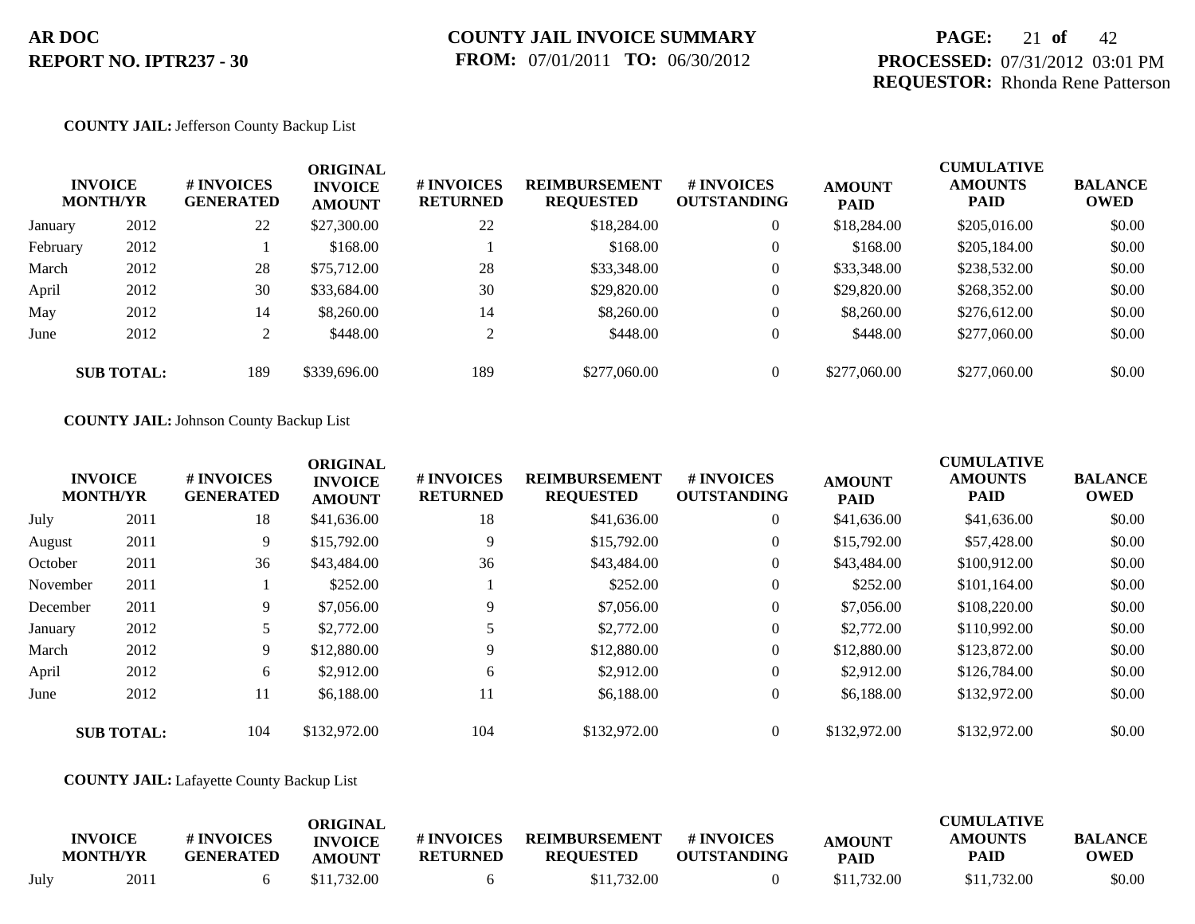**AR DOC**
**REPORT NO. IPTR237 - 30**

**COUNTY JAIL INVOICE SUMMARY**
**FROM:** 07/01/2011 **TO:** 06/30/2012

**PROCESSED:** 07/31/2012 03:01 PM
**REQUESTOR:** Rhonda Rene Patterson

**COUNTY JAIL:** Jefferson County Backup List

| INVOICE MONTH/YR | | # INVOICES GENERATED | ORIGINAL INVOICE AMOUNT | # INVOICES RETURNED | REIMBURSEMENT REQUESTED | # INVOICES OUTSTANDING | AMOUNT PAID | CUMULATIVE AMOUNTS PAID | BALANCE OWED |
|---|---|---|---|---|---|---|---|---|---|
| January | 2012 | 22 | $27,300.00 | 22 | $18,284.00 | 0 | $18,284.00 | $205,016.00 | $0.00 |
| February | 2012 | 1 | $168.00 | 1 | $168.00 | 0 | $168.00 | $205,184.00 | $0.00 |
| March | 2012 | 28 | $75,712.00 | 28 | $33,348.00 | 0 | $33,348.00 | $238,532.00 | $0.00 |
| April | 2012 | 30 | $33,684.00 | 30 | $29,820.00 | 0 | $29,820.00 | $268,352.00 | $0.00 |
| May | 2012 | 14 | $8,260.00 | 14 | $8,260.00 | 0 | $8,260.00 | $276,612.00 | $0.00 |
| June | 2012 | 2 | $448.00 | 2 | $448.00 | 0 | $448.00 | $277,060.00 | $0.00 |
| **SUB TOTAL:** | | 189 | $339,696.00 | 189 | $277,060.00 | 0 | $277,060.00 | $277,060.00 | $0.00 |

**COUNTY JAIL:** Johnson County Backup List

| INVOICE MONTH/YR | | # INVOICES GENERATED | ORIGINAL INVOICE AMOUNT | # INVOICES RETURNED | REIMBURSEMENT REQUESTED | # INVOICES OUTSTANDING | AMOUNT PAID | CUMULATIVE AMOUNTS PAID | BALANCE OWED |
|---|---|---|---|---|---|---|---|---|---|
| July | 2011 | 18 | $41,636.00 | 18 | $41,636.00 | 0 | $41,636.00 | $41,636.00 | $0.00 |
| August | 2011 | 9 | $15,792.00 | 9 | $15,792.00 | 0 | $15,792.00 | $57,428.00 | $0.00 |
| October | 2011 | 36 | $43,484.00 | 36 | $43,484.00 | 0 | $43,484.00 | $100,912.00 | $0.00 |
| November | 2011 | 1 | $252.00 | 1 | $252.00 | 0 | $252.00 | $101,164.00 | $0.00 |
| December | 2011 | 9 | $7,056.00 | 9 | $7,056.00 | 0 | $7,056.00 | $108,220.00 | $0.00 |
| January | 2012 | 5 | $2,772.00 | 5 | $2,772.00 | 0 | $2,772.00 | $110,992.00 | $0.00 |
| March | 2012 | 9 | $12,880.00 | 9 | $12,880.00 | 0 | $12,880.00 | $123,872.00 | $0.00 |
| April | 2012 | 6 | $2,912.00 | 6 | $2,912.00 | 0 | $2,912.00 | $126,784.00 | $0.00 |
| June | 2012 | 11 | $6,188.00 | 11 | $6,188.00 | 0 | $6,188.00 | $132,972.00 | $0.00 |
| **SUB TOTAL:** | | 104 | $132,972.00 | 104 | $132,972.00 | 0 | $132,972.00 | $132,972.00 | $0.00 |

**COUNTY JAIL:** Lafayette County Backup List

| INVOICE MONTH/YR | | # INVOICES GENERATED | ORIGINAL INVOICE AMOUNT | # INVOICES RETURNED | REIMBURSEMENT REQUESTED | # INVOICES OUTSTANDING | AMOUNT PAID | CUMULATIVE AMOUNTS PAID | BALANCE OWED |
|---|---|---|---|---|---|---|---|---|---|
| July | 2011 | 6 | $11,732.00 | 6 | $11,732.00 | 0 | $11,732.00 | $11,732.00 | $0.00 |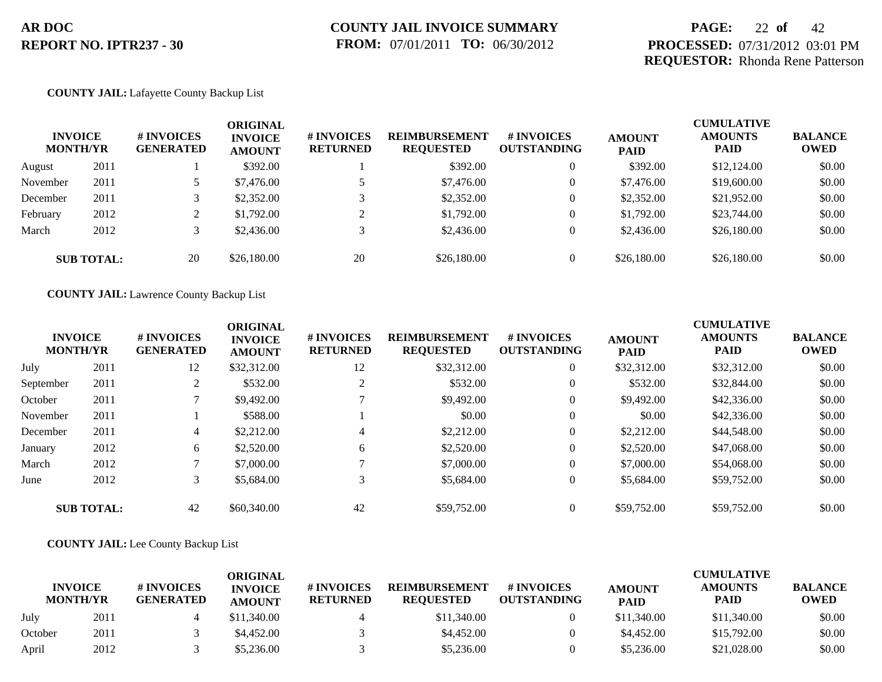**AR DOC**
**REPORT NO. IPTR237 - 30**

**COUNTY JAIL INVOICE SUMMARY**
**FROM:** 07/01/2011 **TO:** 06/30/2012

**PROCESSED:** 07/31/2012 03:01 PM
**REQUESTOR:** Rhonda Rene Patterson

**COUNTY JAIL:** Lafayette County Backup List

| INVOICE MONTH/YR | | # INVOICES GENERATED | ORIGINAL INVOICE AMOUNT | # INVOICES RETURNED | REIMBURSEMENT REQUESTED | # INVOICES OUTSTANDING | AMOUNT PAID | CUMULATIVE AMOUNTS PAID | BALANCE OWED |
|---|---|---|---|---|---|---|---|---|---|
| August | 2011 | 1 | $392.00 | 1 | $392.00 | 0 | $392.00 | $12,124.00 | $0.00 |
| November | 2011 | 5 | $7,476.00 | 5 | $7,476.00 | 0 | $7,476.00 | $19,600.00 | $0.00 |
| December | 2011 | 3 | $2,352.00 | 3 | $2,352.00 | 0 | $2,352.00 | $21,952.00 | $0.00 |
| February | 2012 | 2 | $1,792.00 | 2 | $1,792.00 | 0 | $1,792.00 | $23,744.00 | $0.00 |
| March | 2012 | 3 | $2,436.00 | 3 | $2,436.00 | 0 | $2,436.00 | $26,180.00 | $0.00 |
| **SUB TOTAL:** | | 20 | $26,180.00 | 20 | $26,180.00 | 0 | $26,180.00 | $26,180.00 | $0.00 |

**COUNTY JAIL:** Lawrence County Backup List

| INVOICE MONTH/YR | | # INVOICES GENERATED | ORIGINAL INVOICE AMOUNT | # INVOICES RETURNED | REIMBURSEMENT REQUESTED | # INVOICES OUTSTANDING | AMOUNT PAID | CUMULATIVE AMOUNTS PAID | BALANCE OWED |
|---|---|---|---|---|---|---|---|---|---|
| July | 2011 | 12 | $32,312.00 | 12 | $32,312.00 | 0 | $32,312.00 | $32,312.00 | $0.00 |
| September | 2011 | 2 | $532.00 | 2 | $532.00 | 0 | $532.00 | $32,844.00 | $0.00 |
| October | 2011 | 7 | $9,492.00 | 7 | $9,492.00 | 0 | $9,492.00 | $42,336.00 | $0.00 |
| November | 2011 | 1 | $588.00 | 1 | $0.00 | 0 | $0.00 | $42,336.00 | $0.00 |
| December | 2011 | 4 | $2,212.00 | 4 | $2,212.00 | 0 | $2,212.00 | $44,548.00 | $0.00 |
| January | 2012 | 6 | $2,520.00 | 6 | $2,520.00 | 0 | $2,520.00 | $47,068.00 | $0.00 |
| March | 2012 | 7 | $7,000.00 | 7 | $7,000.00 | 0 | $7,000.00 | $54,068.00 | $0.00 |
| June | 2012 | 3 | $5,684.00 | 3 | $5,684.00 | 0 | $5,684.00 | $59,752.00 | $0.00 |
| **SUB TOTAL:** | | 42 | $60,340.00 | 42 | $59,752.00 | 0 | $59,752.00 | $59,752.00 | $0.00 |

**COUNTY JAIL:** Lee County Backup List

| INVOICE MONTH/YR | | # INVOICES GENERATED | ORIGINAL INVOICE AMOUNT | # INVOICES RETURNED | REIMBURSEMENT REQUESTED | # INVOICES OUTSTANDING | AMOUNT PAID | CUMULATIVE AMOUNTS PAID | BALANCE OWED |
|---|---|---|---|---|---|---|---|---|---|
| July | 2011 | 4 | $11,340.00 | 4 | $11,340.00 | 0 | $11,340.00 | $11,340.00 | $0.00 |
| October | 2011 | 3 | $4,452.00 | 3 | $4,452.00 | 0 | $4,452.00 | $15,792.00 | $0.00 |
| April | 2012 | 3 | $5,236.00 | 3 | $5,236.00 | 0 | $5,236.00 | $21,028.00 | $0.00 |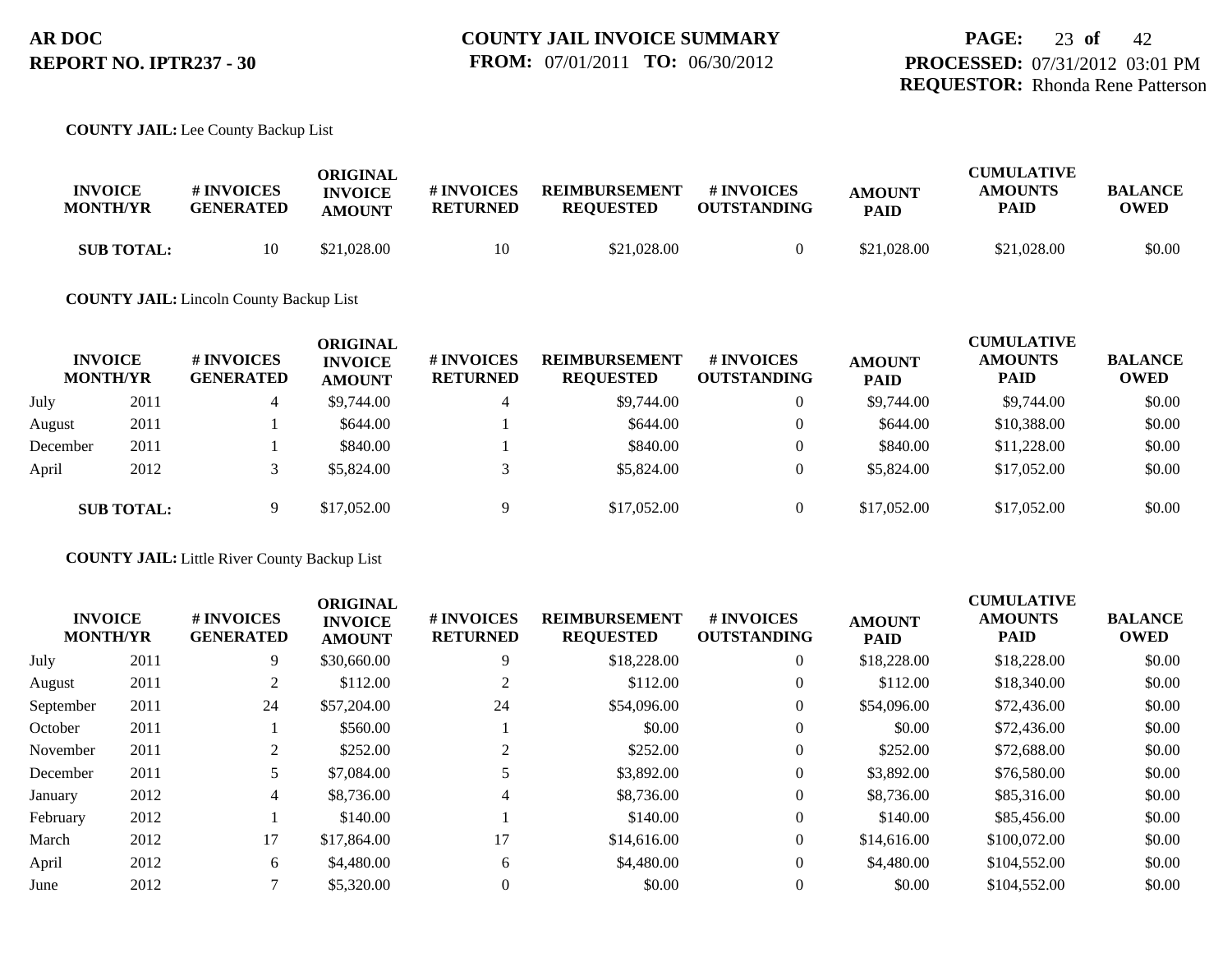**AR DOC**
**REPORT NO. IPTR237 - 30**

**COUNTY JAIL INVOICE SUMMARY**
**FROM:** 07/01/2011 **TO:** 06/30/2012

**PROCESSED:** 07/31/2012 03:01 PM
**REQUESTOR:** Rhonda Rene Patterson

**COUNTY JAIL:** Lee County Backup List

| INVOICE MONTH/YR | | # INVOICES GENERATED | ORIGINAL INVOICE AMOUNT | # INVOICES RETURNED | REIMBURSEMENT REQUESTED | # INVOICES OUTSTANDING | AMOUNT PAID | CUMULATIVE AMOUNTS PAID | BALANCE OWED |
|---|---|---|---|---|---|---|---|---|---|
| **SUB TOTAL:** | | 10 | $21,028.00 | 10 | $21,028.00 | 0 | $21,028.00 | $21,028.00 | $0.00 |

**COUNTY JAIL:** Lincoln County Backup List

| INVOICE MONTH/YR | | # INVOICES GENERATED | ORIGINAL INVOICE AMOUNT | # INVOICES RETURNED | REIMBURSEMENT REQUESTED | # INVOICES OUTSTANDING | AMOUNT PAID | CUMULATIVE AMOUNTS PAID | BALANCE OWED |
|---|---|---|---|---|---|---|---|---|---|
| July | 2011 | 4 | $9,744.00 | 4 | $9,744.00 | 0 | $9,744.00 | $9,744.00 | $0.00 |
| August | 2011 | 1 | $644.00 | 1 | $644.00 | 0 | $644.00 | $10,388.00 | $0.00 |
| December | 2011 | 1 | $840.00 | 1 | $840.00 | 0 | $840.00 | $11,228.00 | $0.00 |
| April | 2012 | 3 | $5,824.00 | 3 | $5,824.00 | 0 | $5,824.00 | $17,052.00 | $0.00 |
| **SUB TOTAL:** | | 9 | $17,052.00 | 9 | $17,052.00 | 0 | $17,052.00 | $17,052.00 | $0.00 |

**COUNTY JAIL:** Little River County Backup List

| INVOICE MONTH/YR | | # INVOICES GENERATED | ORIGINAL INVOICE AMOUNT | # INVOICES RETURNED | REIMBURSEMENT REQUESTED | # INVOICES OUTSTANDING | AMOUNT PAID | CUMULATIVE AMOUNTS PAID | BALANCE OWED |
|---|---|---|---|---|---|---|---|---|---|
| July | 2011 | 9 | $30,660.00 | 9 | $18,228.00 | 0 | $18,228.00 | $18,228.00 | $0.00 |
| August | 2011 | 2 | $112.00 | 2 | $112.00 | 0 | $112.00 | $18,340.00 | $0.00 |
| September | 2011 | 24 | $57,204.00 | 24 | $54,096.00 | 0 | $54,096.00 | $72,436.00 | $0.00 |
| October | 2011 | 1 | $560.00 | 1 | $0.00 | 0 | $0.00 | $72,436.00 | $0.00 |
| November | 2011 | 2 | $252.00 | 2 | $252.00 | 0 | $252.00 | $72,688.00 | $0.00 |
| December | 2011 | 5 | $7,084.00 | 5 | $3,892.00 | 0 | $3,892.00 | $76,580.00 | $0.00 |
| January | 2012 | 4 | $8,736.00 | 4 | $8,736.00 | 0 | $8,736.00 | $85,316.00 | $0.00 |
| February | 2012 | 1 | $140.00 | 1 | $140.00 | 0 | $140.00 | $85,456.00 | $0.00 |
| March | 2012 | 17 | $17,864.00 | 17 | $14,616.00 | 0 | $14,616.00 | $100,072.00 | $0.00 |
| April | 2012 | 6 | $4,480.00 | 6 | $4,480.00 | 0 | $4,480.00 | $104,552.00 | $0.00 |
| June | 2012 | 7 | $5,320.00 | 0 | $0.00 | 0 | $0.00 | $104,552.00 | $0.00 |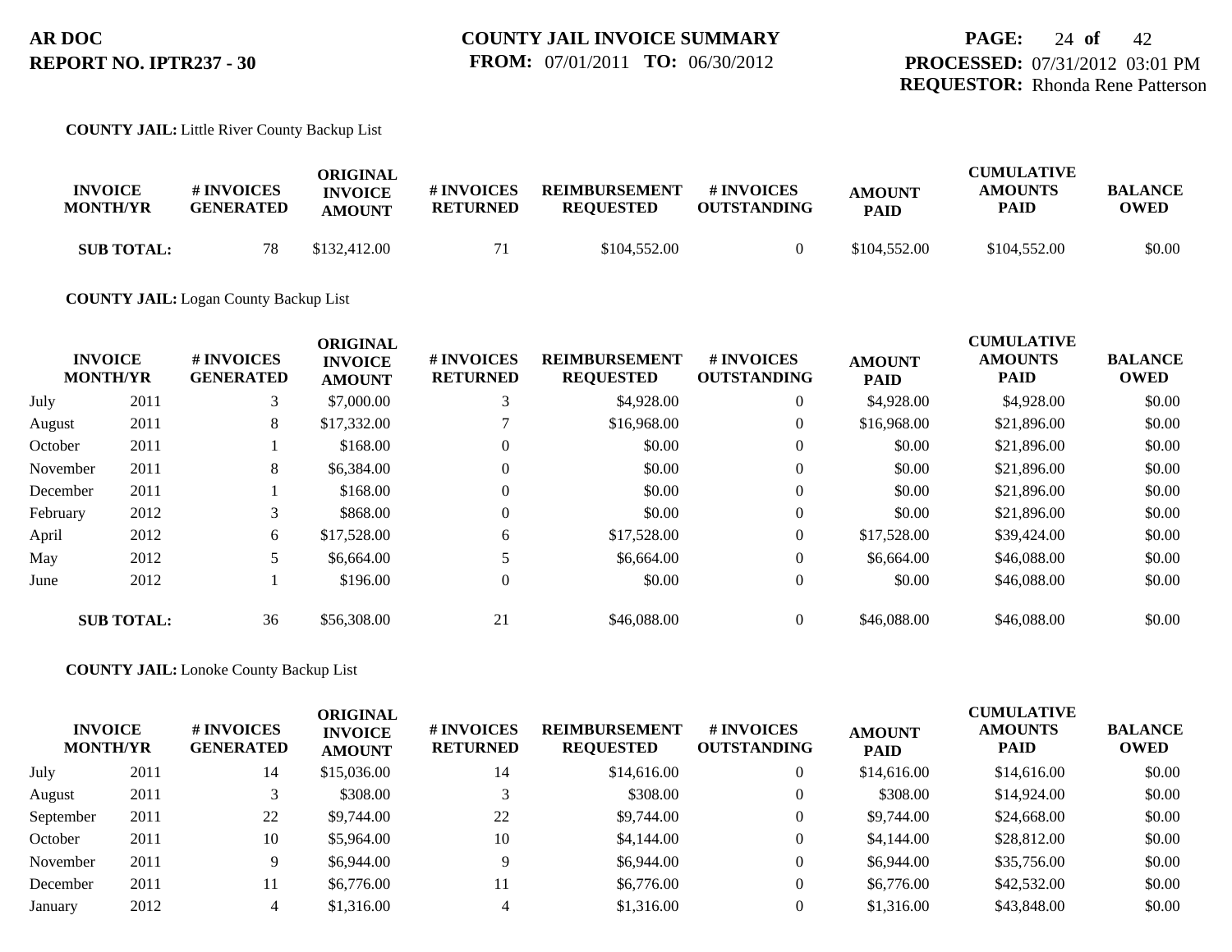**COUNTY JAIL:** Little River County Backup List

| INVOICE MONTH/YR | | # INVOICES GENERATED | ORIGINAL INVOICE AMOUNT | # INVOICES RETURNED | REIMBURSEMENT REQUESTED | # INVOICES OUTSTANDING | AMOUNT PAID | CUMULATIVE AMOUNTS PAID | BALANCE OWED |
|---|---|---|---|---|---|---|---|---|---|
| **SUB TOTAL:** | | 78 | $132,412.00 | 71 | $104,552.00 | 0 | $104,552.00 | $104,552.00 | $0.00 |

**COUNTY JAIL:** Logan County Backup List

| INVOICE MONTH/YR | | # INVOICES GENERATED | ORIGINAL INVOICE AMOUNT | # INVOICES RETURNED | REIMBURSEMENT REQUESTED | # INVOICES OUTSTANDING | AMOUNT PAID | CUMULATIVE AMOUNTS PAID | BALANCE OWED |
|---|---|---|---|---|---|---|---|---|---|
| July | 2011 | 3 | $7,000.00 | 3 | $4,928.00 | 0 | $4,928.00 | $4,928.00 | $0.00 |
| August | 2011 | 8 | $17,332.00 | 7 | $16,968.00 | 0 | $16,968.00 | $21,896.00 | $0.00 |
| October | 2011 | 1 | $168.00 | 0 | $0.00 | 0 | $0.00 | $21,896.00 | $0.00 |
| November | 2011 | 8 | $6,384.00 | 0 | $0.00 | 0 | $0.00 | $21,896.00 | $0.00 |
| December | 2011 | 1 | $168.00 | 0 | $0.00 | 0 | $0.00 | $21,896.00 | $0.00 |
| February | 2012 | 3 | $868.00 | 0 | $0.00 | 0 | $0.00 | $21,896.00 | $0.00 |
| April | 2012 | 6 | $17,528.00 | 6 | $17,528.00 | 0 | $17,528.00 | $39,424.00 | $0.00 |
| May | 2012 | 5 | $6,664.00 | 5 | $6,664.00 | 0 | $6,664.00 | $46,088.00 | $0.00 |
| June | 2012 | 1 | $196.00 | 0 | $0.00 | 0 | $0.00 | $46,088.00 | $0.00 |
| **SUB TOTAL:** | | 36 | $56,308.00 | 21 | $46,088.00 | 0 | $46,088.00 | $46,088.00 | $0.00 |

**COUNTY JAIL:** Lonoke County Backup List

| INVOICE MONTH/YR | | # INVOICES GENERATED | ORIGINAL INVOICE AMOUNT | # INVOICES RETURNED | REIMBURSEMENT REQUESTED | # INVOICES OUTSTANDING | AMOUNT PAID | CUMULATIVE AMOUNTS PAID | BALANCE OWED |
|---|---|---|---|---|---|---|---|---|---|
| July | 2011 | 14 | $15,036.00 | 14 | $14,616.00 | 0 | $14,616.00 | $14,616.00 | $0.00 |
| August | 2011 | 3 | $308.00 | 3 | $308.00 | 0 | $308.00 | $14,924.00 | $0.00 |
| September | 2011 | 22 | $9,744.00 | 22 | $9,744.00 | 0 | $9,744.00 | $24,668.00 | $0.00 |
| October | 2011 | 10 | $5,964.00 | 10 | $4,144.00 | 0 | $4,144.00 | $28,812.00 | $0.00 |
| November | 2011 | 9 | $6,944.00 | 9 | $6,944.00 | 0 | $6,944.00 | $35,756.00 | $0.00 |
| December | 2011 | 11 | $6,776.00 | 11 | $6,776.00 | 0 | $6,776.00 | $42,532.00 | $0.00 |
| January | 2012 | 4 | $1,316.00 | 4 | $1,316.00 | 0 | $1,316.00 | $43,848.00 | $0.00 |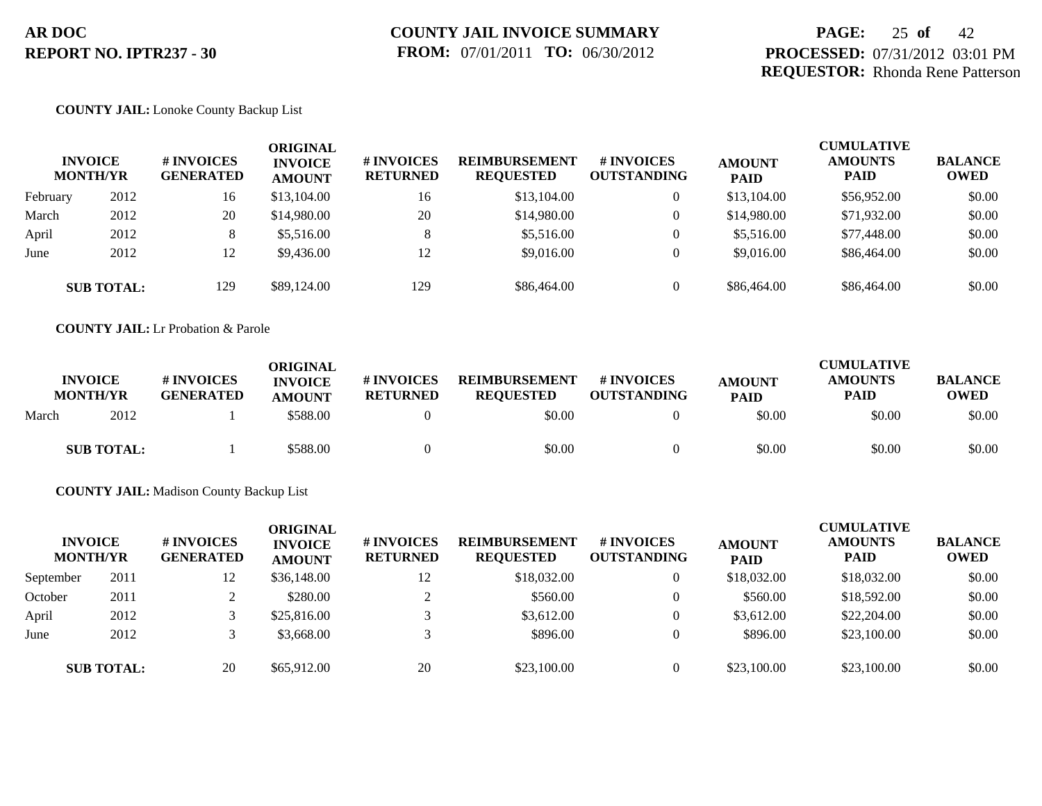AR DOC
REPORT NO. IPTR237 - 30

COUNTY JAIL INVOICE SUMMARY
FROM: 07/01/2011 TO: 06/30/2012

PROCESSED: 07/31/2012 03:01 PM
REQUESTOR: Rhonda Rene Patterson

**COUNTY JAIL:** Lonoke County Backup List

| INVOICE MONTH/YR | | # INVOICES GENERATED | ORIGINAL INVOICE AMOUNT | # INVOICES RETURNED | REIMBURSEMENT REQUESTED | # INVOICES OUTSTANDING | AMOUNT PAID | CUMULATIVE AMOUNTS PAID | BALANCE OWED |
|---|---|---|---|---|---|---|---|---|---|
| February | 2012 | 16 | $13,104.00 | 16 | $13,104.00 | 0 | $13,104.00 | $56,952.00 | $0.00 |
| March | 2012 | 20 | $14,980.00 | 20 | $14,980.00 | 0 | $14,980.00 | $71,932.00 | $0.00 |
| April | 2012 | 8 | $5,516.00 | 8 | $5,516.00 | 0 | $5,516.00 | $77,448.00 | $0.00 |
| June | 2012 | 12 | $9,436.00 | 12 | $9,016.00 | 0 | $9,016.00 | $86,464.00 | $0.00 |
| **SUB TOTAL:** | | 129 | $89,124.00 | 129 | $86,464.00 | 0 | $86,464.00 | $86,464.00 | $0.00 |

**COUNTY JAIL:** Lr Probation & Parole

| INVOICE MONTH/YR | | # INVOICES GENERATED | ORIGINAL INVOICE AMOUNT | # INVOICES RETURNED | REIMBURSEMENT REQUESTED | # INVOICES OUTSTANDING | AMOUNT PAID | CUMULATIVE AMOUNTS PAID | BALANCE OWED |
|---|---|---|---|---|---|---|---|---|---|
| March | 2012 | 1 | $588.00 | 0 | $0.00 | 0 | $0.00 | $0.00 | $0.00 |
| **SUB TOTAL:** | | 1 | $588.00 | 0 | $0.00 | 0 | $0.00 | $0.00 | $0.00 |

**COUNTY JAIL:** Madison County Backup List

| INVOICE MONTH/YR | | # INVOICES GENERATED | ORIGINAL INVOICE AMOUNT | # INVOICES RETURNED | REIMBURSEMENT REQUESTED | # INVOICES OUTSTANDING | AMOUNT PAID | CUMULATIVE AMOUNTS PAID | BALANCE OWED |
|---|---|---|---|---|---|---|---|---|---|
| September | 2011 | 12 | $36,148.00 | 12 | $18,032.00 | 0 | $18,032.00 | $18,032.00 | $0.00 |
| October | 2011 | 2 | $280.00 | 2 | $560.00 | 0 | $560.00 | $18,592.00 | $0.00 |
| April | 2012 | 3 | $25,816.00 | 3 | $3,612.00 | 0 | $3,612.00 | $22,204.00 | $0.00 |
| June | 2012 | 3 | $3,668.00 | 3 | $896.00 | 0 | $896.00 | $23,100.00 | $0.00 |
| **SUB TOTAL:** | | 20 | $65,912.00 | 20 | $23,100.00 | 0 | $23,100.00 | $23,100.00 | $0.00 |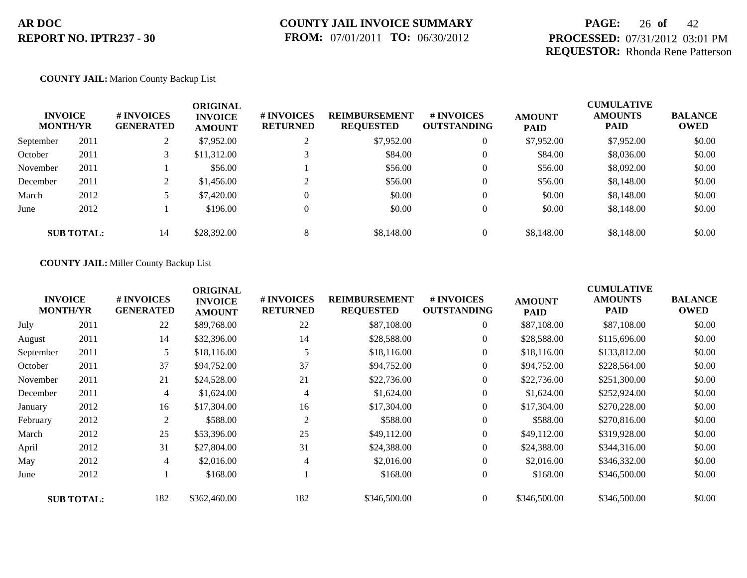**AR DOC**
**REPORT NO. IPTR237 - 30**

**COUNTY JAIL INVOICE SUMMARY**
**FROM:** 07/01/2011 **TO:** 06/30/2012

**PROCESSED:** 07/31/2012 03:01 PM
**REQUESTOR:** Rhonda Rene Patterson

**COUNTY JAIL:** Marion County Backup List

| INVOICE MONTH/YR | | # INVOICES GENERATED | ORIGINAL INVOICE AMOUNT | # INVOICES RETURNED | REIMBURSEMENT REQUESTED | # INVOICES OUTSTANDING | AMOUNT PAID | CUMULATIVE AMOUNTS PAID | BALANCE OWED |
|---|---|---|---|---|---|---|---|---|---|
| September | 2011 | 2 | $7,952.00 | 2 | $7,952.00 | 0 | $7,952.00 | $7,952.00 | $0.00 |
| October | 2011 | 3 | $11,312.00 | 3 | $84.00 | 0 | $84.00 | $8,036.00 | $0.00 |
| November | 2011 | 1 | $56.00 | 1 | $56.00 | 0 | $56.00 | $8,092.00 | $0.00 |
| December | 2011 | 2 | $1,456.00 | 2 | $56.00 | 0 | $56.00 | $8,148.00 | $0.00 |
| March | 2012 | 5 | $7,420.00 | 0 | $0.00 | 0 | $0.00 | $8,148.00 | $0.00 |
| June | 2012 | 1 | $196.00 | 0 | $0.00 | 0 | $0.00 | $8,148.00 | $0.00 |
| **SUB TOTAL:** | | 14 | $28,392.00 | 8 | $8,148.00 | 0 | $8,148.00 | $8,148.00 | $0.00 |

**COUNTY JAIL:** Miller County Backup List

| INVOICE MONTH/YR | | # INVOICES GENERATED | ORIGINAL INVOICE AMOUNT | # INVOICES RETURNED | REIMBURSEMENT REQUESTED | # INVOICES OUTSTANDING | AMOUNT PAID | CUMULATIVE AMOUNTS PAID | BALANCE OWED |
|---|---|---|---|---|---|---|---|---|---|
| July | 2011 | 22 | $89,768.00 | 22 | $87,108.00 | 0 | $87,108.00 | $87,108.00 | $0.00 |
| August | 2011 | 14 | $32,396.00 | 14 | $28,588.00 | 0 | $28,588.00 | $115,696.00 | $0.00 |
| September | 2011 | 5 | $18,116.00 | 5 | $18,116.00 | 0 | $18,116.00 | $133,812.00 | $0.00 |
| October | 2011 | 37 | $94,752.00 | 37 | $94,752.00 | 0 | $94,752.00 | $228,564.00 | $0.00 |
| November | 2011 | 21 | $24,528.00 | 21 | $22,736.00 | 0 | $22,736.00 | $251,300.00 | $0.00 |
| December | 2011 | 4 | $1,624.00 | 4 | $1,624.00 | 0 | $1,624.00 | $252,924.00 | $0.00 |
| January | 2012 | 16 | $17,304.00 | 16 | $17,304.00 | 0 | $17,304.00 | $270,228.00 | $0.00 |
| February | 2012 | 2 | $588.00 | 2 | $588.00 | 0 | $588.00 | $270,816.00 | $0.00 |
| March | 2012 | 25 | $53,396.00 | 25 | $49,112.00 | 0 | $49,112.00 | $319,928.00 | $0.00 |
| April | 2012 | 31 | $27,804.00 | 31 | $24,388.00 | 0 | $24,388.00 | $344,316.00 | $0.00 |
| May | 2012 | 4 | $2,016.00 | 4 | $2,016.00 | 0 | $2,016.00 | $346,332.00 | $0.00 |
| June | 2012 | 1 | $168.00 | 1 | $168.00 | 0 | $168.00 | $346,500.00 | $0.00 |
| **SUB TOTAL:** | | 182 | $362,460.00 | 182 | $346,500.00 | 0 | $346,500.00 | $346,500.00 | $0.00 |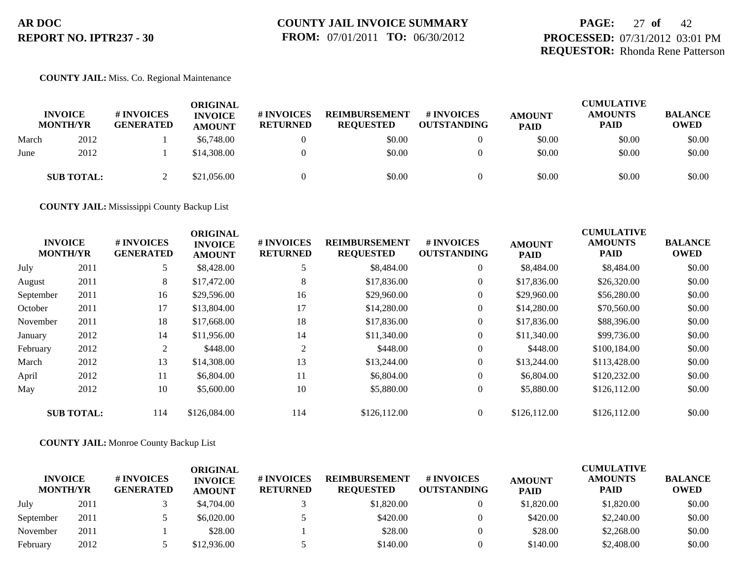**COUNTY JAIL:** Miss. Co. Regional Maintenance

| INVOICE MONTH/YR | | # INVOICES GENERATED | ORIGINAL INVOICE AMOUNT | # INVOICES RETURNED | REIMBURSEMENT REQUESTED | # INVOICES OUTSTANDING | AMOUNT PAID | CUMULATIVE AMOUNTS PAID | BALANCE OWED |
|---|---|---|---|---|---|---|---|---|---|
| March | 2012 | 1 | $6,748.00 | 0 | $0.00 | 0 | $0.00 | $0.00 | $0.00 |
| June | 2012 | 1 | $14,308.00 | 0 | $0.00 | 0 | $0.00 | $0.00 | $0.00 |
| **SUB TOTAL:** | | 2 | $21,056.00 | 0 | $0.00 | 0 | $0.00 | $0.00 | $0.00 |

**COUNTY JAIL:** Mississippi County Backup List

| INVOICE MONTH/YR | | # INVOICES GENERATED | ORIGINAL INVOICE AMOUNT | # INVOICES RETURNED | REIMBURSEMENT REQUESTED | # INVOICES OUTSTANDING | AMOUNT PAID | CUMULATIVE AMOUNTS PAID | BALANCE OWED |
|---|---|---|---|---|---|---|---|---|---|
| July | 2011 | 5 | $8,428.00 | 5 | $8,484.00 | 0 | $8,484.00 | $8,484.00 | $0.00 |
| August | 2011 | 8 | $17,472.00 | 8 | $17,836.00 | 0 | $17,836.00 | $26,320.00 | $0.00 |
| September | 2011 | 16 | $29,596.00 | 16 | $29,960.00 | 0 | $29,960.00 | $56,280.00 | $0.00 |
| October | 2011 | 17 | $13,804.00 | 17 | $14,280.00 | 0 | $14,280.00 | $70,560.00 | $0.00 |
| November | 2011 | 18 | $17,668.00 | 18 | $17,836.00 | 0 | $17,836.00 | $88,396.00 | $0.00 |
| January | 2012 | 14 | $11,956.00 | 14 | $11,340.00 | 0 | $11,340.00 | $99,736.00 | $0.00 |
| February | 2012 | 2 | $448.00 | 2 | $448.00 | 0 | $448.00 | $100,184.00 | $0.00 |
| March | 2012 | 13 | $14,308.00 | 13 | $13,244.00 | 0 | $13,244.00 | $113,428.00 | $0.00 |
| April | 2012 | 11 | $6,804.00 | 11 | $6,804.00 | 0 | $6,804.00 | $120,232.00 | $0.00 |
| May | 2012 | 10 | $5,600.00 | 10 | $5,880.00 | 0 | $5,880.00 | $126,112.00 | $0.00 |
| **SUB TOTAL:** | | 114 | $126,084.00 | 114 | $126,112.00 | 0 | $126,112.00 | $126,112.00 | $0.00 |

**COUNTY JAIL:** Monroe County Backup List

| INVOICE MONTH/YR | | # INVOICES GENERATED | ORIGINAL INVOICE AMOUNT | # INVOICES RETURNED | REIMBURSEMENT REQUESTED | # INVOICES OUTSTANDING | AMOUNT PAID | CUMULATIVE AMOUNTS PAID | BALANCE OWED |
|---|---|---|---|---|---|---|---|---|---|
| July | 2011 | 3 | $4,704.00 | 3 | $1,820.00 | 0 | $1,820.00 | $1,820.00 | $0.00 |
| September | 2011 | 5 | $6,020.00 | 5 | $420.00 | 0 | $420.00 | $2,240.00 | $0.00 |
| November | 2011 | 1 | $28.00 | 1 | $28.00 | 0 | $28.00 | $2,268.00 | $0.00 |
| February | 2012 | 5 | $12,936.00 | 5 | $140.00 | 0 | $140.00 | $2,408.00 | $0.00 |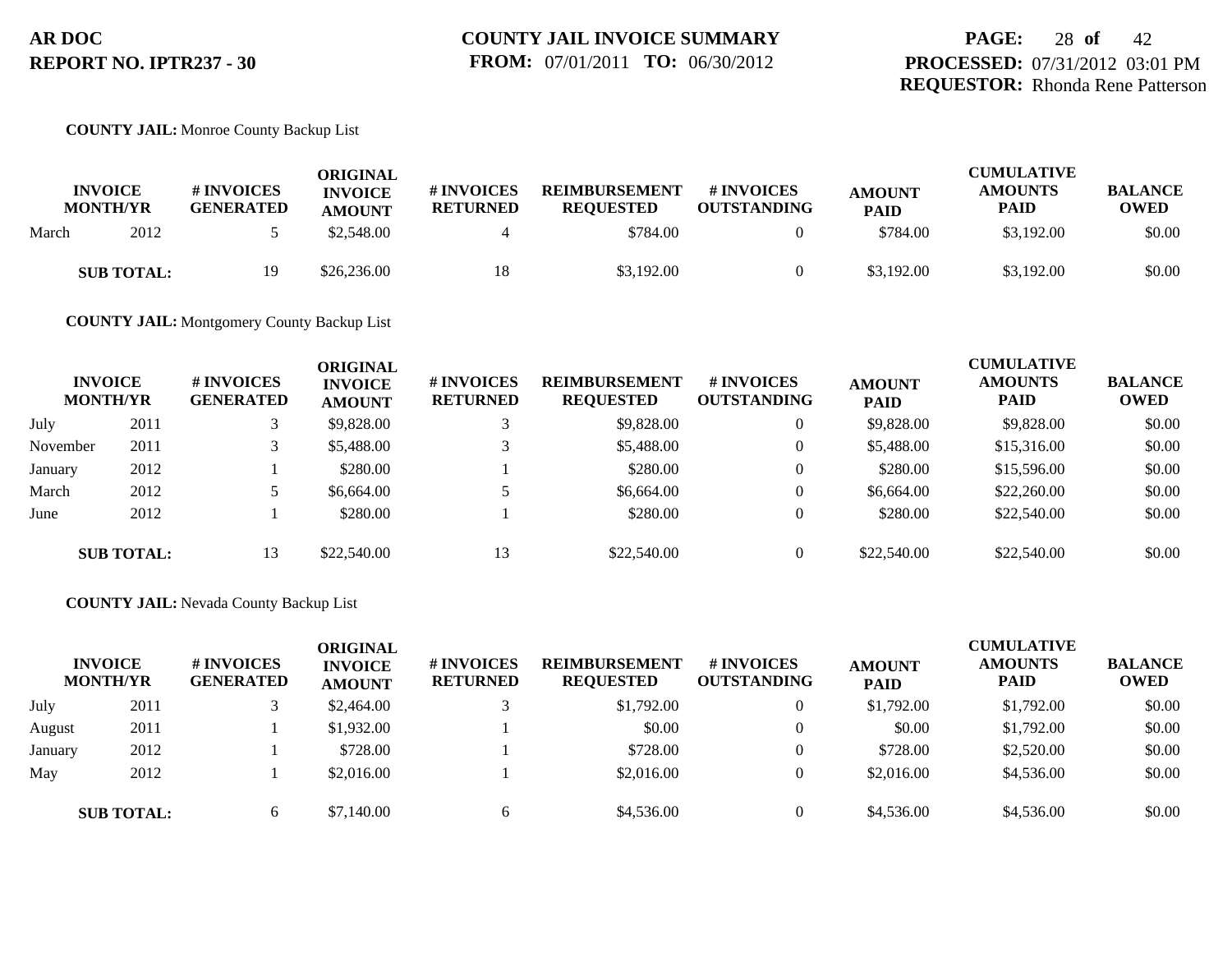**AR DOC**
**REPORT NO. IPTR237 - 30**

**COUNTY JAIL INVOICE SUMMARY**
**FROM:** 07/01/2011 **TO:** 06/30/2012

**PROCESSED:** 07/31/2012 03:01 PM
**REQUESTOR:** Rhonda Rene Patterson

**COUNTY JAIL:** Monroe County Backup List

| INVOICE MONTH/YR | | # INVOICES GENERATED | ORIGINAL INVOICE AMOUNT | # INVOICES RETURNED | REIMBURSEMENT REQUESTED | # INVOICES OUTSTANDING | AMOUNT PAID | CUMULATIVE AMOUNTS PAID | BALANCE OWED |
|---|---|---|---|---|---|---|---|---|---|
| March | 2012 | 5 | $2,548.00 | 4 | $784.00 | 0 | $784.00 | $3,192.00 | $0.00 |
| **SUB TOTAL:** | | 19 | $26,236.00 | 18 | $3,192.00 | 0 | $3,192.00 | $3,192.00 | $0.00 |

**COUNTY JAIL:** Montgomery County Backup List

| INVOICE MONTH/YR | | # INVOICES GENERATED | ORIGINAL INVOICE AMOUNT | # INVOICES RETURNED | REIMBURSEMENT REQUESTED | # INVOICES OUTSTANDING | AMOUNT PAID | CUMULATIVE AMOUNTS PAID | BALANCE OWED |
|---|---|---|---|---|---|---|---|---|---|
| July | 2011 | 3 | $9,828.00 | 3 | $9,828.00 | 0 | $9,828.00 | $9,828.00 | $0.00 |
| November | 2011 | 3 | $5,488.00 | 3 | $5,488.00 | 0 | $5,488.00 | $15,316.00 | $0.00 |
| January | 2012 | 1 | $280.00 | 1 | $280.00 | 0 | $280.00 | $15,596.00 | $0.00 |
| March | 2012 | 5 | $6,664.00 | 5 | $6,664.00 | 0 | $6,664.00 | $22,260.00 | $0.00 |
| June | 2012 | 1 | $280.00 | 1 | $280.00 | 0 | $280.00 | $22,540.00 | $0.00 |
| **SUB TOTAL:** | | 13 | $22,540.00 | 13 | $22,540.00 | 0 | $22,540.00 | $22,540.00 | $0.00 |

**COUNTY JAIL:** Nevada County Backup List

| INVOICE MONTH/YR | | # INVOICES GENERATED | ORIGINAL INVOICE AMOUNT | # INVOICES RETURNED | REIMBURSEMENT REQUESTED | # INVOICES OUTSTANDING | AMOUNT PAID | CUMULATIVE AMOUNTS PAID | BALANCE OWED |
|---|---|---|---|---|---|---|---|---|---|
| July | 2011 | 3 | $2,464.00 | 3 | $1,792.00 | 0 | $1,792.00 | $1,792.00 | $0.00 |
| August | 2011 | 1 | $1,932.00 | 1 | $0.00 | 0 | $0.00 | $1,792.00 | $0.00 |
| January | 2012 | 1 | $728.00 | 1 | $728.00 | 0 | $728.00 | $2,520.00 | $0.00 |
| May | 2012 | 1 | $2,016.00 | 1 | $2,016.00 | 0 | $2,016.00 | $4,536.00 | $0.00 |
| **SUB TOTAL:** | | 6 | $7,140.00 | 6 | $4,536.00 | 0 | $4,536.00 | $4,536.00 | $0.00 |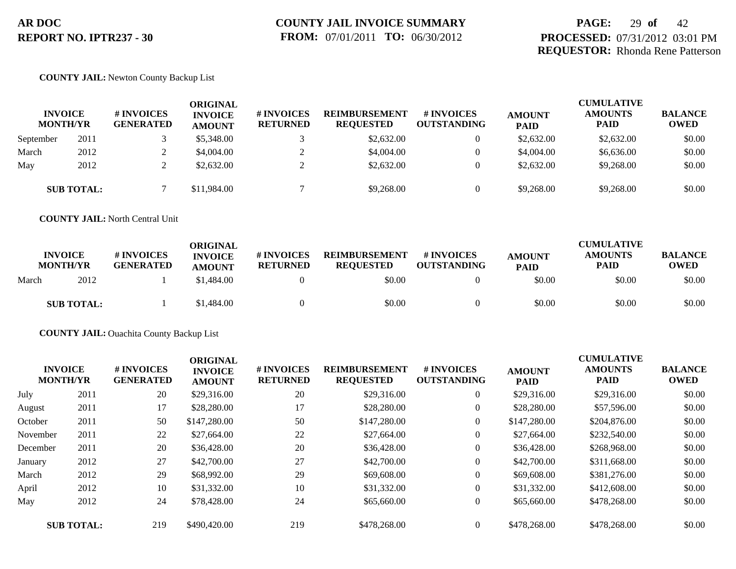**AR DOC**
**REPORT NO. IPTR237 - 30**

**COUNTY JAIL INVOICE SUMMARY**
**FROM:** 07/01/2011 **TO:** 06/30/2012

**PROCESSED:** 07/31/2012 03:01 PM
**REQUESTOR:** Rhonda Rene Patterson

**COUNTY JAIL:** Newton County Backup List

| INVOICE MONTH/YR | | # INVOICES GENERATED | ORIGINAL INVOICE AMOUNT | # INVOICES RETURNED | REIMBURSEMENT REQUESTED | # INVOICES OUTSTANDING | AMOUNT PAID | CUMULATIVE AMOUNTS PAID | BALANCE OWED |
|---|---|---|---|---|---|---|---|---|---|
| September | 2011 | 3 | $5,348.00 | 3 | $2,632.00 | 0 | $2,632.00 | $2,632.00 | $0.00 |
| March | 2012 | 2 | $4,004.00 | 2 | $4,004.00 | 0 | $4,004.00 | $6,636.00 | $0.00 |
| May | 2012 | 2 | $2,632.00 | 2 | $2,632.00 | 0 | $2,632.00 | $9,268.00 | $0.00 |
| **SUB TOTAL:** | | 7 | $11,984.00 | 7 | $9,268.00 | 0 | $9,268.00 | $9,268.00 | $0.00 |

**COUNTY JAIL:** North Central Unit

| INVOICE MONTH/YR | | # INVOICES GENERATED | ORIGINAL INVOICE AMOUNT | # INVOICES RETURNED | REIMBURSEMENT REQUESTED | # INVOICES OUTSTANDING | AMOUNT PAID | CUMULATIVE AMOUNTS PAID | BALANCE OWED |
|---|---|---|---|---|---|---|---|---|---|
| March | 2012 | 1 | $1,484.00 | 0 | $0.00 | 0 | $0.00 | $0.00 | $0.00 |
| **SUB TOTAL:** | | 1 | $1,484.00 | 0 | $0.00 | 0 | $0.00 | $0.00 | $0.00 |

**COUNTY JAIL:** Ouachita County Backup List

| INVOICE MONTH/YR | | # INVOICES GENERATED | ORIGINAL INVOICE AMOUNT | # INVOICES RETURNED | REIMBURSEMENT REQUESTED | # INVOICES OUTSTANDING | AMOUNT PAID | CUMULATIVE AMOUNTS PAID | BALANCE OWED |
|---|---|---|---|---|---|---|---|---|---|
| July | 2011 | 20 | $29,316.00 | 20 | $29,316.00 | 0 | $29,316.00 | $29,316.00 | $0.00 |
| August | 2011 | 17 | $28,280.00 | 17 | $28,280.00 | 0 | $28,280.00 | $57,596.00 | $0.00 |
| October | 2011 | 50 | $147,280.00 | 50 | $147,280.00 | 0 | $147,280.00 | $204,876.00 | $0.00 |
| November | 2011 | 22 | $27,664.00 | 22 | $27,664.00 | 0 | $27,664.00 | $232,540.00 | $0.00 |
| December | 2011 | 20 | $36,428.00 | 20 | $36,428.00 | 0 | $36,428.00 | $268,968.00 | $0.00 |
| January | 2012 | 27 | $42,700.00 | 27 | $42,700.00 | 0 | $42,700.00 | $311,668.00 | $0.00 |
| March | 2012 | 29 | $68,992.00 | 29 | $69,608.00 | 0 | $69,608.00 | $381,276.00 | $0.00 |
| April | 2012 | 10 | $31,332.00 | 10 | $31,332.00 | 0 | $31,332.00 | $412,608.00 | $0.00 |
| May | 2012 | 24 | $78,428.00 | 24 | $65,660.00 | 0 | $65,660.00 | $478,268.00 | $0.00 |
| **SUB TOTAL:** | | 219 | $490,420.00 | 219 | $478,268.00 | 0 | $478,268.00 | $478,268.00 | $0.00 |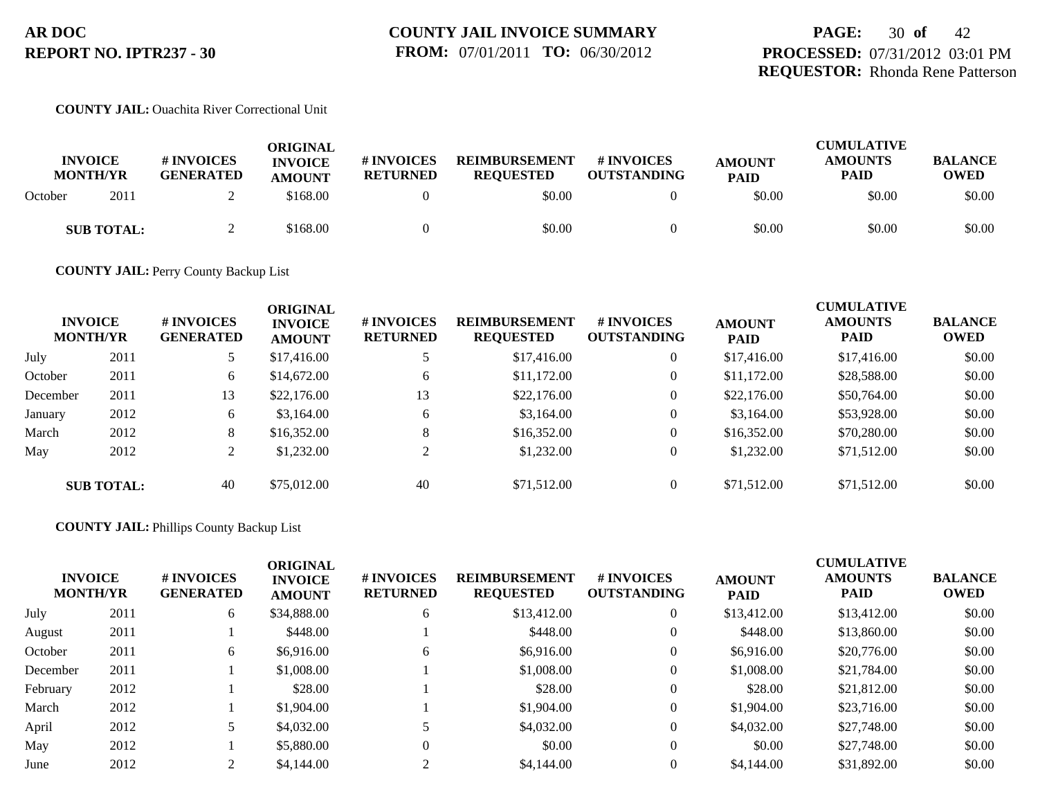**AR DOC**
**REPORT NO. IPTR237 - 30**

**COUNTY JAIL INVOICE SUMMARY**
**FROM:** 07/01/2011 **TO:** 06/30/2012

**PROCESSED:** 07/31/2012 03:01 PM
**REQUESTOR:** Rhonda Rene Patterson

**COUNTY JAIL:** Ouachita River Correctional Unit

| INVOICE MONTH/YR | | # INVOICES GENERATED | ORIGINAL INVOICE AMOUNT | # INVOICES RETURNED | REIMBURSEMENT REQUESTED | # INVOICES OUTSTANDING | AMOUNT PAID | CUMULATIVE AMOUNTS PAID | BALANCE OWED |
|---|---|---|---|---|---|---|---|---|---|
| October | 2011 | 2 | $168.00 | 0 | $0.00 | 0 | $0.00 | $0.00 | $0.00 |
| **SUB TOTAL:** | | 2 | $168.00 | 0 | $0.00 | 0 | $0.00 | $0.00 | $0.00 |

**COUNTY JAIL:** Perry County Backup List

| INVOICE MONTH/YR | | # INVOICES GENERATED | ORIGINAL INVOICE AMOUNT | # INVOICES RETURNED | REIMBURSEMENT REQUESTED | # INVOICES OUTSTANDING | AMOUNT PAID | CUMULATIVE AMOUNTS PAID | BALANCE OWED |
|---|---|---|---|---|---|---|---|---|---|
| July | 2011 | 5 | $17,416.00 | 5 | $17,416.00 | 0 | $17,416.00 | $17,416.00 | $0.00 |
| October | 2011 | 6 | $14,672.00 | 6 | $11,172.00 | 0 | $11,172.00 | $28,588.00 | $0.00 |
| December | 2011 | 13 | $22,176.00 | 13 | $22,176.00 | 0 | $22,176.00 | $50,764.00 | $0.00 |
| January | 2012 | 6 | $3,164.00 | 6 | $3,164.00 | 0 | $3,164.00 | $53,928.00 | $0.00 |
| March | 2012 | 8 | $16,352.00 | 8 | $16,352.00 | 0 | $16,352.00 | $70,280.00 | $0.00 |
| May | 2012 | 2 | $1,232.00 | 2 | $1,232.00 | 0 | $1,232.00 | $71,512.00 | $0.00 |
| **SUB TOTAL:** | | 40 | $75,012.00 | 40 | $71,512.00 | 0 | $71,512.00 | $71,512.00 | $0.00 |

**COUNTY JAIL:** Phillips County Backup List

| INVOICE MONTH/YR | | # INVOICES GENERATED | ORIGINAL INVOICE AMOUNT | # INVOICES RETURNED | REIMBURSEMENT REQUESTED | # INVOICES OUTSTANDING | AMOUNT PAID | CUMULATIVE AMOUNTS PAID | BALANCE OWED |
|---|---|---|---|---|---|---|---|---|---|
| July | 2011 | 6 | $34,888.00 | 6 | $13,412.00 | 0 | $13,412.00 | $13,412.00 | $0.00 |
| August | 2011 | 1 | $448.00 | 1 | $448.00 | 0 | $448.00 | $13,860.00 | $0.00 |
| October | 2011 | 6 | $6,916.00 | 6 | $6,916.00 | 0 | $6,916.00 | $20,776.00 | $0.00 |
| December | 2011 | 1 | $1,008.00 | 1 | $1,008.00 | 0 | $1,008.00 | $21,784.00 | $0.00 |
| February | 2012 | 1 | $28.00 | 1 | $28.00 | 0 | $28.00 | $21,812.00 | $0.00 |
| March | 2012 | 1 | $1,904.00 | 1 | $1,904.00 | 0 | $1,904.00 | $23,716.00 | $0.00 |
| April | 2012 | 5 | $4,032.00 | 5 | $4,032.00 | 0 | $4,032.00 | $27,748.00 | $0.00 |
| May | 2012 | 1 | $5,880.00 | 0 | $0.00 | 0 | $0.00 | $27,748.00 | $0.00 |
| June | 2012 | 2 | $4,144.00 | 2 | $4,144.00 | 0 | $4,144.00 | $31,892.00 | $0.00 |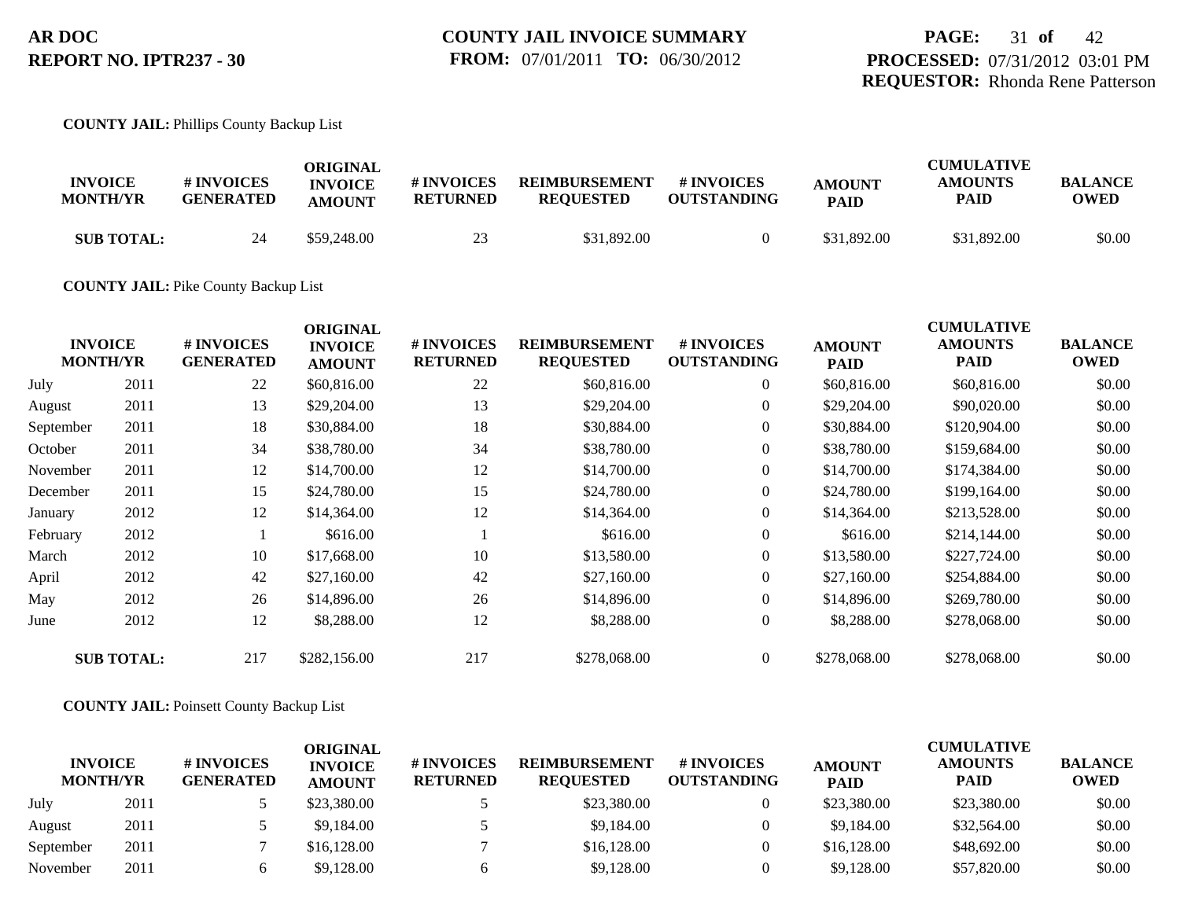**AR DOC**
**REPORT NO. IPTR237 - 30**

**COUNTY JAIL INVOICE SUMMARY**
**FROM:** 07/01/2011 **TO:** 06/30/2012

**PROCESSED:** 07/31/2012 03:01 PM
**REQUESTOR:** Rhonda Rene Patterson

**COUNTY JAIL:** Phillips County Backup List

| INVOICE MONTH/YR | | # INVOICES GENERATED | ORIGINAL INVOICE AMOUNT | # INVOICES RETURNED | REIMBURSEMENT REQUESTED | # INVOICES OUTSTANDING | AMOUNT PAID | CUMULATIVE AMOUNTS PAID | BALANCE OWED |
|---|---|---|---|---|---|---|---|---|---|
| **SUB TOTAL:** | | 24 | $59,248.00 | 23 | $31,892.00 | 0 | $31,892.00 | $31,892.00 | $0.00 |

**COUNTY JAIL:** Pike County Backup List

| INVOICE MONTH/YR | | # INVOICES GENERATED | ORIGINAL INVOICE AMOUNT | # INVOICES RETURNED | REIMBURSEMENT REQUESTED | # INVOICES OUTSTANDING | AMOUNT PAID | CUMULATIVE AMOUNTS PAID | BALANCE OWED |
|---|---|---|---|---|---|---|---|---|---|
| July | 2011 | 22 | $60,816.00 | 22 | $60,816.00 | 0 | $60,816.00 | $60,816.00 | $0.00 |
| August | 2011 | 13 | $29,204.00 | 13 | $29,204.00 | 0 | $29,204.00 | $90,020.00 | $0.00 |
| September | 2011 | 18 | $30,884.00 | 18 | $30,884.00 | 0 | $30,884.00 | $120,904.00 | $0.00 |
| October | 2011 | 34 | $38,780.00 | 34 | $38,780.00 | 0 | $38,780.00 | $159,684.00 | $0.00 |
| November | 2011 | 12 | $14,700.00 | 12 | $14,700.00 | 0 | $14,700.00 | $174,384.00 | $0.00 |
| December | 2011 | 15 | $24,780.00 | 15 | $24,780.00 | 0 | $24,780.00 | $199,164.00 | $0.00 |
| January | 2012 | 12 | $14,364.00 | 12 | $14,364.00 | 0 | $14,364.00 | $213,528.00 | $0.00 |
| February | 2012 | 1 | $616.00 | 1 | $616.00 | 0 | $616.00 | $214,144.00 | $0.00 |
| March | 2012 | 10 | $17,668.00 | 10 | $13,580.00 | 0 | $13,580.00 | $227,724.00 | $0.00 |
| April | 2012 | 42 | $27,160.00 | 42 | $27,160.00 | 0 | $27,160.00 | $254,884.00 | $0.00 |
| May | 2012 | 26 | $14,896.00 | 26 | $14,896.00 | 0 | $14,896.00 | $269,780.00 | $0.00 |
| June | 2012 | 12 | $8,288.00 | 12 | $8,288.00 | 0 | $8,288.00 | $278,068.00 | $0.00 |
| **SUB TOTAL:** | | 217 | $282,156.00 | 217 | $278,068.00 | 0 | $278,068.00 | $278,068.00 | $0.00 |

**COUNTY JAIL:** Poinsett County Backup List

| INVOICE MONTH/YR | | # INVOICES GENERATED | ORIGINAL INVOICE AMOUNT | # INVOICES RETURNED | REIMBURSEMENT REQUESTED | # INVOICES OUTSTANDING | AMOUNT PAID | CUMULATIVE AMOUNTS PAID | BALANCE OWED |
|---|---|---|---|---|---|---|---|---|---|
| July | 2011 | 5 | $23,380.00 | 5 | $23,380.00 | 0 | $23,380.00 | $23,380.00 | $0.00 |
| August | 2011 | 5 | $9,184.00 | 5 | $9,184.00 | 0 | $9,184.00 | $32,564.00 | $0.00 |
| September | 2011 | 7 | $16,128.00 | 7 | $16,128.00 | 0 | $16,128.00 | $48,692.00 | $0.00 |
| November | 2011 | 6 | $9,128.00 | 6 | $9,128.00 | 0 | $9,128.00 | $57,820.00 | $0.00 |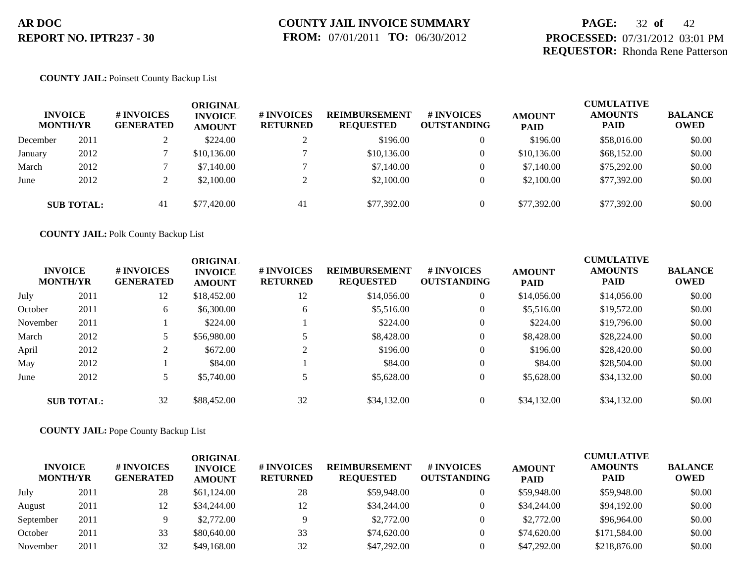**AR DOC**
**REPORT NO. IPTR237 - 30**

**COUNTY JAIL INVOICE SUMMARY**
**FROM:** 07/01/2011 **TO:** 06/30/2012

**PROCESSED:** 07/31/2012 03:01 PM
**REQUESTOR:** Rhonda Rene Patterson

**COUNTY JAIL:** Poinsett County Backup List

| INVOICE MONTH/YR | | # INVOICES GENERATED | ORIGINAL INVOICE AMOUNT | # INVOICES RETURNED | REIMBURSEMENT REQUESTED | # INVOICES OUTSTANDING | AMOUNT PAID | CUMULATIVE AMOUNTS PAID | BALANCE OWED |
|---|---|---|---|---|---|---|---|---|---|
| December | 2011 | 2 | $224.00 | 2 | $196.00 | 0 | $196.00 | $58,016.00 | $0.00 |
| January | 2012 | 7 | $10,136.00 | 7 | $10,136.00 | 0 | $10,136.00 | $68,152.00 | $0.00 |
| March | 2012 | 7 | $7,140.00 | 7 | $7,140.00 | 0 | $7,140.00 | $75,292.00 | $0.00 |
| June | 2012 | 2 | $2,100.00 | 2 | $2,100.00 | 0 | $2,100.00 | $77,392.00 | $0.00 |
| **SUB TOTAL:** | | 41 | $77,420.00 | 41 | $77,392.00 | 0 | $77,392.00 | $77,392.00 | $0.00 |

**COUNTY JAIL:** Polk County Backup List

| INVOICE MONTH/YR | | # INVOICES GENERATED | ORIGINAL INVOICE AMOUNT | # INVOICES RETURNED | REIMBURSEMENT REQUESTED | # INVOICES OUTSTANDING | AMOUNT PAID | CUMULATIVE AMOUNTS PAID | BALANCE OWED |
|---|---|---|---|---|---|---|---|---|---|
| July | 2011 | 12 | $18,452.00 | 12 | $14,056.00 | 0 | $14,056.00 | $14,056.00 | $0.00 |
| October | 2011 | 6 | $6,300.00 | 6 | $5,516.00 | 0 | $5,516.00 | $19,572.00 | $0.00 |
| November | 2011 | 1 | $224.00 | 1 | $224.00 | 0 | $224.00 | $19,796.00 | $0.00 |
| March | 2012 | 5 | $56,980.00 | 5 | $8,428.00 | 0 | $8,428.00 | $28,224.00 | $0.00 |
| April | 2012 | 2 | $672.00 | 2 | $196.00 | 0 | $196.00 | $28,420.00 | $0.00 |
| May | 2012 | 1 | $84.00 | 1 | $84.00 | 0 | $84.00 | $28,504.00 | $0.00 |
| June | 2012 | 5 | $5,740.00 | 5 | $5,628.00 | 0 | $5,628.00 | $34,132.00 | $0.00 |
| **SUB TOTAL:** | | 32 | $88,452.00 | 32 | $34,132.00 | 0 | $34,132.00 | $34,132.00 | $0.00 |

**COUNTY JAIL:** Pope County Backup List

| INVOICE MONTH/YR | | # INVOICES GENERATED | ORIGINAL INVOICE AMOUNT | # INVOICES RETURNED | REIMBURSEMENT REQUESTED | # INVOICES OUTSTANDING | AMOUNT PAID | CUMULATIVE AMOUNTS PAID | BALANCE OWED |
|---|---|---|---|---|---|---|---|---|---|
| July | 2011 | 28 | $61,124.00 | 28 | $59,948.00 | 0 | $59,948.00 | $59,948.00 | $0.00 |
| August | 2011 | 12 | $34,244.00 | 12 | $34,244.00 | 0 | $34,244.00 | $94,192.00 | $0.00 |
| September | 2011 | 9 | $2,772.00 | 9 | $2,772.00 | 0 | $2,772.00 | $96,964.00 | $0.00 |
| October | 2011 | 33 | $80,640.00 | 33 | $74,620.00 | 0 | $74,620.00 | $171,584.00 | $0.00 |
| November | 2011 | 32 | $49,168.00 | 32 | $47,292.00 | 0 | $47,292.00 | $218,876.00 | $0.00 |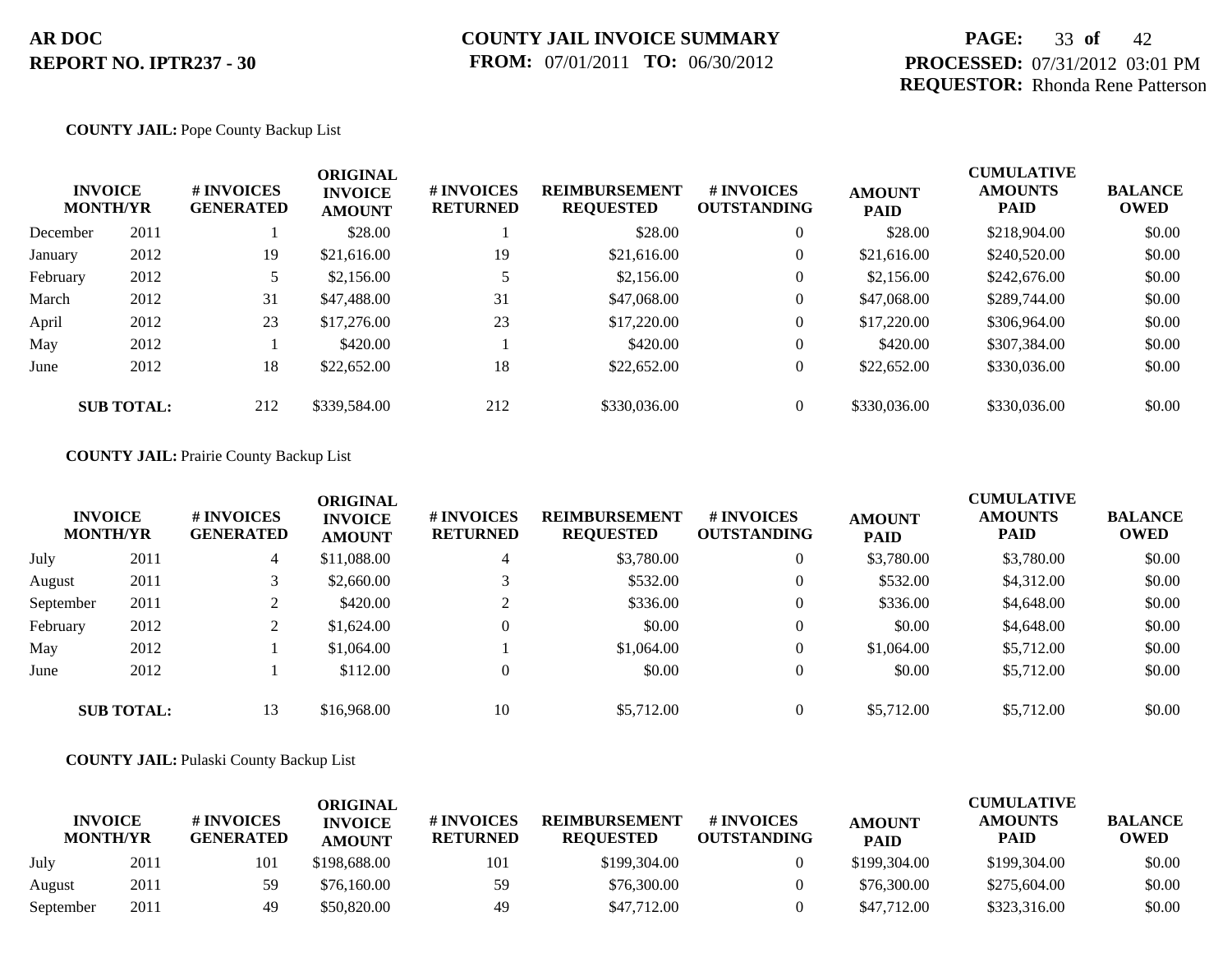**AR DOC**
**REPORT NO. IPTR237 - 30**

**COUNTY JAIL INVOICE SUMMARY**
**FROM:** 07/01/2011 **TO:** 06/30/2012

**PROCESSED:** 07/31/2012 03:01 PM
**REQUESTOR:** Rhonda Rene Patterson

**COUNTY JAIL:** Pope County Backup List

| INVOICE MONTH/YR | | # INVOICES GENERATED | ORIGINAL INVOICE AMOUNT | # INVOICES RETURNED | REIMBURSEMENT REQUESTED | # INVOICES OUTSTANDING | AMOUNT PAID | CUMULATIVE AMOUNTS PAID | BALANCE OWED |
|---|---|---|---|---|---|---|---|---|---|
| December | 2011 | 1 | $28.00 | 1 | $28.00 | 0 | $28.00 | $218,904.00 | $0.00 |
| January | 2012 | 19 | $21,616.00 | 19 | $21,616.00 | 0 | $21,616.00 | $240,520.00 | $0.00 |
| February | 2012 | 5 | $2,156.00 | 5 | $2,156.00 | 0 | $2,156.00 | $242,676.00 | $0.00 |
| March | 2012 | 31 | $47,488.00 | 31 | $47,068.00 | 0 | $47,068.00 | $289,744.00 | $0.00 |
| April | 2012 | 23 | $17,276.00 | 23 | $17,220.00 | 0 | $17,220.00 | $306,964.00 | $0.00 |
| May | 2012 | 1 | $420.00 | 1 | $420.00 | 0 | $420.00 | $307,384.00 | $0.00 |
| June | 2012 | 18 | $22,652.00 | 18 | $22,652.00 | 0 | $22,652.00 | $330,036.00 | $0.00 |
| **SUB TOTAL:** | | 212 | $339,584.00 | 212 | $330,036.00 | 0 | $330,036.00 | $330,036.00 | $0.00 |

**COUNTY JAIL:** Prairie County Backup List

| INVOICE MONTH/YR | | # INVOICES GENERATED | ORIGINAL INVOICE AMOUNT | # INVOICES RETURNED | REIMBURSEMENT REQUESTED | # INVOICES OUTSTANDING | AMOUNT PAID | CUMULATIVE AMOUNTS PAID | BALANCE OWED |
|---|---|---|---|---|---|---|---|---|---|
| July | 2011 | 4 | $11,088.00 | 4 | $3,780.00 | 0 | $3,780.00 | $3,780.00 | $0.00 |
| August | 2011 | 3 | $2,660.00 | 3 | $532.00 | 0 | $532.00 | $4,312.00 | $0.00 |
| September | 2011 | 2 | $420.00 | 2 | $336.00 | 0 | $336.00 | $4,648.00 | $0.00 |
| February | 2012 | 2 | $1,624.00 | 0 | $0.00 | 0 | $0.00 | $4,648.00 | $0.00 |
| May | 2012 | 1 | $1,064.00 | 1 | $1,064.00 | 0 | $1,064.00 | $5,712.00 | $0.00 |
| June | 2012 | 1 | $112.00 | 0 | $0.00 | 0 | $0.00 | $5,712.00 | $0.00 |
| **SUB TOTAL:** | | 13 | $16,968.00 | 10 | $5,712.00 | 0 | $5,712.00 | $5,712.00 | $0.00 |

**COUNTY JAIL:** Pulaski County Backup List

| INVOICE MONTH/YR | | # INVOICES GENERATED | ORIGINAL INVOICE AMOUNT | # INVOICES RETURNED | REIMBURSEMENT REQUESTED | # INVOICES OUTSTANDING | AMOUNT PAID | CUMULATIVE AMOUNTS PAID | BALANCE OWED |
|---|---|---|---|---|---|---|---|---|---|
| July | 2011 | 101 | $198,688.00 | 101 | $199,304.00 | 0 | $199,304.00 | $199,304.00 | $0.00 |
| August | 2011 | 59 | $76,160.00 | 59 | $76,300.00 | 0 | $76,300.00 | $275,604.00 | $0.00 |
| September | 2011 | 49 | $50,820.00 | 49 | $47,712.00 | 0 | $47,712.00 | $323,316.00 | $0.00 |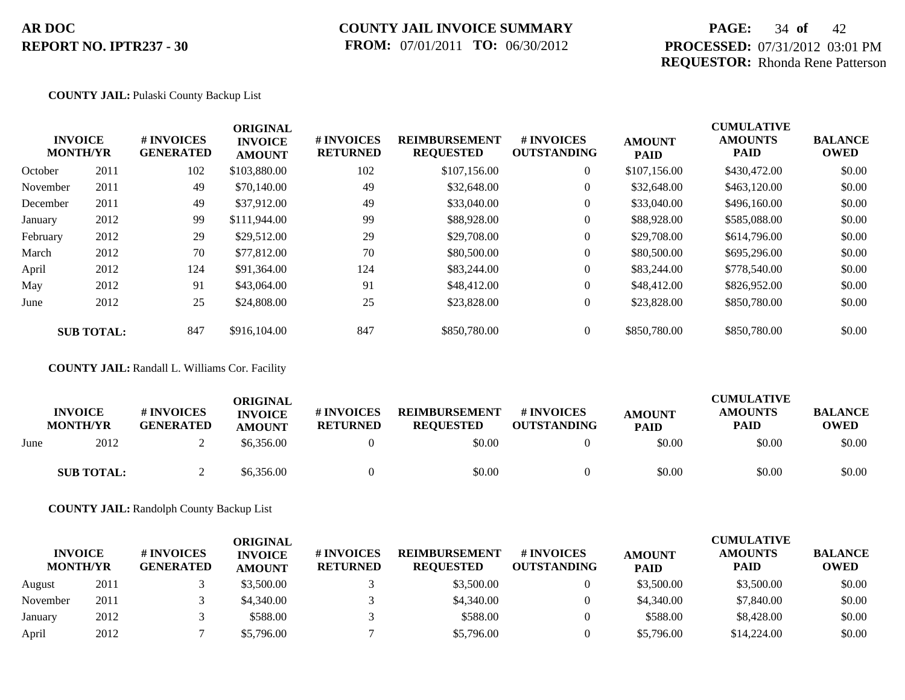**AR DOC**
**REPORT NO. IPTR237 - 30**

**COUNTY JAIL INVOICE SUMMARY**
**FROM:** 07/01/2011 **TO:** 06/30/2012

**PROCESSED:** 07/31/2012 03:01 PM
**REQUESTOR:** Rhonda Rene Patterson

**COUNTY JAIL:** Pulaski County Backup List

| INVOICE MONTH/YR | | # INVOICES GENERATED | ORIGINAL INVOICE AMOUNT | # INVOICES RETURNED | REIMBURSEMENT REQUESTED | # INVOICES OUTSTANDING | AMOUNT PAID | CUMULATIVE AMOUNTS PAID | BALANCE OWED |
|---|---|---|---|---|---|---|---|---|---|
| October | 2011 | 102 | $103,880.00 | 102 | $107,156.00 | 0 | $107,156.00 | $430,472.00 | $0.00 |
| November | 2011 | 49 | $70,140.00 | 49 | $32,648.00 | 0 | $32,648.00 | $463,120.00 | $0.00 |
| December | 2011 | 49 | $37,912.00 | 49 | $33,040.00 | 0 | $33,040.00 | $496,160.00 | $0.00 |
| January | 2012 | 99 | $111,944.00 | 99 | $88,928.00 | 0 | $88,928.00 | $585,088.00 | $0.00 |
| February | 2012 | 29 | $29,512.00 | 29 | $29,708.00 | 0 | $29,708.00 | $614,796.00 | $0.00 |
| March | 2012 | 70 | $77,812.00 | 70 | $80,500.00 | 0 | $80,500.00 | $695,296.00 | $0.00 |
| April | 2012 | 124 | $91,364.00 | 124 | $83,244.00 | 0 | $83,244.00 | $778,540.00 | $0.00 |
| May | 2012 | 91 | $43,064.00 | 91 | $48,412.00 | 0 | $48,412.00 | $826,952.00 | $0.00 |
| June | 2012 | 25 | $24,808.00 | 25 | $23,828.00 | 0 | $23,828.00 | $850,780.00 | $0.00 |
| **SUB TOTAL:** | | 847 | $916,104.00 | 847 | $850,780.00 | 0 | $850,780.00 | $850,780.00 | $0.00 |

**COUNTY JAIL:** Randall L. Williams Cor. Facility

| INVOICE MONTH/YR | | # INVOICES GENERATED | ORIGINAL INVOICE AMOUNT | # INVOICES RETURNED | REIMBURSEMENT REQUESTED | # INVOICES OUTSTANDING | AMOUNT PAID | CUMULATIVE AMOUNTS PAID | BALANCE OWED |
|---|---|---|---|---|---|---|---|---|---|
| June | 2012 | 2 | $6,356.00 | 0 | $0.00 | 0 | $0.00 | $0.00 | $0.00 |
| **SUB TOTAL:** | | 2 | $6,356.00 | 0 | $0.00 | 0 | $0.00 | $0.00 | $0.00 |

**COUNTY JAIL:** Randolph County Backup List

| INVOICE MONTH/YR | | # INVOICES GENERATED | ORIGINAL INVOICE AMOUNT | # INVOICES RETURNED | REIMBURSEMENT REQUESTED | # INVOICES OUTSTANDING | AMOUNT PAID | CUMULATIVE AMOUNTS PAID | BALANCE OWED |
|---|---|---|---|---|---|---|---|---|---|
| August | 2011 | 3 | $3,500.00 | 3 | $3,500.00 | 0 | $3,500.00 | $3,500.00 | $0.00 |
| November | 2011 | 3 | $4,340.00 | 3 | $4,340.00 | 0 | $4,340.00 | $7,840.00 | $0.00 |
| January | 2012 | 3 | $588.00 | 3 | $588.00 | 0 | $588.00 | $8,428.00 | $0.00 |
| April | 2012 | 7 | $5,796.00 | 7 | $5,796.00 | 0 | $5,796.00 | $14,224.00 | $0.00 |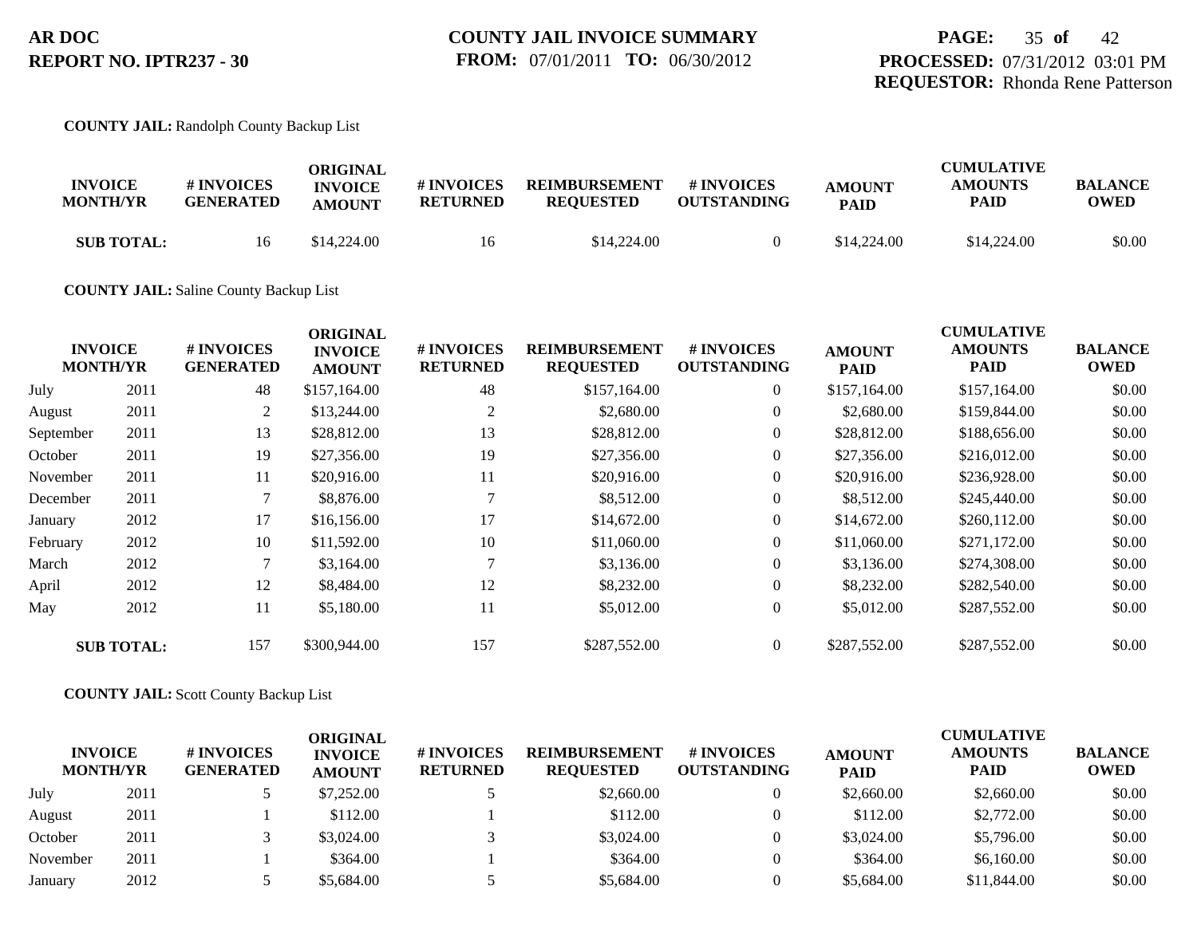AR DOC
REPORT NO. IPTR237 - 30

COUNTY JAIL INVOICE SUMMARY
FROM: 07/01/2011 TO: 06/30/2012

PROCESSED: 07/31/2012 03:01 PM
REQUESTOR: Rhonda Rene Patterson

**COUNTY JAIL:** Randolph County Backup List

| INVOICE MONTH/YR | | # INVOICES GENERATED | ORIGINAL INVOICE AMOUNT | # INVOICES RETURNED | REIMBURSEMENT REQUESTED | # INVOICES OUTSTANDING | AMOUNT PAID | CUMULATIVE AMOUNTS PAID | BALANCE OWED |
|---|---|---|---|---|---|---|---|---|---|
| **SUB TOTAL:** | | 16 | $14,224.00 | 16 | $14,224.00 | 0 | $14,224.00 | $14,224.00 | $0.00 |

**COUNTY JAIL:** Saline County Backup List

| INVOICE MONTH/YR | | # INVOICES GENERATED | ORIGINAL INVOICE AMOUNT | # INVOICES RETURNED | REIMBURSEMENT REQUESTED | # INVOICES OUTSTANDING | AMOUNT PAID | CUMULATIVE AMOUNTS PAID | BALANCE OWED |
|---|---|---|---|---|---|---|---|---|---|
| July | 2011 | 48 | $157,164.00 | 48 | $157,164.00 | 0 | $157,164.00 | $157,164.00 | $0.00 |
| August | 2011 | 2 | $13,244.00 | 2 | $2,680.00 | 0 | $2,680.00 | $159,844.00 | $0.00 |
| September | 2011 | 13 | $28,812.00 | 13 | $28,812.00 | 0 | $28,812.00 | $188,656.00 | $0.00 |
| October | 2011 | 19 | $27,356.00 | 19 | $27,356.00 | 0 | $27,356.00 | $216,012.00 | $0.00 |
| November | 2011 | 11 | $20,916.00 | 11 | $20,916.00 | 0 | $20,916.00 | $236,928.00 | $0.00 |
| December | 2011 | 7 | $8,876.00 | 7 | $8,512.00 | 0 | $8,512.00 | $245,440.00 | $0.00 |
| January | 2012 | 17 | $16,156.00 | 17 | $14,672.00 | 0 | $14,672.00 | $260,112.00 | $0.00 |
| February | 2012 | 10 | $11,592.00 | 10 | $11,060.00 | 0 | $11,060.00 | $271,172.00 | $0.00 |
| March | 2012 | 7 | $3,164.00 | 7 | $3,136.00 | 0 | $3,136.00 | $274,308.00 | $0.00 |
| April | 2012 | 12 | $8,484.00 | 12 | $8,232.00 | 0 | $8,232.00 | $282,540.00 | $0.00 |
| May | 2012 | 11 | $5,180.00 | 11 | $5,012.00 | 0 | $5,012.00 | $287,552.00 | $0.00 |
| **SUB TOTAL:** | | 157 | $300,944.00 | 157 | $287,552.00 | 0 | $287,552.00 | $287,552.00 | $0.00 |

**COUNTY JAIL:** Scott County Backup List

| INVOICE MONTH/YR | | # INVOICES GENERATED | ORIGINAL INVOICE AMOUNT | # INVOICES RETURNED | REIMBURSEMENT REQUESTED | # INVOICES OUTSTANDING | AMOUNT PAID | CUMULATIVE AMOUNTS PAID | BALANCE OWED |
|---|---|---|---|---|---|---|---|---|---|
| July | 2011 | 5 | $7,252.00 | 5 | $2,660.00 | 0 | $2,660.00 | $2,660.00 | $0.00 |
| August | 2011 | 1 | $112.00 | 1 | $112.00 | 0 | $112.00 | $2,772.00 | $0.00 |
| October | 2011 | 3 | $3,024.00 | 3 | $3,024.00 | 0 | $3,024.00 | $5,796.00 | $0.00 |
| November | 2011 | 1 | $364.00 | 1 | $364.00 | 0 | $364.00 | $6,160.00 | $0.00 |
| January | 2012 | 5 | $5,684.00 | 5 | $5,684.00 | 0 | $5,684.00 | $11,844.00 | $0.00 |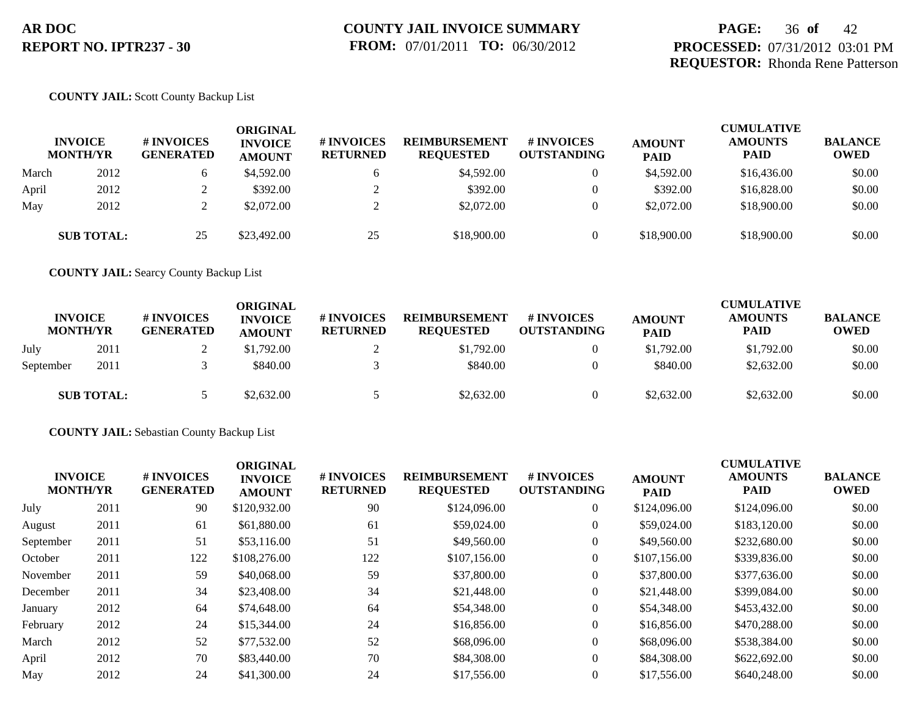# AR DOC
# REPORT NO. IPTR237 - 30

**COUNTY JAIL INVOICE SUMMARY**
**FROM:** 07/01/2011 **TO:** 06/30/2012

**PROCESSED:** 07/31/2012 03:01 PM
**REQUESTOR:** Rhonda Rene Patterson

**COUNTY JAIL:** Scott County Backup List

| INVOICE MONTH/YR | | # INVOICES GENERATED | ORIGINAL INVOICE AMOUNT | # INVOICES RETURNED | REIMBURSEMENT REQUESTED | # INVOICES OUTSTANDING | AMOUNT PAID | CUMULATIVE AMOUNTS PAID | BALANCE OWED |
|---|---|---|---|---|---|---|---|---|---|
| March | 2012 | 6 | $4,592.00 | 6 | $4,592.00 | 0 | $4,592.00 | $16,436.00 | $0.00 |
| April | 2012 | 2 | $392.00 | 2 | $392.00 | 0 | $392.00 | $16,828.00 | $0.00 |
| May | 2012 | 2 | $2,072.00 | 2 | $2,072.00 | 0 | $2,072.00 | $18,900.00 | $0.00 |
| **SUB TOTAL:** | | 25 | $23,492.00 | 25 | $18,900.00 | 0 | $18,900.00 | $18,900.00 | $0.00 |

**COUNTY JAIL:** Searcy County Backup List

| INVOICE MONTH/YR | | # INVOICES GENERATED | ORIGINAL INVOICE AMOUNT | # INVOICES RETURNED | REIMBURSEMENT REQUESTED | # INVOICES OUTSTANDING | AMOUNT PAID | CUMULATIVE AMOUNTS PAID | BALANCE OWED |
|---|---|---|---|---|---|---|---|---|---|
| July | 2011 | 2 | $1,792.00 | 2 | $1,792.00 | 0 | $1,792.00 | $1,792.00 | $0.00 |
| September | 2011 | 3 | $840.00 | 3 | $840.00 | 0 | $840.00 | $2,632.00 | $0.00 |
| **SUB TOTAL:** | | 5 | $2,632.00 | 5 | $2,632.00 | 0 | $2,632.00 | $2,632.00 | $0.00 |

**COUNTY JAIL:** Sebastian County Backup List

| INVOICE MONTH/YR | | # INVOICES GENERATED | ORIGINAL INVOICE AMOUNT | # INVOICES RETURNED | REIMBURSEMENT REQUESTED | # INVOICES OUTSTANDING | AMOUNT PAID | CUMULATIVE AMOUNTS PAID | BALANCE OWED |
|---|---|---|---|---|---|---|---|---|---|
| July | 2011 | 90 | $120,932.00 | 90 | $124,096.00 | 0 | $124,096.00 | $124,096.00 | $0.00 |
| August | 2011 | 61 | $61,880.00 | 61 | $59,024.00 | 0 | $59,024.00 | $183,120.00 | $0.00 |
| September | 2011 | 51 | $53,116.00 | 51 | $49,560.00 | 0 | $49,560.00 | $232,680.00 | $0.00 |
| October | 2011 | 122 | $108,276.00 | 122 | $107,156.00 | 0 | $107,156.00 | $339,836.00 | $0.00 |
| November | 2011 | 59 | $40,068.00 | 59 | $37,800.00 | 0 | $37,800.00 | $377,636.00 | $0.00 |
| December | 2011 | 34 | $23,408.00 | 34 | $21,448.00 | 0 | $21,448.00 | $399,084.00 | $0.00 |
| January | 2012 | 64 | $74,648.00 | 64 | $54,348.00 | 0 | $54,348.00 | $453,432.00 | $0.00 |
| February | 2012 | 24 | $15,344.00 | 24 | $16,856.00 | 0 | $16,856.00 | $470,288.00 | $0.00 |
| March | 2012 | 52 | $77,532.00 | 52 | $68,096.00 | 0 | $68,096.00 | $538,384.00 | $0.00 |
| April | 2012 | 70 | $83,440.00 | 70 | $84,308.00 | 0 | $84,308.00 | $622,692.00 | $0.00 |
| May | 2012 | 24 | $41,300.00 | 24 | $17,556.00 | 0 | $17,556.00 | $640,248.00 | $0.00 |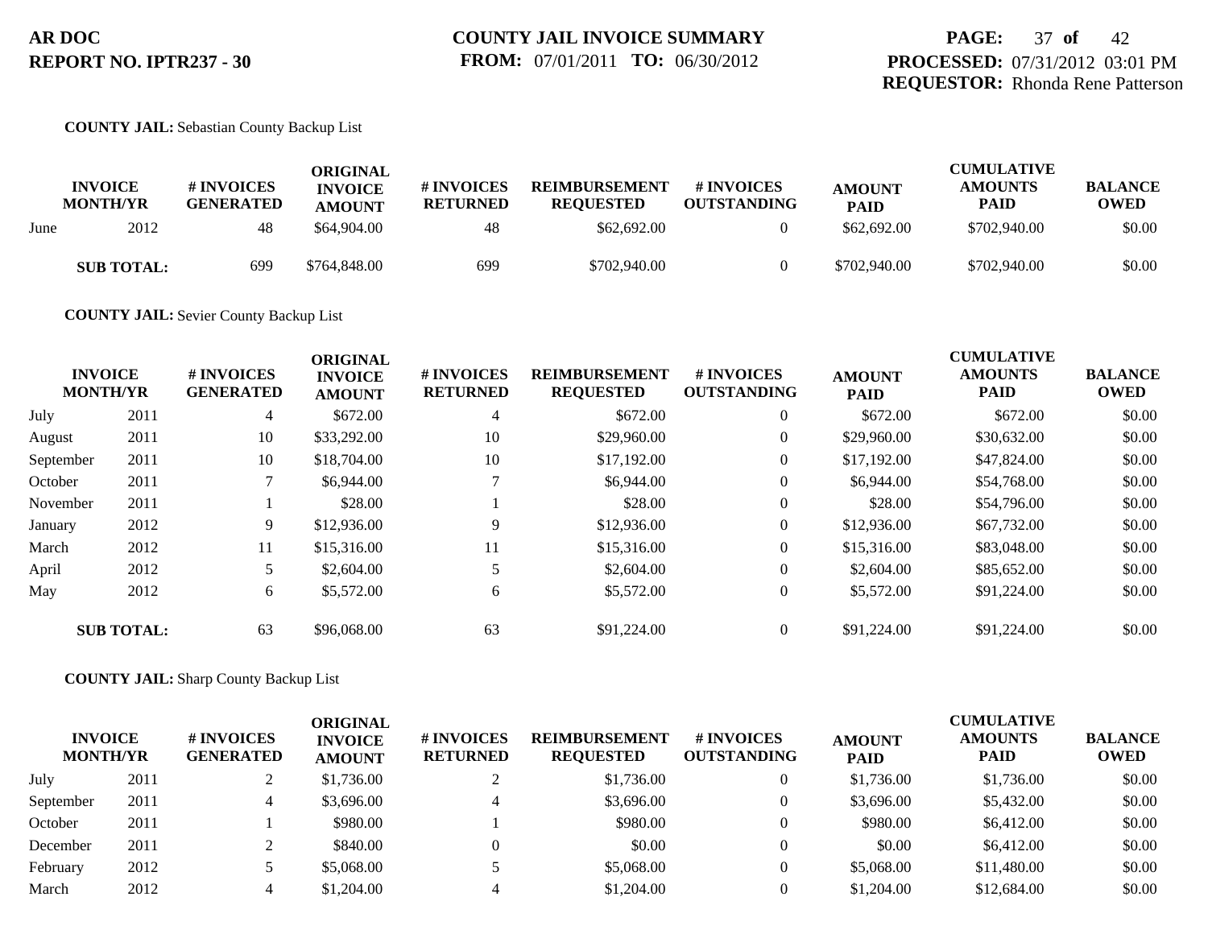**AR DOC**
**REPORT NO. IPTR237 - 30**

**COUNTY JAIL INVOICE SUMMARY**
**FROM:** 07/01/2011 **TO:** 06/30/2012

**PROCESSED:** 07/31/2012 03:01 PM
**REQUESTOR:** Rhonda Rene Patterson

**COUNTY JAIL:** Sebastian County Backup List

| INVOICE MONTH/YR | | # INVOICES GENERATED | ORIGINAL INVOICE AMOUNT | # INVOICES RETURNED | REIMBURSEMENT REQUESTED | # INVOICES OUTSTANDING | AMOUNT PAID | CUMULATIVE AMOUNTS PAID | BALANCE OWED |
|---|---|---|---|---|---|---|---|---|---|
| June | 2012 | 48 | $64,904.00 | 48 | $62,692.00 | 0 | $62,692.00 | $702,940.00 | $0.00 |
| **SUB TOTAL:** | | 699 | $764,848.00 | 699 | $702,940.00 | 0 | $702,940.00 | $702,940.00 | $0.00 |

**COUNTY JAIL:** Sevier County Backup List

| INVOICE MONTH/YR | | # INVOICES GENERATED | ORIGINAL INVOICE AMOUNT | # INVOICES RETURNED | REIMBURSEMENT REQUESTED | # INVOICES OUTSTANDING | AMOUNT PAID | CUMULATIVE AMOUNTS PAID | BALANCE OWED |
|---|---|---|---|---|---|---|---|---|---|
| July | 2011 | 4 | $672.00 | 4 | $672.00 | 0 | $672.00 | $672.00 | $0.00 |
| August | 2011 | 10 | $33,292.00 | 10 | $29,960.00 | 0 | $29,960.00 | $30,632.00 | $0.00 |
| September | 2011 | 10 | $18,704.00 | 10 | $17,192.00 | 0 | $17,192.00 | $47,824.00 | $0.00 |
| October | 2011 | 7 | $6,944.00 | 7 | $6,944.00 | 0 | $6,944.00 | $54,768.00 | $0.00 |
| November | 2011 | 1 | $28.00 | 1 | $28.00 | 0 | $28.00 | $54,796.00 | $0.00 |
| January | 2012 | 9 | $12,936.00 | 9 | $12,936.00 | 0 | $12,936.00 | $67,732.00 | $0.00 |
| March | 2012 | 11 | $15,316.00 | 11 | $15,316.00 | 0 | $15,316.00 | $83,048.00 | $0.00 |
| April | 2012 | 5 | $2,604.00 | 5 | $2,604.00 | 0 | $2,604.00 | $85,652.00 | $0.00 |
| May | 2012 | 6 | $5,572.00 | 6 | $5,572.00 | 0 | $5,572.00 | $91,224.00 | $0.00 |
| **SUB TOTAL:** | | 63 | $96,068.00 | 63 | $91,224.00 | 0 | $91,224.00 | $91,224.00 | $0.00 |

**COUNTY JAIL:** Sharp County Backup List

| INVOICE MONTH/YR | | # INVOICES GENERATED | ORIGINAL INVOICE AMOUNT | # INVOICES RETURNED | REIMBURSEMENT REQUESTED | # INVOICES OUTSTANDING | AMOUNT PAID | CUMULATIVE AMOUNTS PAID | BALANCE OWED |
|---|---|---|---|---|---|---|---|---|---|
| July | 2011 | 2 | $1,736.00 | 2 | $1,736.00 | 0 | $1,736.00 | $1,736.00 | $0.00 |
| September | 2011 | 4 | $3,696.00 | 4 | $3,696.00 | 0 | $3,696.00 | $5,432.00 | $0.00 |
| October | 2011 | 1 | $980.00 | 1 | $980.00 | 0 | $980.00 | $6,412.00 | $0.00 |
| December | 2011 | 2 | $840.00 | 0 | $0.00 | 0 | $0.00 | $6,412.00 | $0.00 |
| February | 2012 | 5 | $5,068.00 | 5 | $5,068.00 | 0 | $5,068.00 | $11,480.00 | $0.00 |
| March | 2012 | 4 | $1,204.00 | 4 | $1,204.00 | 0 | $1,204.00 | $12,684.00 | $0.00 |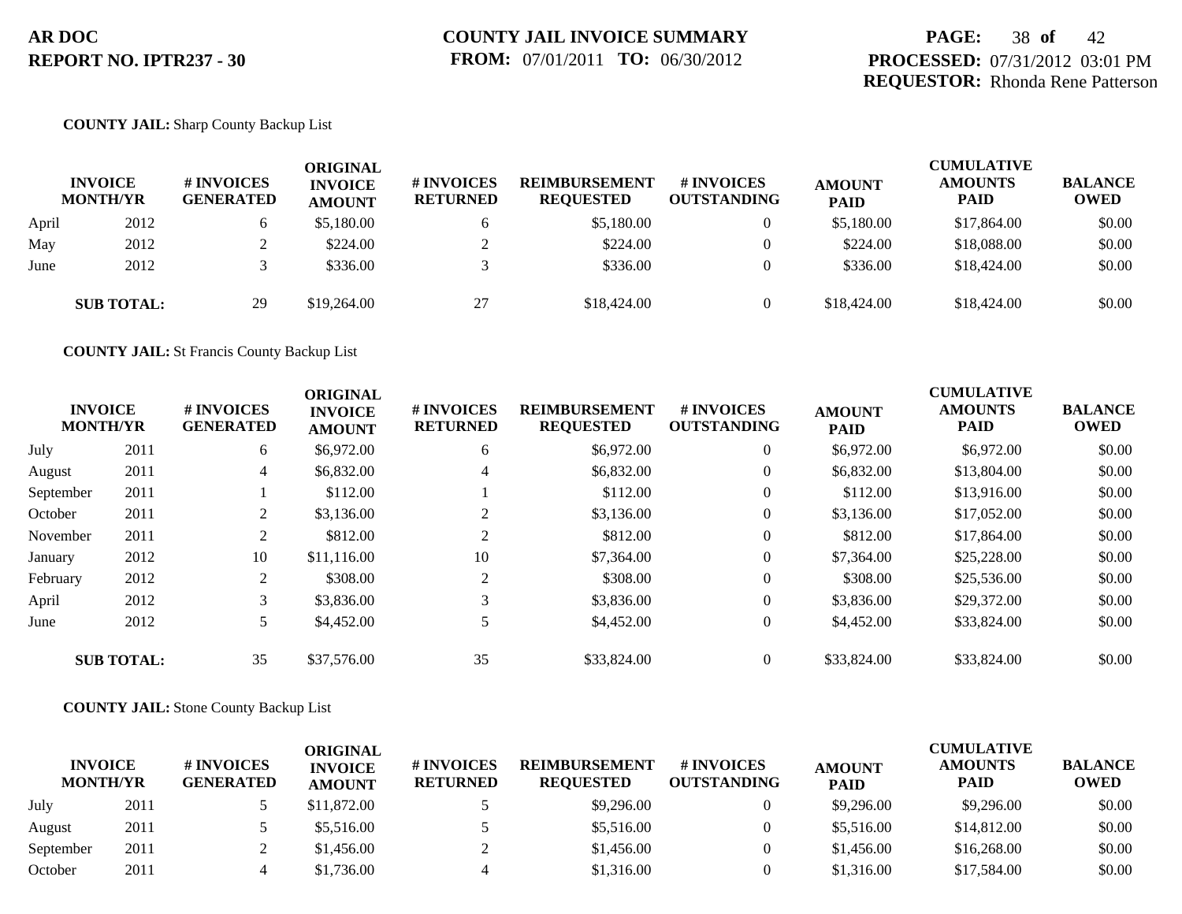**AR DOC**
**REPORT NO. IPTR237 - 30**

**COUNTY JAIL INVOICE SUMMARY**
**FROM:** 07/01/2011 **TO:** 06/30/2012

**PROCESSED:** 07/31/2012 03:01 PM
**REQUESTOR:** Rhonda Rene Patterson

**COUNTY JAIL:** Sharp County Backup List

| INVOICE MONTH/YR | | # INVOICES GENERATED | ORIGINAL INVOICE AMOUNT | # INVOICES RETURNED | REIMBURSEMENT REQUESTED | # INVOICES OUTSTANDING | AMOUNT PAID | CUMULATIVE AMOUNTS PAID | BALANCE OWED |
|---|---|---|---|---|---|---|---|---|---|
| April | 2012 | 6 | $5,180.00 | 6 | $5,180.00 | 0 | $5,180.00 | $17,864.00 | $0.00 |
| May | 2012 | 2 | $224.00 | 2 | $224.00 | 0 | $224.00 | $18,088.00 | $0.00 |
| June | 2012 | 3 | $336.00 | 3 | $336.00 | 0 | $336.00 | $18,424.00 | $0.00 |
| **SUB TOTAL:** | | 29 | $19,264.00 | 27 | $18,424.00 | 0 | $18,424.00 | $18,424.00 | $0.00 |

**COUNTY JAIL:** St Francis County Backup List

| INVOICE MONTH/YR | | # INVOICES GENERATED | ORIGINAL INVOICE AMOUNT | # INVOICES RETURNED | REIMBURSEMENT REQUESTED | # INVOICES OUTSTANDING | AMOUNT PAID | CUMULATIVE AMOUNTS PAID | BALANCE OWED |
|---|---|---|---|---|---|---|---|---|---|
| July | 2011 | 6 | $6,972.00 | 6 | $6,972.00 | 0 | $6,972.00 | $6,972.00 | $0.00 |
| August | 2011 | 4 | $6,832.00 | 4 | $6,832.00 | 0 | $6,832.00 | $13,804.00 | $0.00 |
| September | 2011 | 1 | $112.00 | 1 | $112.00 | 0 | $112.00 | $13,916.00 | $0.00 |
| October | 2011 | 2 | $3,136.00 | 2 | $3,136.00 | 0 | $3,136.00 | $17,052.00 | $0.00 |
| November | 2011 | 2 | $812.00 | 2 | $812.00 | 0 | $812.00 | $17,864.00 | $0.00 |
| January | 2012 | 10 | $11,116.00 | 10 | $7,364.00 | 0 | $7,364.00 | $25,228.00 | $0.00 |
| February | 2012 | 2 | $308.00 | 2 | $308.00 | 0 | $308.00 | $25,536.00 | $0.00 |
| April | 2012 | 3 | $3,836.00 | 3 | $3,836.00 | 0 | $3,836.00 | $29,372.00 | $0.00 |
| June | 2012 | 5 | $4,452.00 | 5 | $4,452.00 | 0 | $4,452.00 | $33,824.00 | $0.00 |
| **SUB TOTAL:** | | 35 | $37,576.00 | 35 | $33,824.00 | 0 | $33,824.00 | $33,824.00 | $0.00 |

**COUNTY JAIL:** Stone County Backup List

| INVOICE MONTH/YR | | # INVOICES GENERATED | ORIGINAL INVOICE AMOUNT | # INVOICES RETURNED | REIMBURSEMENT REQUESTED | # INVOICES OUTSTANDING | AMOUNT PAID | CUMULATIVE AMOUNTS PAID | BALANCE OWED |
|---|---|---|---|---|---|---|---|---|---|
| July | 2011 | 5 | $11,872.00 | 5 | $9,296.00 | 0 | $9,296.00 | $9,296.00 | $0.00 |
| August | 2011 | 5 | $5,516.00 | 5 | $5,516.00 | 0 | $5,516.00 | $14,812.00 | $0.00 |
| September | 2011 | 2 | $1,456.00 | 2 | $1,456.00 | 0 | $1,456.00 | $16,268.00 | $0.00 |
| October | 2011 | 4 | $1,736.00 | 4 | $1,316.00 | 0 | $1,316.00 | $17,584.00 | $0.00 |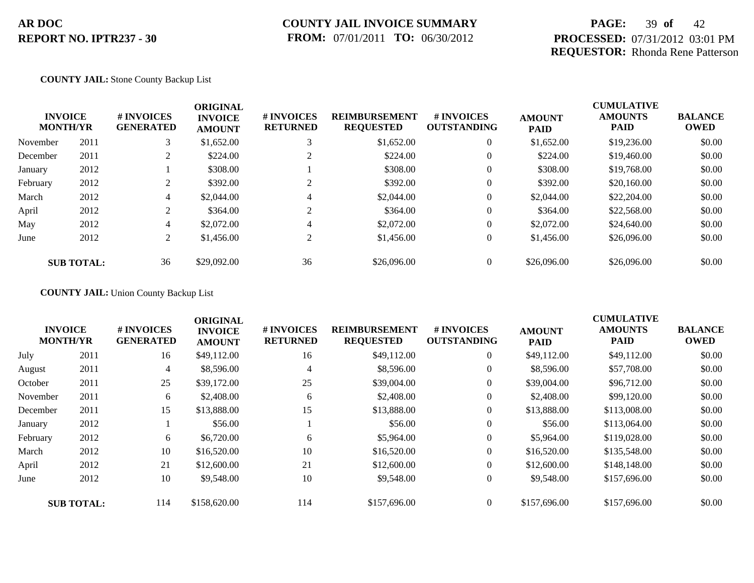**AR DOC**
**REPORT NO. IPTR237 - 30**

**COUNTY JAIL INVOICE SUMMARY**
**FROM:** 07/01/2011 **TO:** 06/30/2012

**PROCESSED:** 07/31/2012 03:01 PM
**REQUESTOR:** Rhonda Rene Patterson

**COUNTY JAIL:** Stone County Backup List

| INVOICE MONTH/YR | | # INVOICES GENERATED | ORIGINAL INVOICE AMOUNT | # INVOICES RETURNED | REIMBURSEMENT REQUESTED | # INVOICES OUTSTANDING | AMOUNT PAID | CUMULATIVE AMOUNTS PAID | BALANCE OWED |
|---|---|---|---|---|---|---|---|---|---|
| November | 2011 | 3 | $1,652.00 | 3 | $1,652.00 | 0 | $1,652.00 | $19,236.00 | $0.00 |
| December | 2011 | 2 | $224.00 | 2 | $224.00 | 0 | $224.00 | $19,460.00 | $0.00 |
| January | 2012 | 1 | $308.00 | 1 | $308.00 | 0 | $308.00 | $19,768.00 | $0.00 |
| February | 2012 | 2 | $392.00 | 2 | $392.00 | 0 | $392.00 | $20,160.00 | $0.00 |
| March | 2012 | 4 | $2,044.00 | 4 | $2,044.00 | 0 | $2,044.00 | $22,204.00 | $0.00 |
| April | 2012 | 2 | $364.00 | 2 | $364.00 | 0 | $364.00 | $22,568.00 | $0.00 |
| May | 2012 | 4 | $2,072.00 | 4 | $2,072.00 | 0 | $2,072.00 | $24,640.00 | $0.00 |
| June | 2012 | 2 | $1,456.00 | 2 | $1,456.00 | 0 | $1,456.00 | $26,096.00 | $0.00 |
| **SUB TOTAL:** | | 36 | $29,092.00 | 36 | $26,096.00 | 0 | $26,096.00 | $26,096.00 | $0.00 |

**COUNTY JAIL:** Union County Backup List

| INVOICE MONTH/YR | | # INVOICES GENERATED | ORIGINAL INVOICE AMOUNT | # INVOICES RETURNED | REIMBURSEMENT REQUESTED | # INVOICES OUTSTANDING | AMOUNT PAID | CUMULATIVE AMOUNTS PAID | BALANCE OWED |
|---|---|---|---|---|---|---|---|---|---|
| July | 2011 | 16 | $49,112.00 | 16 | $49,112.00 | 0 | $49,112.00 | $49,112.00 | $0.00 |
| August | 2011 | 4 | $8,596.00 | 4 | $8,596.00 | 0 | $8,596.00 | $57,708.00 | $0.00 |
| October | 2011 | 25 | $39,172.00 | 25 | $39,004.00 | 0 | $39,004.00 | $96,712.00 | $0.00 |
| November | 2011 | 6 | $2,408.00 | 6 | $2,408.00 | 0 | $2,408.00 | $99,120.00 | $0.00 |
| December | 2011 | 15 | $13,888.00 | 15 | $13,888.00 | 0 | $13,888.00 | $113,008.00 | $0.00 |
| January | 2012 | 1 | $56.00 | 1 | $56.00 | 0 | $56.00 | $113,064.00 | $0.00 |
| February | 2012 | 6 | $6,720.00 | 6 | $5,964.00 | 0 | $5,964.00 | $119,028.00 | $0.00 |
| March | 2012 | 10 | $16,520.00 | 10 | $16,520.00 | 0 | $16,520.00 | $135,548.00 | $0.00 |
| April | 2012 | 21 | $12,600.00 | 21 | $12,600.00 | 0 | $12,600.00 | $148,148.00 | $0.00 |
| June | 2012 | 10 | $9,548.00 | 10 | $9,548.00 | 0 | $9,548.00 | $157,696.00 | $0.00 |
| **SUB TOTAL:** | | 114 | $158,620.00 | 114 | $157,696.00 | 0 | $157,696.00 | $157,696.00 | $0.00 |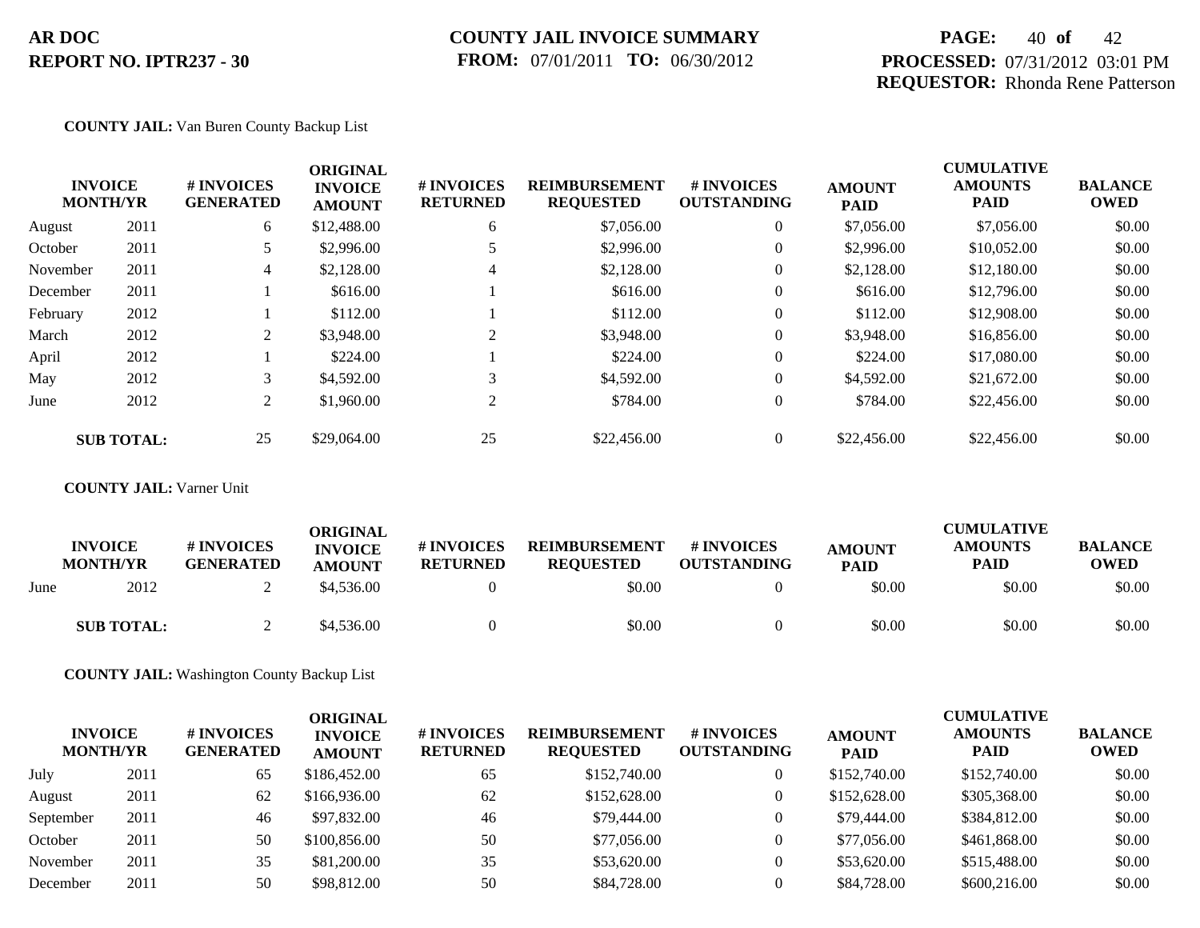**AR DOC**
**REPORT NO. IPTR237 - 30**

**COUNTY JAIL INVOICE SUMMARY**
**FROM:** 07/01/2011 **TO:** 06/30/2012

**PROCESSED:** 07/31/2012 03:01 PM
**REQUESTOR:** Rhonda Rene Patterson

**COUNTY JAIL:** Van Buren County Backup List

| INVOICE MONTH/YR | | # INVOICES GENERATED | ORIGINAL INVOICE AMOUNT | # INVOICES RETURNED | REIMBURSEMENT REQUESTED | # INVOICES OUTSTANDING | AMOUNT PAID | CUMULATIVE AMOUNTS PAID | BALANCE OWED |
|---|---|---|---|---|---|---|---|---|---|
| August | 2011 | 6 | $12,488.00 | 6 | $7,056.00 | 0 | $7,056.00 | $7,056.00 | $0.00 |
| October | 2011 | 5 | $2,996.00 | 5 | $2,996.00 | 0 | $2,996.00 | $10,052.00 | $0.00 |
| November | 2011 | 4 | $2,128.00 | 4 | $2,128.00 | 0 | $2,128.00 | $12,180.00 | $0.00 |
| December | 2011 | 1 | $616.00 | 1 | $616.00 | 0 | $616.00 | $12,796.00 | $0.00 |
| February | 2012 | 1 | $112.00 | 1 | $112.00 | 0 | $112.00 | $12,908.00 | $0.00 |
| March | 2012 | 2 | $3,948.00 | 2 | $3,948.00 | 0 | $3,948.00 | $16,856.00 | $0.00 |
| April | 2012 | 1 | $224.00 | 1 | $224.00 | 0 | $224.00 | $17,080.00 | $0.00 |
| May | 2012 | 3 | $4,592.00 | 3 | $4,592.00 | 0 | $4,592.00 | $21,672.00 | $0.00 |
| June | 2012 | 2 | $1,960.00 | 2 | $784.00 | 0 | $784.00 | $22,456.00 | $0.00 |
| **SUB TOTAL:** | | 25 | $29,064.00 | 25 | $22,456.00 | 0 | $22,456.00 | $22,456.00 | $0.00 |

**COUNTY JAIL:** Varner Unit

| INVOICE MONTH/YR | | # INVOICES GENERATED | ORIGINAL INVOICE AMOUNT | # INVOICES RETURNED | REIMBURSEMENT REQUESTED | # INVOICES OUTSTANDING | AMOUNT PAID | CUMULATIVE AMOUNTS PAID | BALANCE OWED |
|---|---|---|---|---|---|---|---|---|---|
| June | 2012 | 2 | $4,536.00 | 0 | $0.00 | 0 | $0.00 | $0.00 | $0.00 |
| **SUB TOTAL:** | | 2 | $4,536.00 | 0 | $0.00 | 0 | $0.00 | $0.00 | $0.00 |

**COUNTY JAIL:** Washington County Backup List

| INVOICE MONTH/YR | | # INVOICES GENERATED | ORIGINAL INVOICE AMOUNT | # INVOICES RETURNED | REIMBURSEMENT REQUESTED | # INVOICES OUTSTANDING | AMOUNT PAID | CUMULATIVE AMOUNTS PAID | BALANCE OWED |
|---|---|---|---|---|---|---|---|---|---|
| July | 2011 | 65 | $186,452.00 | 65 | $152,740.00 | 0 | $152,740.00 | $152,740.00 | $0.00 |
| August | 2011 | 62 | $166,936.00 | 62 | $152,628.00 | 0 | $152,628.00 | $305,368.00 | $0.00 |
| September | 2011 | 46 | $97,832.00 | 46 | $79,444.00 | 0 | $79,444.00 | $384,812.00 | $0.00 |
| October | 2011 | 50 | $100,856.00 | 50 | $77,056.00 | 0 | $77,056.00 | $461,868.00 | $0.00 |
| November | 2011 | 35 | $81,200.00 | 35 | $53,620.00 | 0 | $53,620.00 | $515,488.00 | $0.00 |
| December | 2011 | 50 | $98,812.00 | 50 | $84,728.00 | 0 | $84,728.00 | $600,216.00 | $0.00 |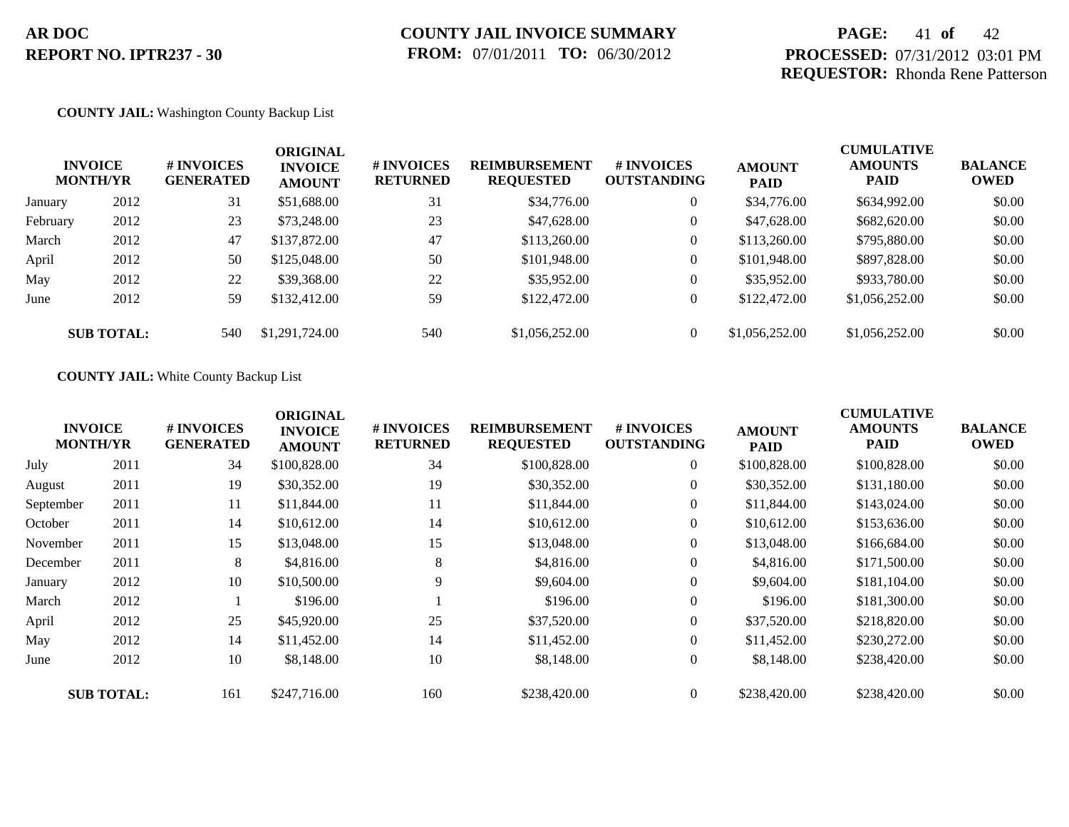**AR DOC**
**REPORT NO. IPTR237 - 30**

**COUNTY JAIL INVOICE SUMMARY**
**FROM:** 07/01/2011 **TO:** 06/30/2012

**PROCESSED:** 07/31/2012 03:01 PM
**REQUESTOR:** Rhonda Rene Patterson

**COUNTY JAIL:** Washington County Backup List

| INVOICE MONTH/YR | | # INVOICES GENERATED | ORIGINAL INVOICE AMOUNT | # INVOICES RETURNED | REIMBURSEMENT REQUESTED | # INVOICES OUTSTANDING | AMOUNT PAID | CUMULATIVE AMOUNTS PAID | BALANCE OWED |
|---|---|---|---|---|---|---|---|---|---|
| January | 2012 | 31 | $51,688.00 | 31 | $34,776.00 | 0 | $34,776.00 | $634,992.00 | $0.00 |
| February | 2012 | 23 | $73,248.00 | 23 | $47,628.00 | 0 | $47,628.00 | $682,620.00 | $0.00 |
| March | 2012 | 47 | $137,872.00 | 47 | $113,260.00 | 0 | $113,260.00 | $795,880.00 | $0.00 |
| April | 2012 | 50 | $125,048.00 | 50 | $101,948.00 | 0 | $101,948.00 | $897,828.00 | $0.00 |
| May | 2012 | 22 | $39,368.00 | 22 | $35,952.00 | 0 | $35,952.00 | $933,780.00 | $0.00 |
| June | 2012 | 59 | $132,412.00 | 59 | $122,472.00 | 0 | $122,472.00 | $1,056,252.00 | $0.00 |
| **SUB TOTAL:** | | 540 | $1,291,724.00 | 540 | $1,056,252.00 | 0 | $1,056,252.00 | $1,056,252.00 | $0.00 |

**COUNTY JAIL:** White County Backup List

| INVOICE MONTH/YR | | # INVOICES GENERATED | ORIGINAL INVOICE AMOUNT | # INVOICES RETURNED | REIMBURSEMENT REQUESTED | # INVOICES OUTSTANDING | AMOUNT PAID | CUMULATIVE AMOUNTS PAID | BALANCE OWED |
|---|---|---|---|---|---|---|---|---|---|
| July | 2011 | 34 | $100,828.00 | 34 | $100,828.00 | 0 | $100,828.00 | $100,828.00 | $0.00 |
| August | 2011 | 19 | $30,352.00 | 19 | $30,352.00 | 0 | $30,352.00 | $131,180.00 | $0.00 |
| September | 2011 | 11 | $11,844.00 | 11 | $11,844.00 | 0 | $11,844.00 | $143,024.00 | $0.00 |
| October | 2011 | 14 | $10,612.00 | 14 | $10,612.00 | 0 | $10,612.00 | $153,636.00 | $0.00 |
| November | 2011 | 15 | $13,048.00 | 15 | $13,048.00 | 0 | $13,048.00 | $166,684.00 | $0.00 |
| December | 2011 | 8 | $4,816.00 | 8 | $4,816.00 | 0 | $4,816.00 | $171,500.00 | $0.00 |
| January | 2012 | 10 | $10,500.00 | 9 | $9,604.00 | 0 | $9,604.00 | $181,104.00 | $0.00 |
| March | 2012 | 1 | $196.00 | 1 | $196.00 | 0 | $196.00 | $181,300.00 | $0.00 |
| April | 2012 | 25 | $45,920.00 | 25 | $37,520.00 | 0 | $37,520.00 | $218,820.00 | $0.00 |
| May | 2012 | 14 | $11,452.00 | 14 | $11,452.00 | 0 | $11,452.00 | $230,272.00 | $0.00 |
| June | 2012 | 10 | $8,148.00 | 10 | $8,148.00 | 0 | $8,148.00 | $238,420.00 | $0.00 |
| **SUB TOTAL:** | | 161 | $247,716.00 | 160 | $238,420.00 | 0 | $238,420.00 | $238,420.00 | $0.00 |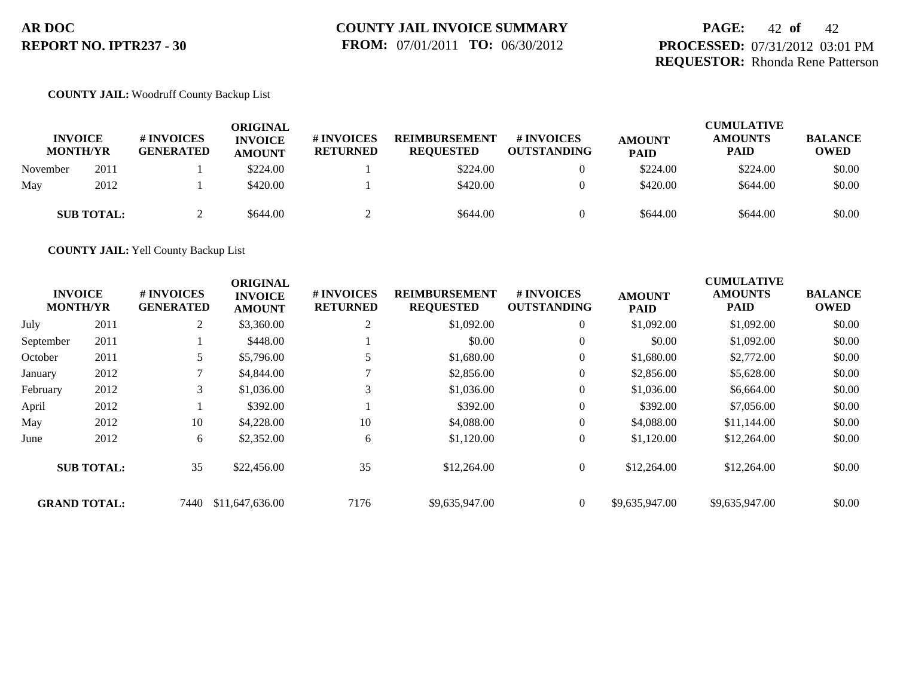**AR DOC**
**REPORT NO. IPTR237 - 30**

**COUNTY JAIL INVOICE SUMMARY**
**FROM:** 07/01/2011 **TO:** 06/30/2012

**PROCESSED:** 07/31/2012 03:01 PM
**REQUESTOR:** Rhonda Rene Patterson

**COUNTY JAIL:** Woodruff County Backup List

| INVOICE MONTH/YR | | # INVOICES GENERATED | ORIGINAL INVOICE AMOUNT | # INVOICES RETURNED | REIMBURSEMENT REQUESTED | # INVOICES OUTSTANDING | AMOUNT PAID | CUMULATIVE AMOUNTS PAID | BALANCE OWED |
|---|---|---|---|---|---|---|---|---|---|
| November | 2011 | 1 | $224.00 | 1 | $224.00 | 0 | $224.00 | $224.00 | $0.00 |
| May | 2012 | 1 | $420.00 | 1 | $420.00 | 0 | $420.00 | $644.00 | $0.00 |
| **SUB TOTAL:** | | 2 | $644.00 | 2 | $644.00 | 0 | $644.00 | $644.00 | $0.00 |

**COUNTY JAIL:** Yell County Backup List

| INVOICE MONTH/YR | | # INVOICES GENERATED | ORIGINAL INVOICE AMOUNT | # INVOICES RETURNED | REIMBURSEMENT REQUESTED | # INVOICES OUTSTANDING | AMOUNT PAID | CUMULATIVE AMOUNTS PAID | BALANCE OWED |
|---|---|---|---|---|---|---|---|---|---|
| July | 2011 | 2 | $3,360.00 | 2 | $1,092.00 | 0 | $1,092.00 | $1,092.00 | $0.00 |
| September | 2011 | 1 | $448.00 | 1 | $0.00 | 0 | $0.00 | $1,092.00 | $0.00 |
| October | 2011 | 5 | $5,796.00 | 5 | $1,680.00 | 0 | $1,680.00 | $2,772.00 | $0.00 |
| January | 2012 | 7 | $4,844.00 | 7 | $2,856.00 | 0 | $2,856.00 | $5,628.00 | $0.00 |
| February | 2012 | 3 | $1,036.00 | 3 | $1,036.00 | 0 | $1,036.00 | $6,664.00 | $0.00 |
| April | 2012 | 1 | $392.00 | 1 | $392.00 | 0 | $392.00 | $7,056.00 | $0.00 |
| May | 2012 | 10 | $4,228.00 | 10 | $4,088.00 | 0 | $4,088.00 | $11,144.00 | $0.00 |
| June | 2012 | 6 | $2,352.00 | 6 | $1,120.00 | 0 | $1,120.00 | $12,264.00 | $0.00 |
| **SUB TOTAL:** | | 35 | $22,456.00 | 35 | $12,264.00 | 0 | $12,264.00 | $12,264.00 | $0.00 |
| **GRAND TOTAL:** | | 7440 | $11,647,636.00 | 7176 | $9,635,947.00 | 0 | $9,635,947.00 | $9,635,947.00 | $0.00 |